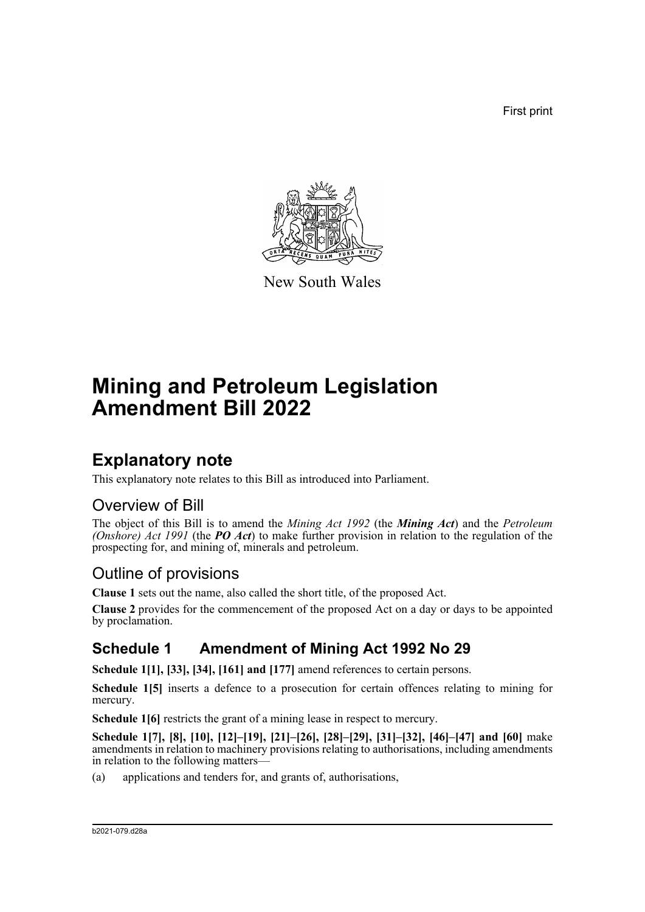First print

New South Wales

# Mining and Petroleum Legislation Amendment Bill 2022

## Explanatory note

This explanatory note relates to this Bill as introduced into Parliament.

### Overview of Bill

The object of this Bill is to amend the *Mining Act 1992* (the ***Mining Act***) and the *Petroleum (Onshore) Act 1991* (the ***PO Act***) to make further provision in relation to the regulation of the prospecting for, and mining of, minerals and petroleum.

### Outline of provisions

**Clause 1** sets out the name, also called the short title, of the proposed Act.

**Clause 2** provides for the commencement of the proposed Act on a day or days to be appointed by proclamation.

### Schedule 1 Amendment of Mining Act 1992 No 29

**Schedule 1[1], [33], [34], [161] and [177]** amend references to certain persons.

**Schedule 1[5]** inserts a defence to a prosecution for certain offences relating to mining for mercury.

**Schedule 1[6]** restricts the grant of a mining lease in respect to mercury.

**Schedule 1[7], [8], [10], [12]–[19], [21]–[26], [28]–[29], [31]–[32], [46]–[47] and [60]** make amendments in relation to machinery provisions relating to authorisations, including amendments in relation to the following matters—

(a) applications and tenders for, and grants of, authorisations,

b2021-079.d28a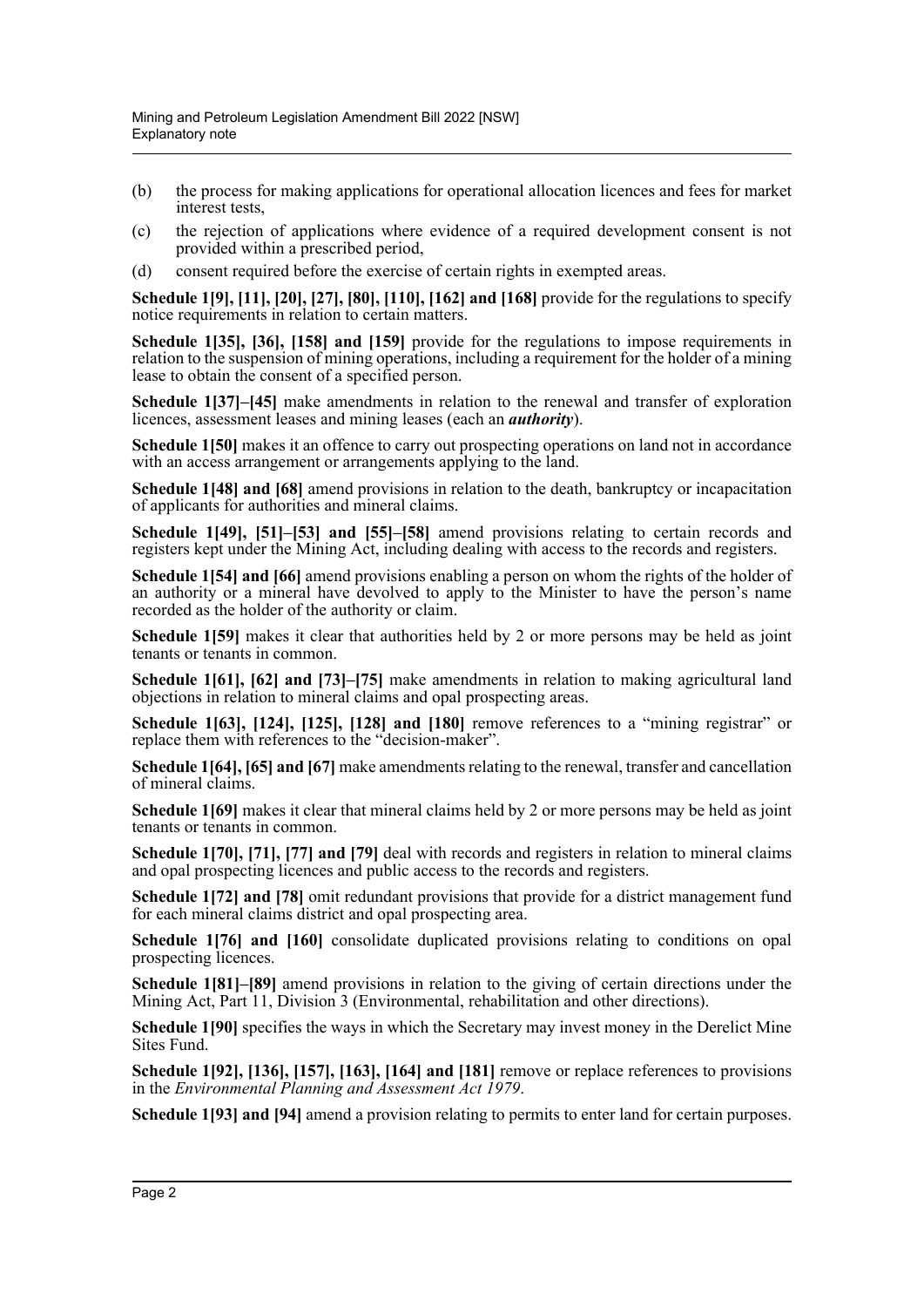(b) the process for making applications for operational allocation licences and fees for market interest tests,

(c) the rejection of applications where evidence of a required development consent is not provided within a prescribed period,

(d) consent required before the exercise of certain rights in exempted areas.

**Schedule 1[9], [11], [20], [27], [80], [110], [162] and [168]** provide for the regulations to specify notice requirements in relation to certain matters.

**Schedule 1[35], [36], [158] and [159]** provide for the regulations to impose requirements in relation to the suspension of mining operations, including a requirement for the holder of a mining lease to obtain the consent of a specified person.

**Schedule 1[37]–[45]** make amendments in relation to the renewal and transfer of exploration licences, assessment leases and mining leases (each an ***authority***).

**Schedule 1[50]** makes it an offence to carry out prospecting operations on land not in accordance with an access arrangement or arrangements applying to the land.

**Schedule 1[48] and [68]** amend provisions in relation to the death, bankruptcy or incapacitation of applicants for authorities and mineral claims.

**Schedule 1[49], [51]–[53] and [55]–[58]** amend provisions relating to certain records and registers kept under the Mining Act, including dealing with access to the records and registers.

**Schedule 1[54] and [66]** amend provisions enabling a person on whom the rights of the holder of an authority or a mineral have devolved to apply to the Minister to have the person's name recorded as the holder of the authority or claim.

**Schedule 1[59]** makes it clear that authorities held by 2 or more persons may be held as joint tenants or tenants in common.

**Schedule 1[61], [62] and [73]–[75]** make amendments in relation to making agricultural land objections in relation to mineral claims and opal prospecting areas.

**Schedule 1[63], [124], [125], [128] and [180]** remove references to a "mining registrar" or replace them with references to the "decision-maker".

**Schedule 1[64], [65] and [67]** make amendments relating to the renewal, transfer and cancellation of mineral claims.

**Schedule 1[69]** makes it clear that mineral claims held by 2 or more persons may be held as joint tenants or tenants in common.

**Schedule 1[70], [71], [77] and [79]** deal with records and registers in relation to mineral claims and opal prospecting licences and public access to the records and registers.

**Schedule 1[72] and [78]** omit redundant provisions that provide for a district management fund for each mineral claims district and opal prospecting area.

**Schedule 1[76] and [160]** consolidate duplicated provisions relating to conditions on opal prospecting licences.

**Schedule 1[81]–[89]** amend provisions in relation to the giving of certain directions under the Mining Act, Part 11, Division 3 (Environmental, rehabilitation and other directions).

**Schedule 1[90]** specifies the ways in which the Secretary may invest money in the Derelict Mine Sites Fund.

**Schedule 1[92], [136], [157], [163], [164] and [181]** remove or replace references to provisions in the *Environmental Planning and Assessment Act 1979*.

**Schedule 1[93] and [94]** amend a provision relating to permits to enter land for certain purposes.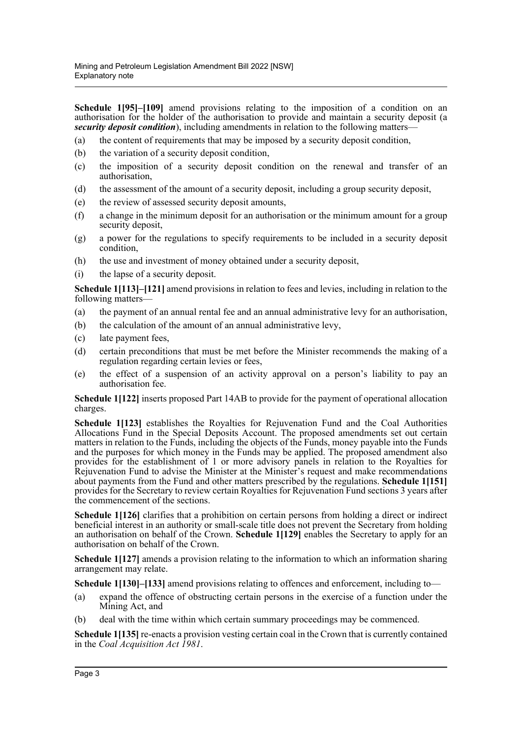**Schedule 1[95]–[109]** amend provisions relating to the imposition of a condition on an authorisation for the holder of the authorisation to provide and maintain a security deposit (a ***security deposit condition***), including amendments in relation to the following matters—

(a) the content of requirements that may be imposed by a security deposit condition,

(b) the variation of a security deposit condition,

(c) the imposition of a security deposit condition on the renewal and transfer of an authorisation,

(d) the assessment of the amount of a security deposit, including a group security deposit,

(e) the review of assessed security deposit amounts,

(f) a change in the minimum deposit for an authorisation or the minimum amount for a group security deposit,

(g) a power for the regulations to specify requirements to be included in a security deposit condition,

(h) the use and investment of money obtained under a security deposit,

(i) the lapse of a security deposit.

**Schedule 1[113]–[121]** amend provisions in relation to fees and levies, including in relation to the following matters—

(a) the payment of an annual rental fee and an annual administrative levy for an authorisation,

(b) the calculation of the amount of an annual administrative levy,

(c) late payment fees,

(d) certain preconditions that must be met before the Minister recommends the making of a regulation regarding certain levies or fees,

(e) the effect of a suspension of an activity approval on a person's liability to pay an authorisation fee.

**Schedule 1[122]** inserts proposed Part 14AB to provide for the payment of operational allocation charges.

**Schedule 1[123]** establishes the Royalties for Rejuvenation Fund and the Coal Authorities Allocations Fund in the Special Deposits Account. The proposed amendments set out certain matters in relation to the Funds, including the objects of the Funds, money payable into the Funds and the purposes for which money in the Funds may be applied. The proposed amendment also provides for the establishment of 1 or more advisory panels in relation to the Royalties for Rejuvenation Fund to advise the Minister at the Minister's request and make recommendations about payments from the Fund and other matters prescribed by the regulations. **Schedule 1[151]** provides for the Secretary to review certain Royalties for Rejuvenation Fund sections 3 years after the commencement of the sections.

**Schedule 1[126]** clarifies that a prohibition on certain persons from holding a direct or indirect beneficial interest in an authority or small-scale title does not prevent the Secretary from holding an authorisation on behalf of the Crown. **Schedule 1[129]** enables the Secretary to apply for an authorisation on behalf of the Crown.

**Schedule 1[127]** amends a provision relating to the information to which an information sharing arrangement may relate.

**Schedule 1[130]–[133]** amend provisions relating to offences and enforcement, including to—

(a) expand the offence of obstructing certain persons in the exercise of a function under the Mining Act, and

(b) deal with the time within which certain summary proceedings may be commenced.

**Schedule 1[135]** re-enacts a provision vesting certain coal in the Crown that is currently contained in the *Coal Acquisition Act 1981*.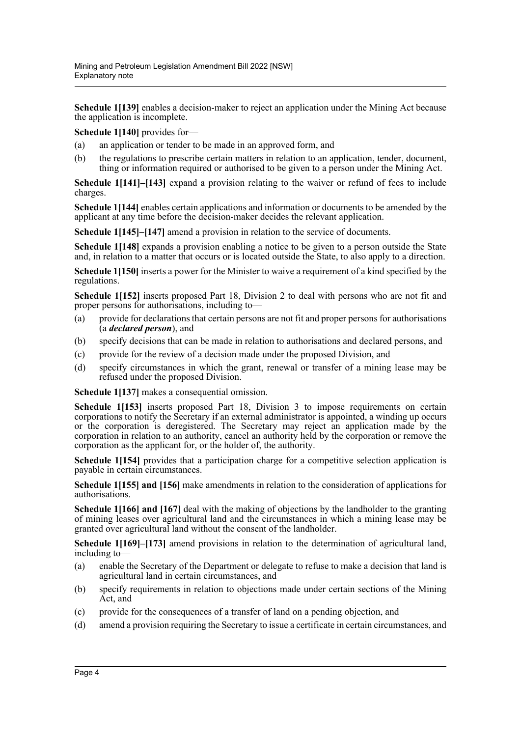**Schedule 1[139]** enables a decision-maker to reject an application under the Mining Act because the application is incomplete.

**Schedule 1[140]** provides for—

(a) an application or tender to be made in an approved form, and

(b) the regulations to prescribe certain matters in relation to an application, tender, document, thing or information required or authorised to be given to a person under the Mining Act.

**Schedule 1[141]–[143]** expand a provision relating to the waiver or refund of fees to include charges.

**Schedule 1[144]** enables certain applications and information or documents to be amended by the applicant at any time before the decision-maker decides the relevant application.

**Schedule 1[145]–[147]** amend a provision in relation to the service of documents.

**Schedule 1[148]** expands a provision enabling a notice to be given to a person outside the State and, in relation to a matter that occurs or is located outside the State, to also apply to a direction.

**Schedule 1[150]** inserts a power for the Minister to waive a requirement of a kind specified by the regulations.

**Schedule 1[152]** inserts proposed Part 18, Division 2 to deal with persons who are not fit and proper persons for authorisations, including to—

(a) provide for declarations that certain persons are not fit and proper persons for authorisations (a ***declared person***), and

(b) specify decisions that can be made in relation to authorisations and declared persons, and

(c) provide for the review of a decision made under the proposed Division, and

(d) specify circumstances in which the grant, renewal or transfer of a mining lease may be refused under the proposed Division.

**Schedule 1[137]** makes a consequential omission.

**Schedule 1[153]** inserts proposed Part 18, Division 3 to impose requirements on certain corporations to notify the Secretary if an external administrator is appointed, a winding up occurs or the corporation is deregistered. The Secretary may reject an application made by the corporation in relation to an authority, cancel an authority held by the corporation or remove the corporation as the applicant for, or the holder of, the authority.

**Schedule 1[154]** provides that a participation charge for a competitive selection application is payable in certain circumstances.

**Schedule 1[155] and [156]** make amendments in relation to the consideration of applications for authorisations.

**Schedule 1[166] and [167]** deal with the making of objections by the landholder to the granting of mining leases over agricultural land and the circumstances in which a mining lease may be granted over agricultural land without the consent of the landholder.

**Schedule 1[169]–[173]** amend provisions in relation to the determination of agricultural land, including to—

(a) enable the Secretary of the Department or delegate to refuse to make a decision that land is agricultural land in certain circumstances, and

(b) specify requirements in relation to objections made under certain sections of the Mining Act, and

(c) provide for the consequences of a transfer of land on a pending objection, and

(d) amend a provision requiring the Secretary to issue a certificate in certain circumstances, and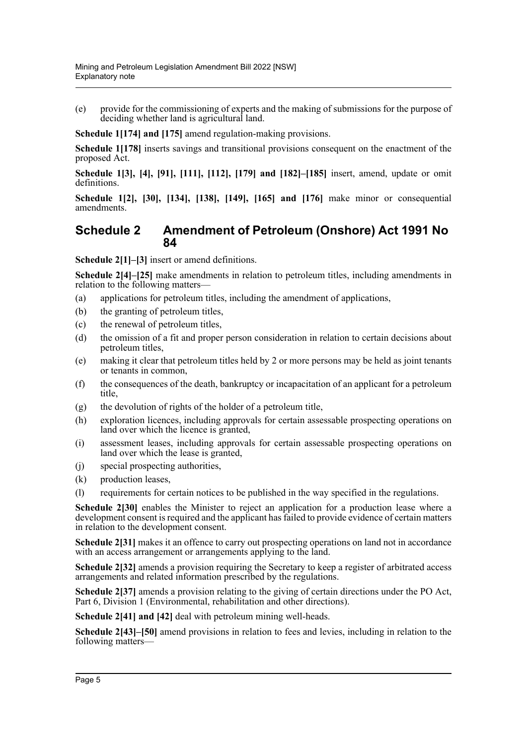(e) provide for the commissioning of experts and the making of submissions for the purpose of deciding whether land is agricultural land.

**Schedule 1[174] and [175]** amend regulation-making provisions.

**Schedule 1[178]** inserts savings and transitional provisions consequent on the enactment of the proposed Act.

**Schedule 1[3], [4], [91], [111], [112], [179] and [182]–[185]** insert, amend, update or omit definitions.

**Schedule 1[2], [30], [134], [138], [149], [165] and [176]** make minor or consequential amendments.

## Schedule 2 Amendment of Petroleum (Onshore) Act 1991 No 84

**Schedule 2[1]–[3]** insert or amend definitions.

**Schedule 2[4]–[25]** make amendments in relation to petroleum titles, including amendments in relation to the following matters—

(a) applications for petroleum titles, including the amendment of applications,

(b) the granting of petroleum titles,

(c) the renewal of petroleum titles,

(d) the omission of a fit and proper person consideration in relation to certain decisions about petroleum titles,

(e) making it clear that petroleum titles held by 2 or more persons may be held as joint tenants or tenants in common,

(f) the consequences of the death, bankruptcy or incapacitation of an applicant for a petroleum title,

(g) the devolution of rights of the holder of a petroleum title,

(h) exploration licences, including approvals for certain assessable prospecting operations on land over which the licence is granted,

(i) assessment leases, including approvals for certain assessable prospecting operations on land over which the lease is granted,

(j) special prospecting authorities,

(k) production leases,

(l) requirements for certain notices to be published in the way specified in the regulations.

**Schedule 2[30]** enables the Minister to reject an application for a production lease where a development consent is required and the applicant has failed to provide evidence of certain matters in relation to the development consent.

**Schedule 2[31]** makes it an offence to carry out prospecting operations on land not in accordance with an access arrangement or arrangements applying to the land.

**Schedule 2[32]** amends a provision requiring the Secretary to keep a register of arbitrated access arrangements and related information prescribed by the regulations.

**Schedule 2[37]** amends a provision relating to the giving of certain directions under the PO Act, Part 6, Division 1 (Environmental, rehabilitation and other directions).

**Schedule 2[41] and [42]** deal with petroleum mining well-heads.

**Schedule 2[43]–[50]** amend provisions in relation to fees and levies, including in relation to the following matters—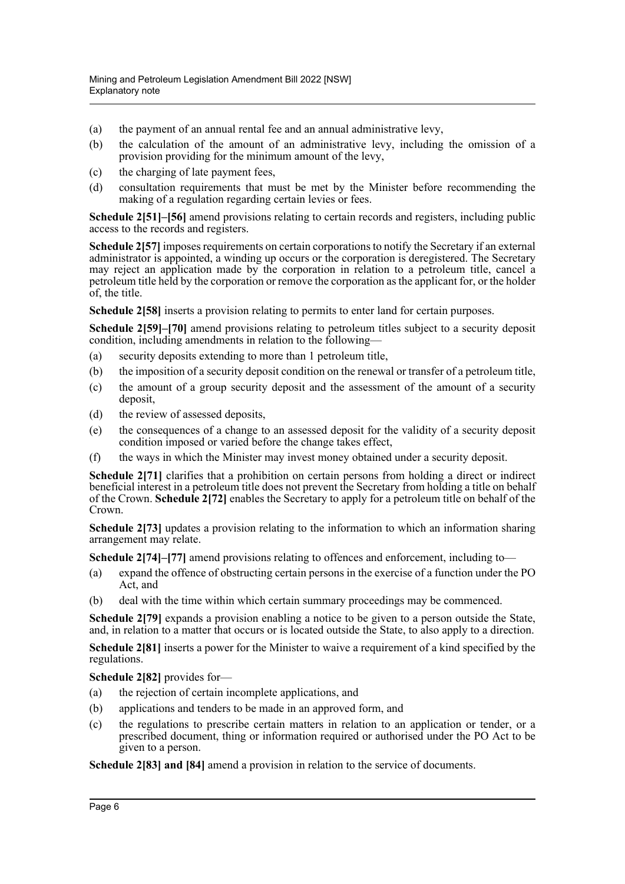(a) the payment of an annual rental fee and an annual administrative levy,

(b) the calculation of the amount of an administrative levy, including the omission of a provision providing for the minimum amount of the levy,

(c) the charging of late payment fees,

(d) consultation requirements that must be met by the Minister before recommending the making of a regulation regarding certain levies or fees.

**Schedule 2[51]–[56]** amend provisions relating to certain records and registers, including public access to the records and registers.

**Schedule 2[57]** imposes requirements on certain corporations to notify the Secretary if an external administrator is appointed, a winding up occurs or the corporation is deregistered. The Secretary may reject an application made by the corporation in relation to a petroleum title, cancel a petroleum title held by the corporation or remove the corporation as the applicant for, or the holder of, the title.

**Schedule 2[58]** inserts a provision relating to permits to enter land for certain purposes.

**Schedule 2[59]–[70]** amend provisions relating to petroleum titles subject to a security deposit condition, including amendments in relation to the following—

(a) security deposits extending to more than 1 petroleum title,

(b) the imposition of a security deposit condition on the renewal or transfer of a petroleum title,

(c) the amount of a group security deposit and the assessment of the amount of a security deposit,

(d) the review of assessed deposits,

(e) the consequences of a change to an assessed deposit for the validity of a security deposit condition imposed or varied before the change takes effect,

(f) the ways in which the Minister may invest money obtained under a security deposit.

**Schedule 2[71]** clarifies that a prohibition on certain persons from holding a direct or indirect beneficial interest in a petroleum title does not prevent the Secretary from holding a title on behalf of the Crown. **Schedule 2[72]** enables the Secretary to apply for a petroleum title on behalf of the Crown.

**Schedule 2[73]** updates a provision relating to the information to which an information sharing arrangement may relate.

**Schedule 2[74]–[77]** amend provisions relating to offences and enforcement, including to—

(a) expand the offence of obstructing certain persons in the exercise of a function under the PO Act, and

(b) deal with the time within which certain summary proceedings may be commenced.

**Schedule 2[79]** expands a provision enabling a notice to be given to a person outside the State, and, in relation to a matter that occurs or is located outside the State, to also apply to a direction.

**Schedule 2[81]** inserts a power for the Minister to waive a requirement of a kind specified by the regulations.

**Schedule 2[82]** provides for—

(a) the rejection of certain incomplete applications, and

(b) applications and tenders to be made in an approved form, and

(c) the regulations to prescribe certain matters in relation to an application or tender, or a prescribed document, thing or information required or authorised under the PO Act to be given to a person.

**Schedule 2[83] and [84]** amend a provision in relation to the service of documents.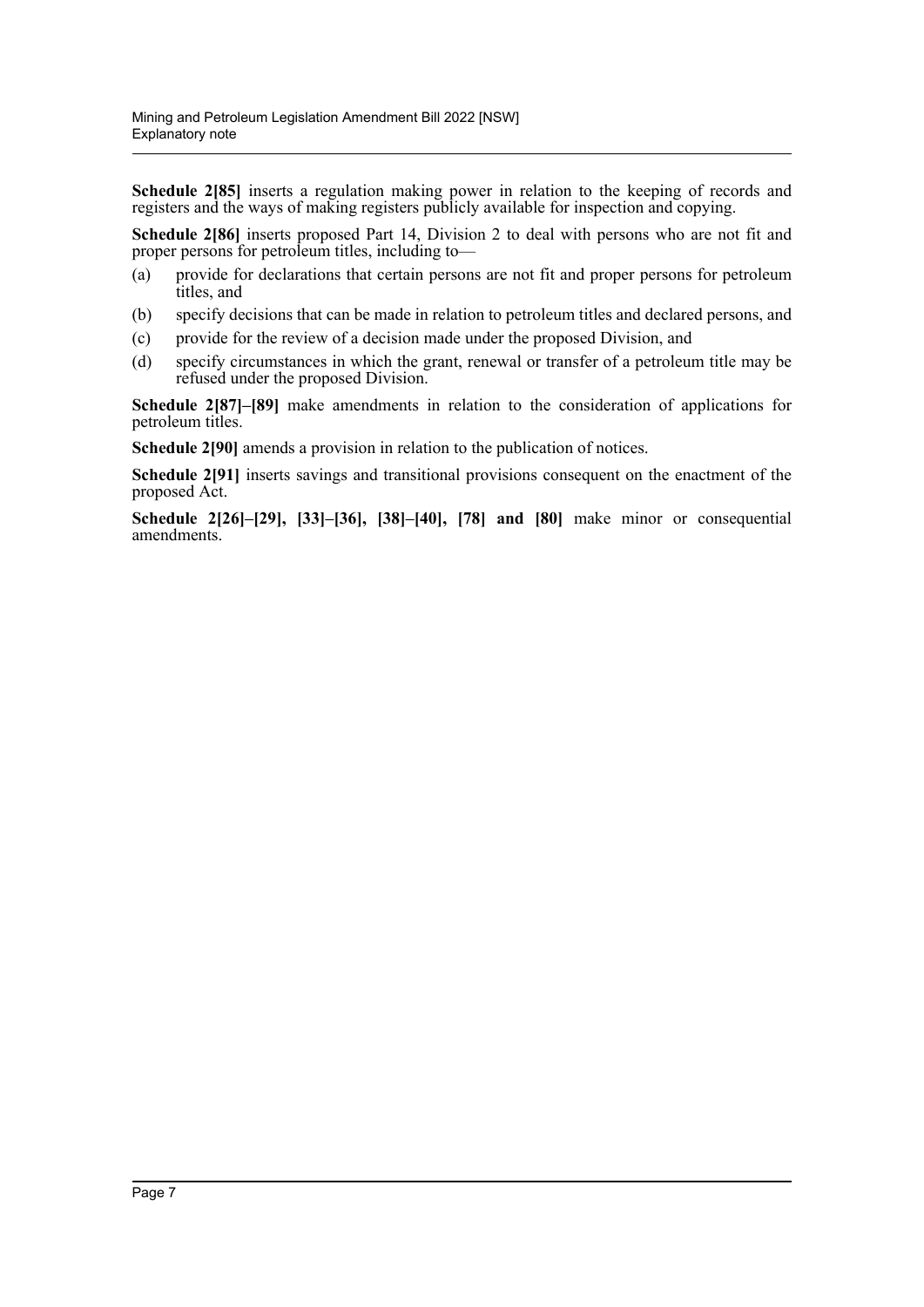**Schedule 2[85]** inserts a regulation making power in relation to the keeping of records and registers and the ways of making registers publicly available for inspection and copying.

**Schedule 2[86]** inserts proposed Part 14, Division 2 to deal with persons who are not fit and proper persons for petroleum titles, including to—

(a) provide for declarations that certain persons are not fit and proper persons for petroleum titles, and

(b) specify decisions that can be made in relation to petroleum titles and declared persons, and

(c) provide for the review of a decision made under the proposed Division, and

(d) specify circumstances in which the grant, renewal or transfer of a petroleum title may be refused under the proposed Division.

**Schedule 2[87]–[89]** make amendments in relation to the consideration of applications for petroleum titles.

**Schedule 2[90]** amends a provision in relation to the publication of notices.

**Schedule 2[91]** inserts savings and transitional provisions consequent on the enactment of the proposed Act.

**Schedule 2[26]–[29], [33]–[36], [38]–[40], [78] and [80]** make minor or consequential amendments.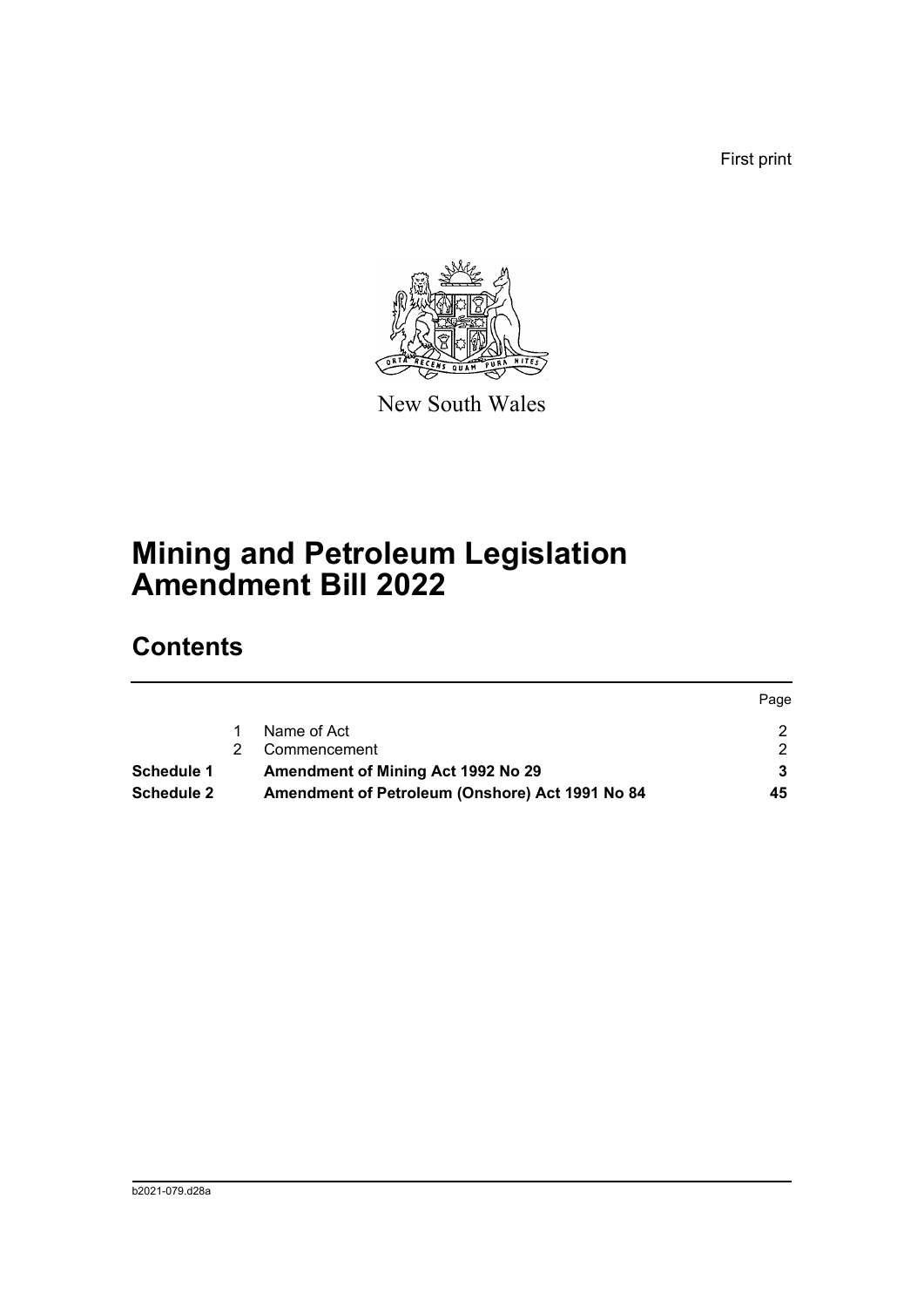First print

New South Wales

# Mining and Petroleum Legislation Amendment Bill 2022

## Contents

| | | | Page |
|---|---|---|---|
| | 1 | Name of Act | 2 |
| | 2 | Commencement | 2 |
| **Schedule 1** | | **Amendment of Mining Act 1992 No 29** | **3** |
| **Schedule 2** | | **Amendment of Petroleum (Onshore) Act 1991 No 84** | **45** |

b2021-079.d28a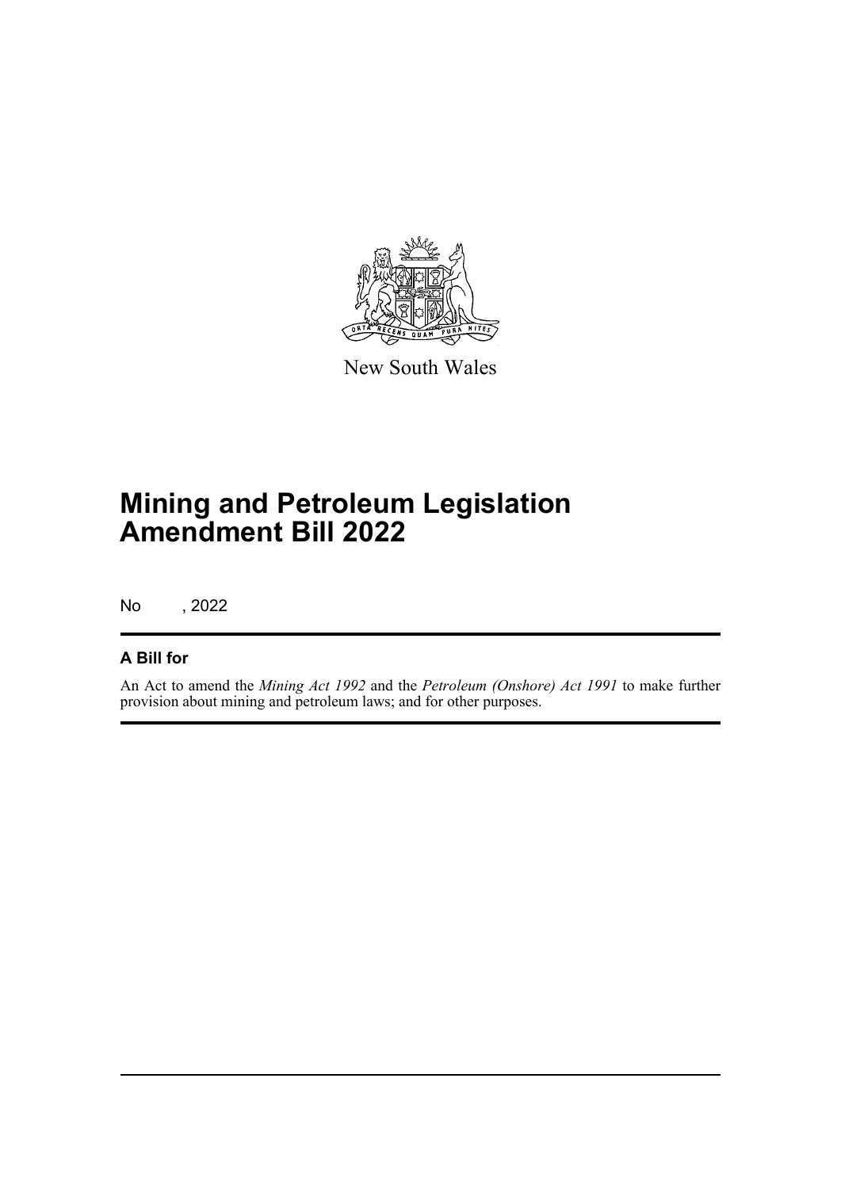New South Wales

# Mining and Petroleum Legislation Amendment Bill 2022

No , 2022

## A Bill for

An Act to amend the *Mining Act 1992* and the *Petroleum (Onshore) Act 1991* to make further provision about mining and petroleum laws; and for other purposes.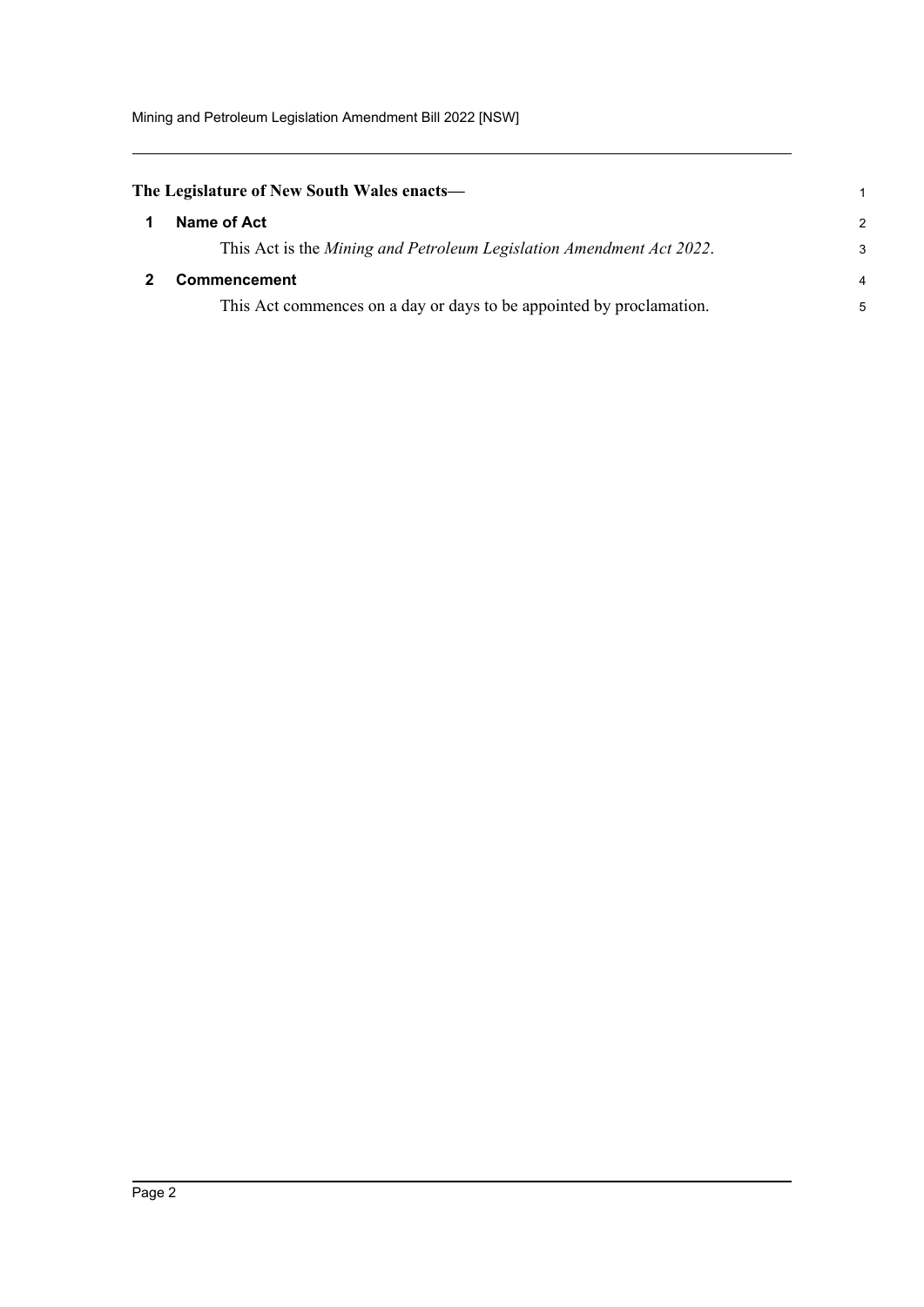**The Legislature of New South Wales enacts—**

## 1 Name of Act

This Act is the *Mining and Petroleum Legislation Amendment Act 2022*.

## 2 Commencement

This Act commences on a day or days to be appointed by proclamation.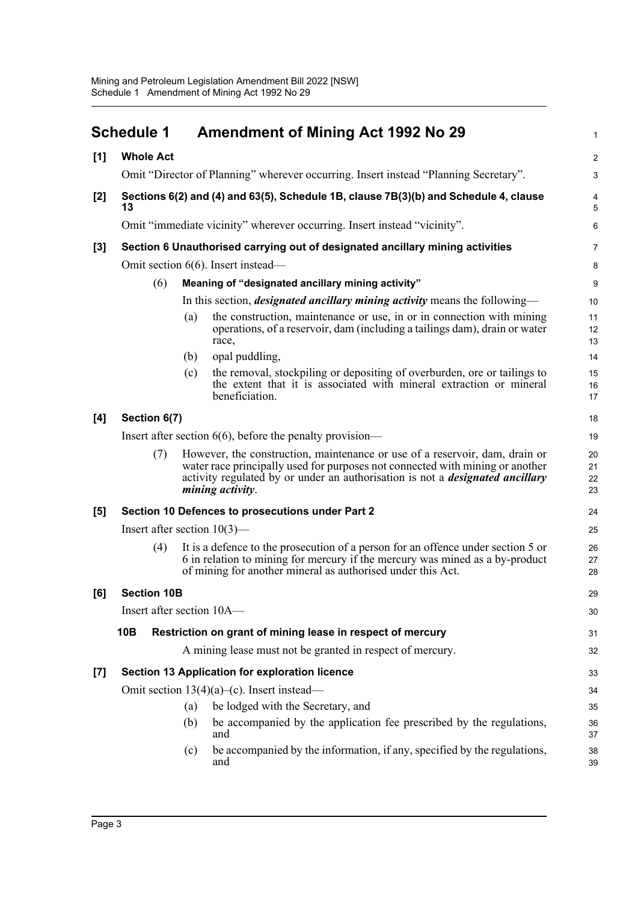## Schedule 1 Amendment of Mining Act 1992 No 29

**[1] Whole Act**

Omit "Director of Planning" wherever occurring. Insert instead "Planning Secretary".

**[2] Sections 6(2) and (4) and 63(5), Schedule 1B, clause 7B(3)(b) and Schedule 4, clause 13**

Omit "immediate vicinity" wherever occurring. Insert instead "vicinity".

**[3] Section 6 Unauthorised carrying out of designated ancillary mining activities**

Omit section 6(6). Insert instead—

(6) **Meaning of "designated ancillary mining activity"**

In this section, ***designated ancillary mining activity*** means the following—

(a) the construction, maintenance or use, in or in connection with mining operations, of a reservoir, dam (including a tailings dam), drain or water race,

(b) opal puddling,

(c) the removal, stockpiling or depositing of overburden, ore or tailings to the extent that it is associated with mineral extraction or mineral beneficiation.

**[4] Section 6(7)**

Insert after section 6(6), before the penalty provision—

(7) However, the construction, maintenance or use of a reservoir, dam, drain or water race principally used for purposes not connected with mining or another activity regulated by or under an authorisation is not a ***designated ancillary mining activity***.

**[5] Section 10 Defences to prosecutions under Part 2**

Insert after section 10(3)—

(4) It is a defence to the prosecution of a person for an offence under section 5 or 6 in relation to mining for mercury if the mercury was mined as a by-product of mining for another mineral as authorised under this Act.

**[6] Section 10B**

Insert after section 10A—

**10B Restriction on grant of mining lease in respect of mercury**

A mining lease must not be granted in respect of mercury.

**[7] Section 13 Application for exploration licence**

Omit section 13(4)(a)–(c). Insert instead—

(a) be lodged with the Secretary, and

(b) be accompanied by the application fee prescribed by the regulations, and

(c) be accompanied by the information, if any, specified by the regulations, and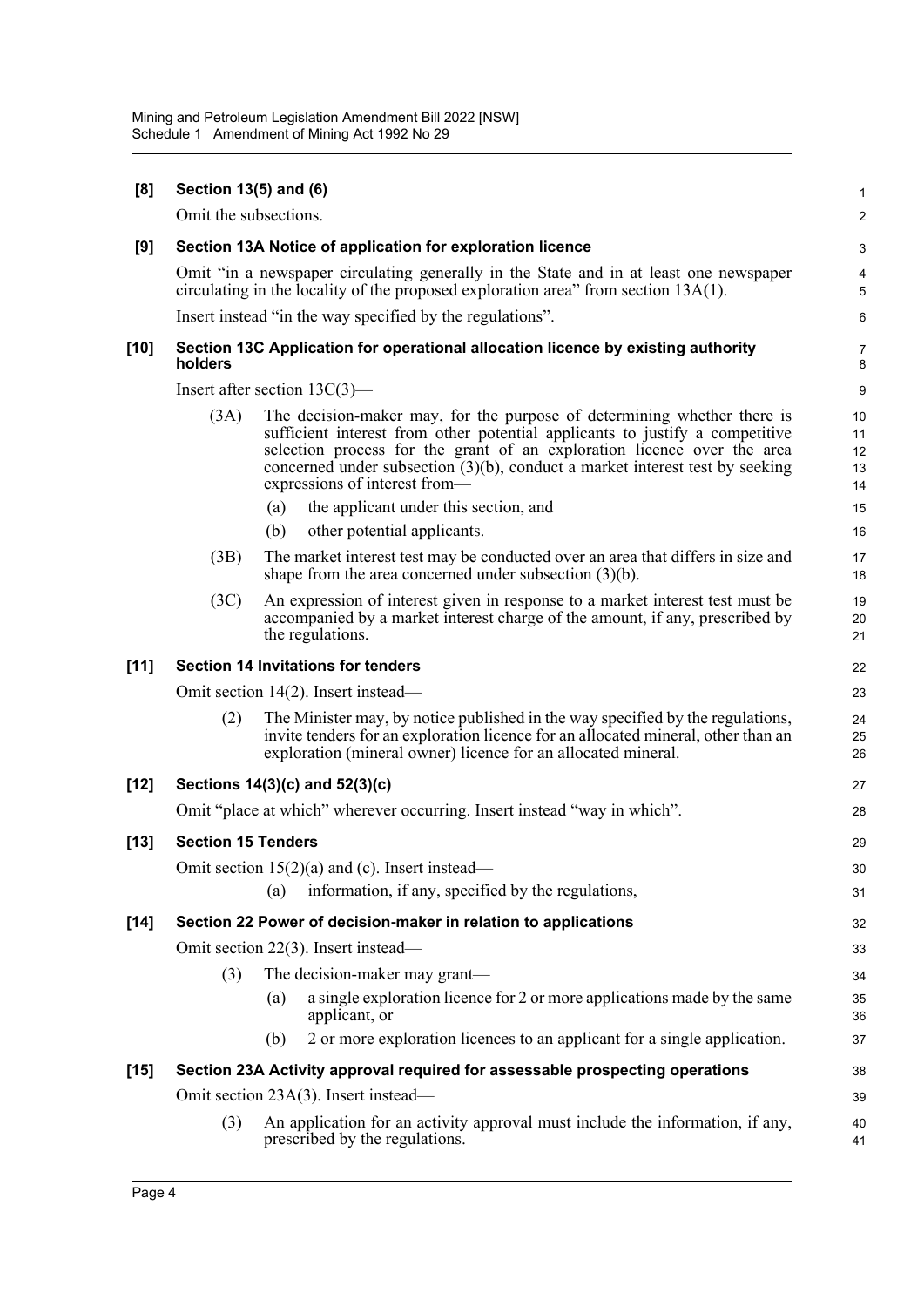**[8] Section 13(5) and (6)**

Omit the subsections.

**[9] Section 13A Notice of application for exploration licence**

Omit "in a newspaper circulating generally in the State and in at least one newspaper circulating in the locality of the proposed exploration area" from section 13A(1).

Insert instead "in the way specified by the regulations".

**[10] Section 13C Application for operational allocation licence by existing authority holders**

Insert after section 13C(3)—

(3A) The decision-maker may, for the purpose of determining whether there is sufficient interest from other potential applicants to justify a competitive selection process for the grant of an exploration licence over the area concerned under subsection (3)(b), conduct a market interest test by seeking expressions of interest from—

(a) the applicant under this section, and

(b) other potential applicants.

(3B) The market interest test may be conducted over an area that differs in size and shape from the area concerned under subsection (3)(b).

(3C) An expression of interest given in response to a market interest test must be accompanied by a market interest charge of the amount, if any, prescribed by the regulations.

**[11] Section 14 Invitations for tenders**

Omit section 14(2). Insert instead—

(2) The Minister may, by notice published in the way specified by the regulations, invite tenders for an exploration licence for an allocated mineral, other than an exploration (mineral owner) licence for an allocated mineral.

**[12] Sections 14(3)(c) and 52(3)(c)**

Omit "place at which" wherever occurring. Insert instead "way in which".

**[13] Section 15 Tenders**

Omit section 15(2)(a) and (c). Insert instead—

(a) information, if any, specified by the regulations,

**[14] Section 22 Power of decision-maker in relation to applications**

Omit section 22(3). Insert instead—

(3) The decision-maker may grant—

(a) a single exploration licence for 2 or more applications made by the same applicant, or

(b) 2 or more exploration licences to an applicant for a single application.

**[15] Section 23A Activity approval required for assessable prospecting operations**

Omit section 23A(3). Insert instead—

(3) An application for an activity approval must include the information, if any, prescribed by the regulations.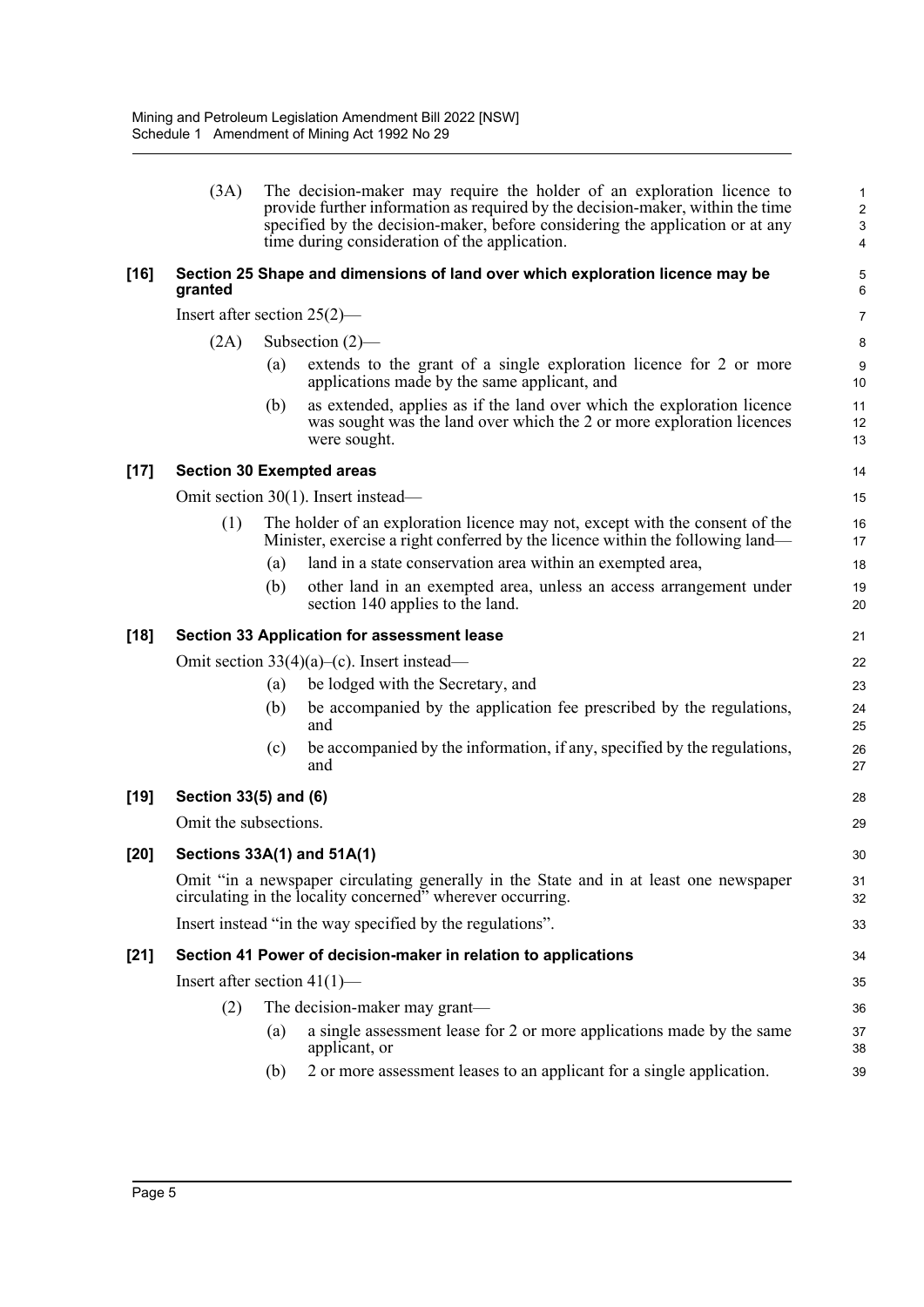(3A) The decision-maker may require the holder of an exploration licence to provide further information as required by the decision-maker, within the time specified by the decision-maker, before considering the application or at any time during consideration of the application.

**[16] Section 25 Shape and dimensions of land over which exploration licence may be granted**

Insert after section 25(2)—

(2A) Subsection (2)—

(a) extends to the grant of a single exploration licence for 2 or more applications made by the same applicant, and

(b) as extended, applies as if the land over which the exploration licence was sought was the land over which the 2 or more exploration licences were sought.

**[17] Section 30 Exempted areas**

Omit section 30(1). Insert instead—

(1) The holder of an exploration licence may not, except with the consent of the Minister, exercise a right conferred by the licence within the following land—

(a) land in a state conservation area within an exempted area,

(b) other land in an exempted area, unless an access arrangement under section 140 applies to the land.

**[18] Section 33 Application for assessment lease**

Omit section 33(4)(a)–(c). Insert instead—

(a) be lodged with the Secretary, and

(b) be accompanied by the application fee prescribed by the regulations, and

(c) be accompanied by the information, if any, specified by the regulations, and

**[19] Section 33(5) and (6)**

Omit the subsections.

**[20] Sections 33A(1) and 51A(1)**

Omit "in a newspaper circulating generally in the State and in at least one newspaper circulating in the locality concerned" wherever occurring.

Insert instead "in the way specified by the regulations".

**[21] Section 41 Power of decision-maker in relation to applications**

Insert after section 41(1)—

(2) The decision-maker may grant—

(a) a single assessment lease for 2 or more applications made by the same applicant, or

(b) 2 or more assessment leases to an applicant for a single application.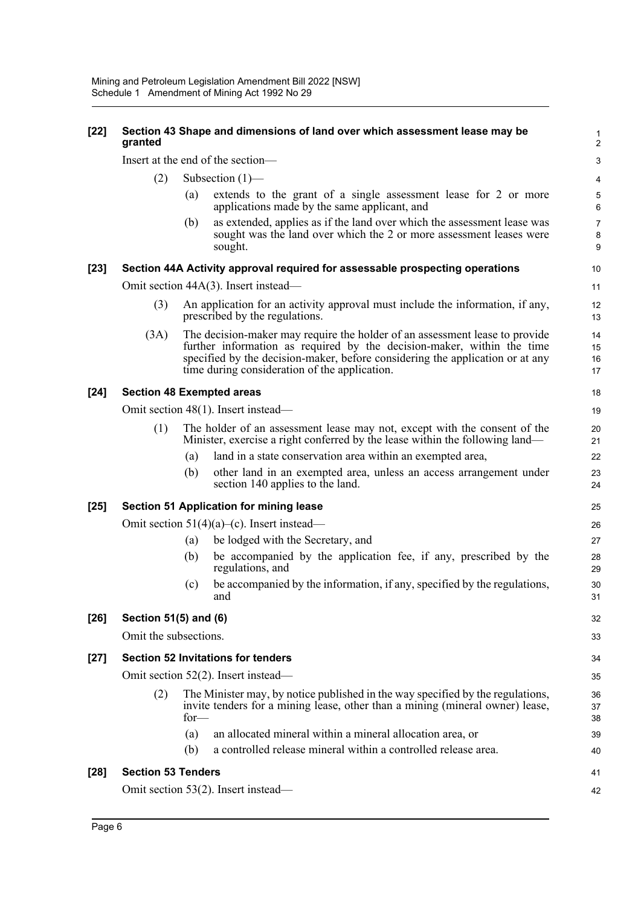**[22] Section 43 Shape and dimensions of land over which assessment lease may be granted**

Insert at the end of the section—

(2) Subsection (1)—

(a) extends to the grant of a single assessment lease for 2 or more applications made by the same applicant, and

(b) as extended, applies as if the land over which the assessment lease was sought was the land over which the 2 or more assessment leases were sought.

**[23] Section 44A Activity approval required for assessable prospecting operations**

Omit section 44A(3). Insert instead—

(3) An application for an activity approval must include the information, if any, prescribed by the regulations.

(3A) The decision-maker may require the holder of an assessment lease to provide further information as required by the decision-maker, within the time specified by the decision-maker, before considering the application or at any time during consideration of the application.

**[24] Section 48 Exempted areas**

Omit section 48(1). Insert instead—

(1) The holder of an assessment lease may not, except with the consent of the Minister, exercise a right conferred by the lease within the following land—

(a) land in a state conservation area within an exempted area,

(b) other land in an exempted area, unless an access arrangement under section 140 applies to the land.

**[25] Section 51 Application for mining lease**

Omit section 51(4)(a)–(c). Insert instead—

(a) be lodged with the Secretary, and

(b) be accompanied by the application fee, if any, prescribed by the regulations, and

(c) be accompanied by the information, if any, specified by the regulations, and

**[26] Section 51(5) and (6)**

Omit the subsections.

**[27] Section 52 Invitations for tenders**

Omit section 52(2). Insert instead—

(2) The Minister may, by notice published in the way specified by the regulations, invite tenders for a mining lease, other than a mining (mineral owner) lease, for—

(a) an allocated mineral within a mineral allocation area, or

(b) a controlled release mineral within a controlled release area.

**[28] Section 53 Tenders**

Omit section 53(2). Insert instead—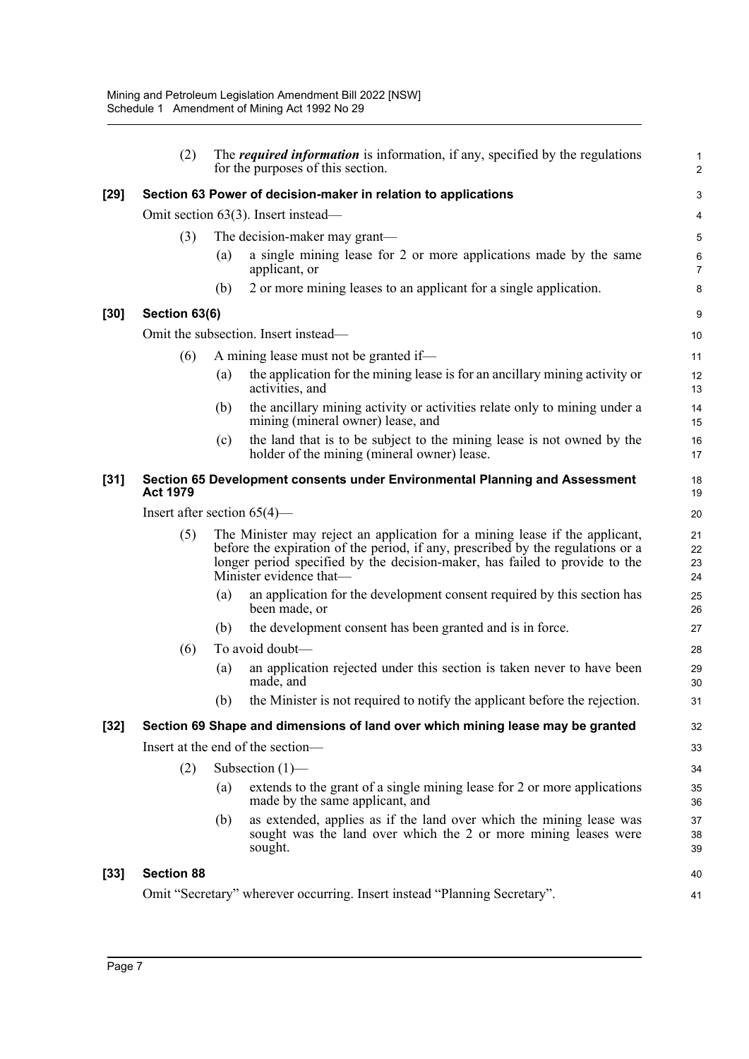(2) The ***required information*** is information, if any, specified by the regulations for the purposes of this section.

**[29] Section 63 Power of decision-maker in relation to applications**

Omit section 63(3). Insert instead—

(3) The decision-maker may grant—

(a) a single mining lease for 2 or more applications made by the same applicant, or

(b) 2 or more mining leases to an applicant for a single application.

**[30] Section 63(6)**

Omit the subsection. Insert instead—

(6) A mining lease must not be granted if—

(a) the application for the mining lease is for an ancillary mining activity or activities, and

(b) the ancillary mining activity or activities relate only to mining under a mining (mineral owner) lease, and

(c) the land that is to be subject to the mining lease is not owned by the holder of the mining (mineral owner) lease.

**[31] Section 65 Development consents under Environmental Planning and Assessment Act 1979**

Insert after section 65(4)—

(5) The Minister may reject an application for a mining lease if the applicant, before the expiration of the period, if any, prescribed by the regulations or a longer period specified by the decision-maker, has failed to provide to the Minister evidence that—

(a) an application for the development consent required by this section has been made, or

(b) the development consent has been granted and is in force.

(6) To avoid doubt—

(a) an application rejected under this section is taken never to have been made, and

(b) the Minister is not required to notify the applicant before the rejection.

**[32] Section 69 Shape and dimensions of land over which mining lease may be granted**

Insert at the end of the section—

(2) Subsection (1)—

(a) extends to the grant of a single mining lease for 2 or more applications made by the same applicant, and

(b) as extended, applies as if the land over which the mining lease was sought was the land over which the 2 or more mining leases were sought.

**[33] Section 88**

Omit "Secretary" wherever occurring. Insert instead "Planning Secretary".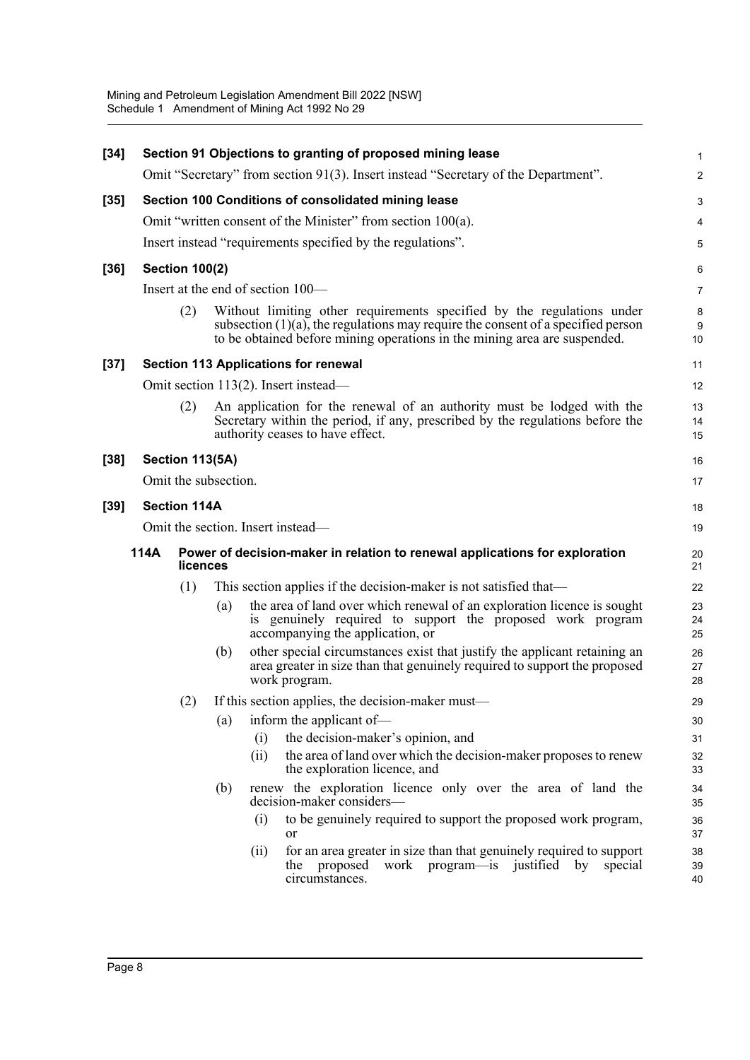**[34] Section 91 Objections to granting of proposed mining lease**

Omit "Secretary" from section 91(3). Insert instead "Secretary of the Department".

**[35] Section 100 Conditions of consolidated mining lease**

Omit "written consent of the Minister" from section 100(a).

Insert instead "requirements specified by the regulations".

**[36] Section 100(2)**

Insert at the end of section 100—

(2) Without limiting other requirements specified by the regulations under subsection (1)(a), the regulations may require the consent of a specified person to be obtained before mining operations in the mining area are suspended.

**[37] Section 113 Applications for renewal**

Omit section 113(2). Insert instead—

(2) An application for the renewal of an authority must be lodged with the Secretary within the period, if any, prescribed by the regulations before the authority ceases to have effect.

**[38] Section 113(5A)**

Omit the subsection.

**[39] Section 114A**

Omit the section. Insert instead—

**114A Power of decision-maker in relation to renewal applications for exploration licences**

(1) This section applies if the decision-maker is not satisfied that—

(a) the area of land over which renewal of an exploration licence is sought is genuinely required to support the proposed work program accompanying the application, or

(b) other special circumstances exist that justify the applicant retaining an area greater in size than that genuinely required to support the proposed work program.

(2) If this section applies, the decision-maker must—

(a) inform the applicant of—

(i) the decision-maker's opinion, and

(ii) the area of land over which the decision-maker proposes to renew the exploration licence, and

(b) renew the exploration licence only over the area of land the decision-maker considers—

(i) to be genuinely required to support the proposed work program, or

(ii) for an area greater in size than that genuinely required to support the proposed work program—is justified by special circumstances.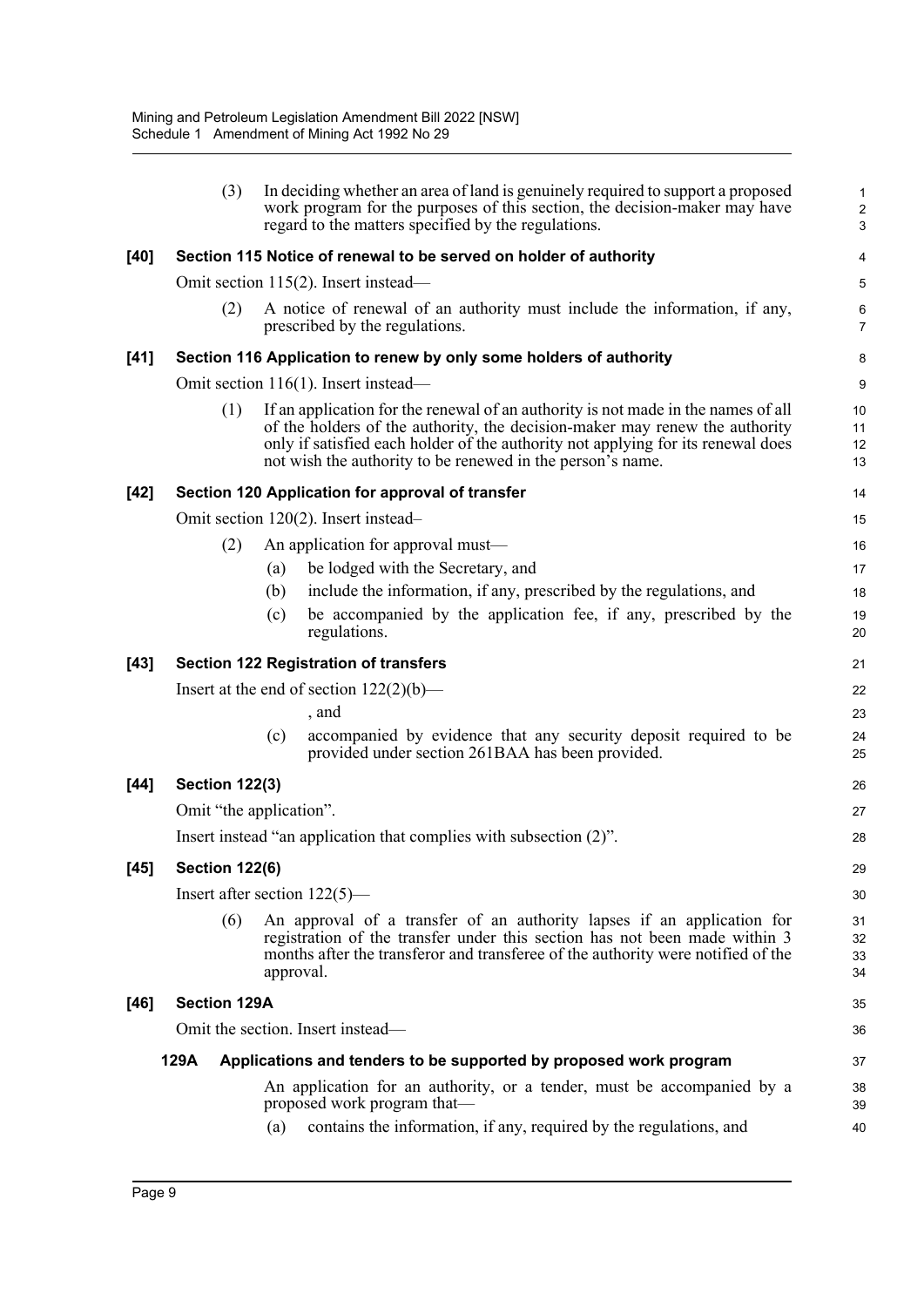(3) In deciding whether an area of land is genuinely required to support a proposed work program for the purposes of this section, the decision-maker may have regard to the matters specified by the regulations.

**[40] Section 115 Notice of renewal to be served on holder of authority**

Omit section 115(2). Insert instead—

(2) A notice of renewal of an authority must include the information, if any, prescribed by the regulations.

**[41] Section 116 Application to renew by only some holders of authority**

Omit section 116(1). Insert instead—

(1) If an application for the renewal of an authority is not made in the names of all of the holders of the authority, the decision-maker may renew the authority only if satisfied each holder of the authority not applying for its renewal does not wish the authority to be renewed in the person's name.

**[42] Section 120 Application for approval of transfer**

Omit section 120(2). Insert instead–

(2) An application for approval must—

(a) be lodged with the Secretary, and

(b) include the information, if any, prescribed by the regulations, and

(c) be accompanied by the application fee, if any, prescribed by the regulations.

**[43] Section 122 Registration of transfers**

Insert at the end of section 122(2)(b)—

, and

(c) accompanied by evidence that any security deposit required to be provided under section 261BAA has been provided.

**[44] Section 122(3)**

Omit "the application".

Insert instead "an application that complies with subsection (2)".

**[45] Section 122(6)**

Insert after section 122(5)—

(6) An approval of a transfer of an authority lapses if an application for registration of the transfer under this section has not been made within 3 months after the transferor and transferee of the authority were notified of the approval.

**[46] Section 129A**

Omit the section. Insert instead—

**129A Applications and tenders to be supported by proposed work program**

An application for an authority, or a tender, must be accompanied by a proposed work program that—

(a) contains the information, if any, required by the regulations, and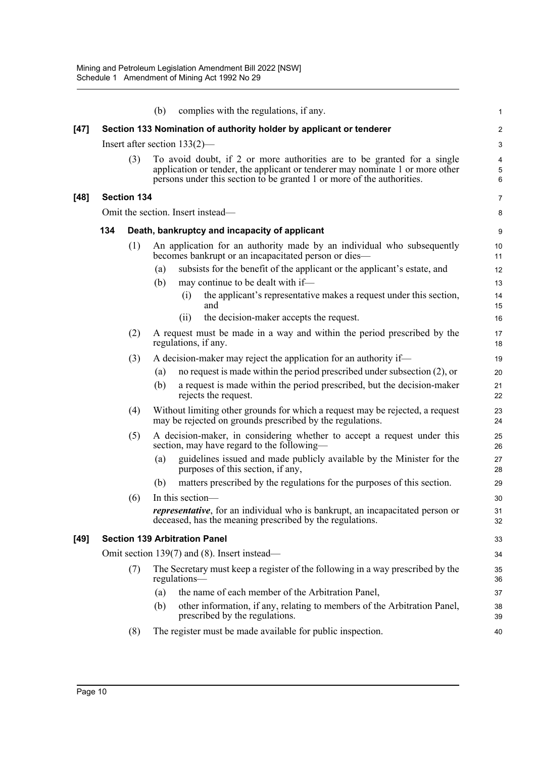(b) complies with the regulations, if any.

**[47] Section 133 Nomination of authority holder by applicant or tenderer**

Insert after section 133(2)—

(3) To avoid doubt, if 2 or more authorities are to be granted for a single application or tender, the applicant or tenderer may nominate 1 or more other persons under this section to be granted 1 or more of the authorities.

**[48] Section 134**

Omit the section. Insert instead—

**134 Death, bankruptcy and incapacity of applicant**

(1) An application for an authority made by an individual who subsequently becomes bankrupt or an incapacitated person or dies—

(a) subsists for the benefit of the applicant or the applicant's estate, and

(b) may continue to be dealt with if—

(i) the applicant's representative makes a request under this section, and

(ii) the decision-maker accepts the request.

(2) A request must be made in a way and within the period prescribed by the regulations, if any.

(3) A decision-maker may reject the application for an authority if—

(a) no request is made within the period prescribed under subsection (2), or

(b) a request is made within the period prescribed, but the decision-maker rejects the request.

(4) Without limiting other grounds for which a request may be rejected, a request may be rejected on grounds prescribed by the regulations.

(5) A decision-maker, in considering whether to accept a request under this section, may have regard to the following—

(a) guidelines issued and made publicly available by the Minister for the purposes of this section, if any,

(b) matters prescribed by the regulations for the purposes of this section.

(6) In this section—

***representative***, for an individual who is bankrupt, an incapacitated person or deceased, has the meaning prescribed by the regulations.

**[49] Section 139 Arbitration Panel**

Omit section 139(7) and (8). Insert instead—

(7) The Secretary must keep a register of the following in a way prescribed by the regulations—

(a) the name of each member of the Arbitration Panel,

(b) other information, if any, relating to members of the Arbitration Panel, prescribed by the regulations.

(8) The register must be made available for public inspection.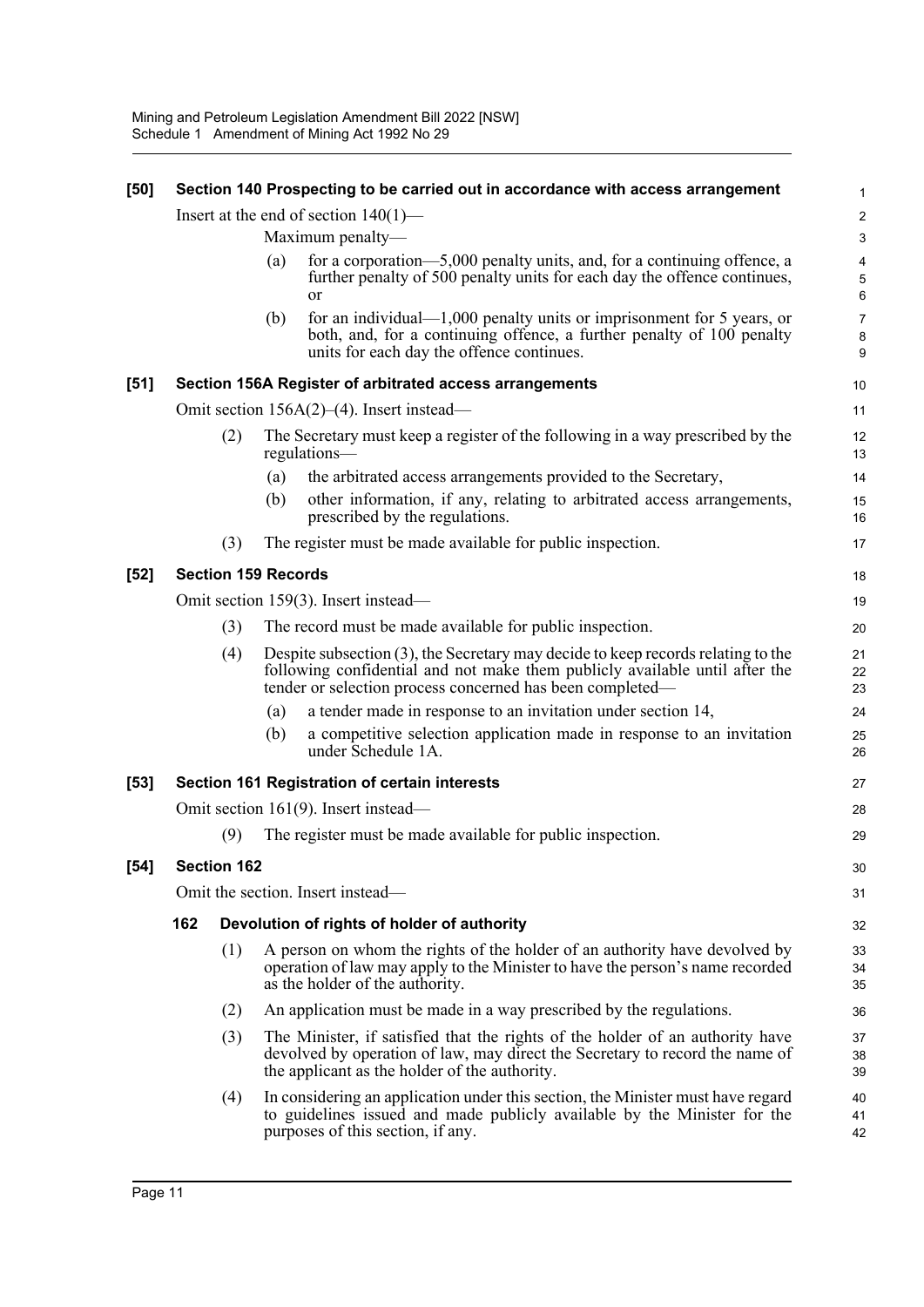### [50] Section 140 Prospecting to be carried out in accordance with access arrangement

Insert at the end of section 140(1)—

Maximum penalty—

(a) for a corporation—5,000 penalty units, and, for a continuing offence, a further penalty of 500 penalty units for each day the offence continues, or

(b) for an individual—1,000 penalty units or imprisonment for 5 years, or both, and, for a continuing offence, a further penalty of 100 penalty units for each day the offence continues.

### [51] Section 156A Register of arbitrated access arrangements

Omit section 156A(2)–(4). Insert instead—

(2) The Secretary must keep a register of the following in a way prescribed by the regulations—

(a) the arbitrated access arrangements provided to the Secretary,

(b) other information, if any, relating to arbitrated access arrangements, prescribed by the regulations.

(3) The register must be made available for public inspection.

### [52] Section 159 Records

Omit section 159(3). Insert instead—

(3) The record must be made available for public inspection.

(4) Despite subsection (3), the Secretary may decide to keep records relating to the following confidential and not make them publicly available until after the tender or selection process concerned has been completed—

(a) a tender made in response to an invitation under section 14,

(b) a competitive selection application made in response to an invitation under Schedule 1A.

### [53] Section 161 Registration of certain interests

Omit section 161(9). Insert instead—

(9) The register must be made available for public inspection.

### [54] Section 162

Omit the section. Insert instead—

#### 162 Devolution of rights of holder of authority

(1) A person on whom the rights of the holder of an authority have devolved by operation of law may apply to the Minister to have the person's name recorded as the holder of the authority.

(2) An application must be made in a way prescribed by the regulations.

(3) The Minister, if satisfied that the rights of the holder of an authority have devolved by operation of law, may direct the Secretary to record the name of the applicant as the holder of the authority.

(4) In considering an application under this section, the Minister must have regard to guidelines issued and made publicly available by the Minister for the purposes of this section, if any.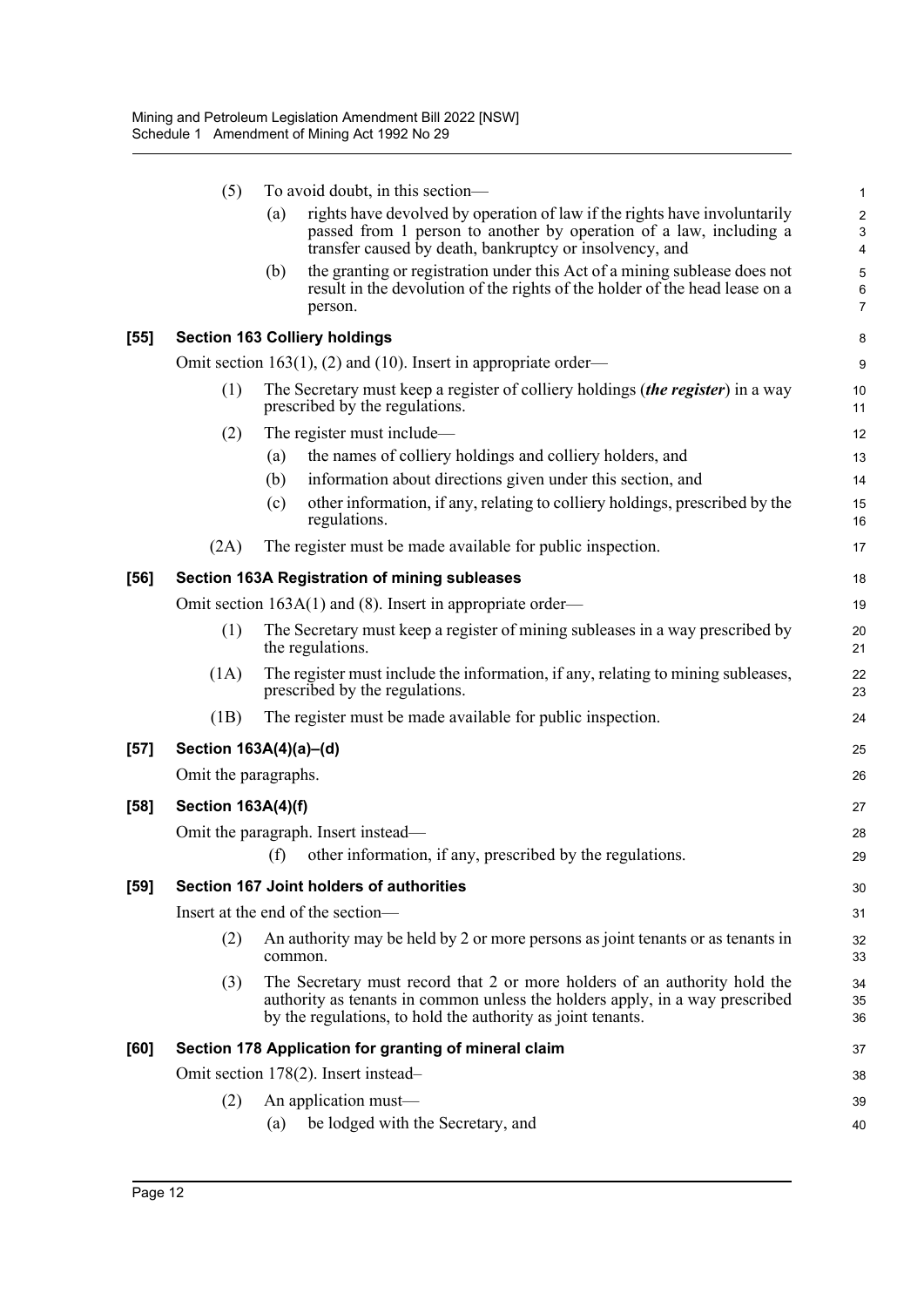(5) To avoid doubt, in this section—

(a) rights have devolved by operation of law if the rights have involuntarily passed from 1 person to another by operation of a law, including a transfer caused by death, bankruptcy or insolvency, and

(b) the granting or registration under this Act of a mining sublease does not result in the devolution of the rights of the holder of the head lease on a person.

### [55] Section 163 Colliery holdings

Omit section 163(1), (2) and (10). Insert in appropriate order—

(1) The Secretary must keep a register of colliery holdings (***the register***) in a way prescribed by the regulations.

(2) The register must include—

(a) the names of colliery holdings and colliery holders, and

(b) information about directions given under this section, and

(c) other information, if any, relating to colliery holdings, prescribed by the regulations.

(2A) The register must be made available for public inspection.

### [56] Section 163A Registration of mining subleases

Omit section 163A(1) and (8). Insert in appropriate order—

(1) The Secretary must keep a register of mining subleases in a way prescribed by the regulations.

(1A) The register must include the information, if any, relating to mining subleases, prescribed by the regulations.

(1B) The register must be made available for public inspection.

### [57] Section 163A(4)(a)–(d)

Omit the paragraphs.

### [58] Section 163A(4)(f)

Omit the paragraph. Insert instead—

(f) other information, if any, prescribed by the regulations.

### [59] Section 167 Joint holders of authorities

Insert at the end of the section—

(2) An authority may be held by 2 or more persons as joint tenants or as tenants in common.

(3) The Secretary must record that 2 or more holders of an authority hold the authority as tenants in common unless the holders apply, in a way prescribed by the regulations, to hold the authority as joint tenants.

### [60] Section 178 Application for granting of mineral claim

Omit section 178(2). Insert instead–

(2) An application must—

(a) be lodged with the Secretary, and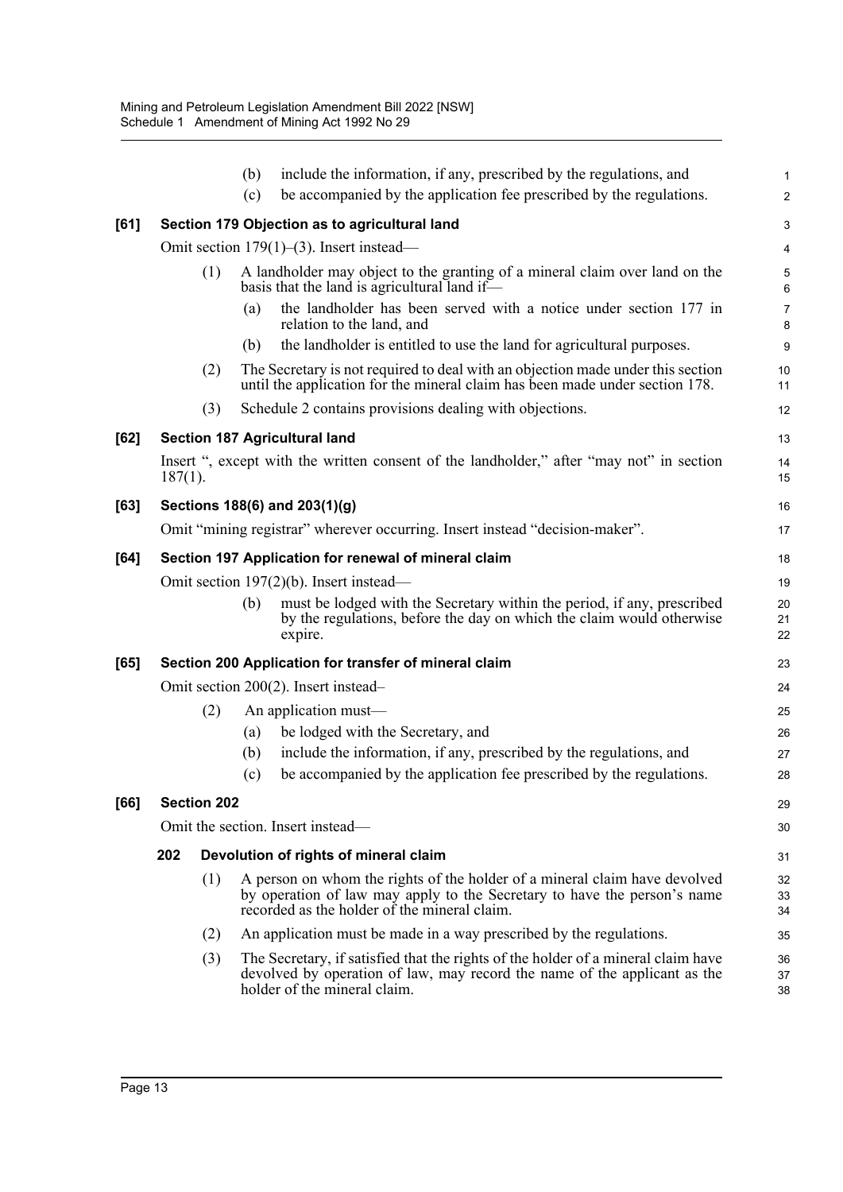(b) include the information, if any, prescribed by the regulations, and

(c) be accompanied by the application fee prescribed by the regulations.

**[61] Section 179 Objection as to agricultural land**

Omit section 179(1)–(3). Insert instead—

(1) A landholder may object to the granting of a mineral claim over land on the basis that the land is agricultural land if—

(a) the landholder has been served with a notice under section 177 in relation to the land, and

(b) the landholder is entitled to use the land for agricultural purposes.

(2) The Secretary is not required to deal with an objection made under this section until the application for the mineral claim has been made under section 178.

(3) Schedule 2 contains provisions dealing with objections.

**[62] Section 187 Agricultural land**

Insert ", except with the written consent of the landholder," after "may not" in section 187(1).

**[63] Sections 188(6) and 203(1)(g)**

Omit "mining registrar" wherever occurring. Insert instead "decision-maker".

**[64] Section 197 Application for renewal of mineral claim**

Omit section 197(2)(b). Insert instead—

(b) must be lodged with the Secretary within the period, if any, prescribed by the regulations, before the day on which the claim would otherwise expire.

**[65] Section 200 Application for transfer of mineral claim**

Omit section 200(2). Insert instead–

(2) An application must—

(a) be lodged with the Secretary, and

(b) include the information, if any, prescribed by the regulations, and

(c) be accompanied by the application fee prescribed by the regulations.

**[66] Section 202**

Omit the section. Insert instead—

**202 Devolution of rights of mineral claim**

(1) A person on whom the rights of the holder of a mineral claim have devolved by operation of law may apply to the Secretary to have the person's name recorded as the holder of the mineral claim.

(2) An application must be made in a way prescribed by the regulations.

(3) The Secretary, if satisfied that the rights of the holder of a mineral claim have devolved by operation of law, may record the name of the applicant as the holder of the mineral claim.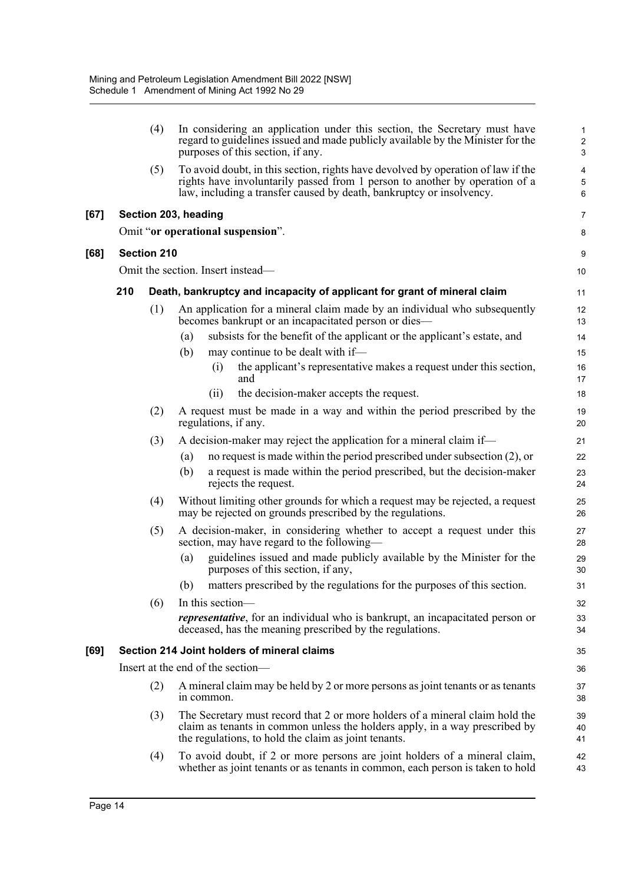(4) In considering an application under this section, the Secretary must have regard to guidelines issued and made publicly available by the Minister for the purposes of this section, if any.

(5) To avoid doubt, in this section, rights have devolved by operation of law if the rights have involuntarily passed from 1 person to another by operation of a law, including a transfer caused by death, bankruptcy or insolvency.

**[67] Section 203, heading**

Omit "**or operational suspension**".

**[68] Section 210**

Omit the section. Insert instead—

**210 Death, bankruptcy and incapacity of applicant for grant of mineral claim**

(1) An application for a mineral claim made by an individual who subsequently becomes bankrupt or an incapacitated person or dies—

(a) subsists for the benefit of the applicant or the applicant's estate, and

(b) may continue to be dealt with if—

(i) the applicant's representative makes a request under this section, and

(ii) the decision-maker accepts the request.

(2) A request must be made in a way and within the period prescribed by the regulations, if any.

(3) A decision-maker may reject the application for a mineral claim if—

(a) no request is made within the period prescribed under subsection (2), or

(b) a request is made within the period prescribed, but the decision-maker rejects the request.

(4) Without limiting other grounds for which a request may be rejected, a request may be rejected on grounds prescribed by the regulations.

(5) A decision-maker, in considering whether to accept a request under this section, may have regard to the following—

(a) guidelines issued and made publicly available by the Minister for the purposes of this section, if any,

(b) matters prescribed by the regulations for the purposes of this section.

(6) In this section—

***representative***, for an individual who is bankrupt, an incapacitated person or deceased, has the meaning prescribed by the regulations.

**[69] Section 214 Joint holders of mineral claims**

Insert at the end of the section—

(2) A mineral claim may be held by 2 or more persons as joint tenants or as tenants in common.

(3) The Secretary must record that 2 or more holders of a mineral claim hold the claim as tenants in common unless the holders apply, in a way prescribed by the regulations, to hold the claim as joint tenants.

(4) To avoid doubt, if 2 or more persons are joint holders of a mineral claim, whether as joint tenants or as tenants in common, each person is taken to hold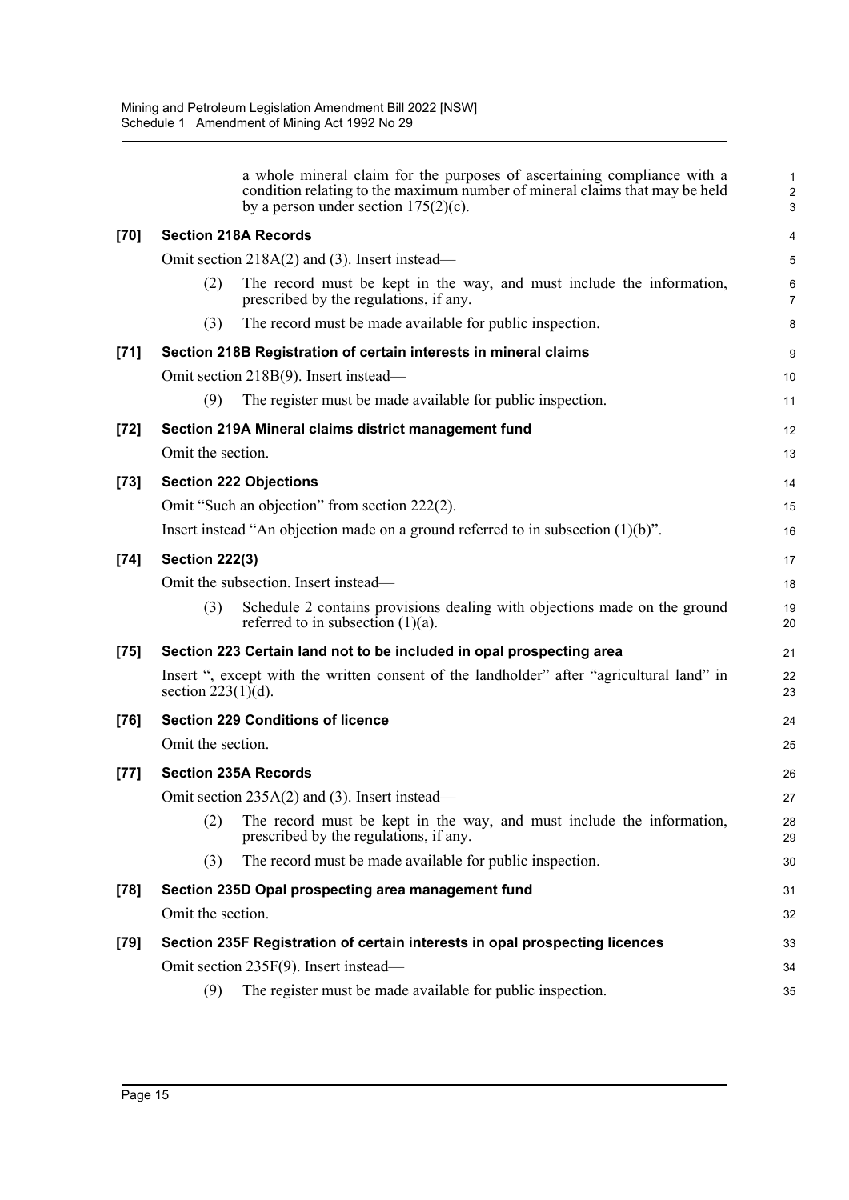a whole mineral claim for the purposes of ascertaining compliance with a condition relating to the maximum number of mineral claims that may be held by a person under section 175(2)(c).

**[70] Section 218A Records**

Omit section 218A(2) and (3). Insert instead—

(2) The record must be kept in the way, and must include the information, prescribed by the regulations, if any.

(3) The record must be made available for public inspection.

**[71] Section 218B Registration of certain interests in mineral claims**

Omit section 218B(9). Insert instead—

(9) The register must be made available for public inspection.

**[72] Section 219A Mineral claims district management fund**

Omit the section.

**[73] Section 222 Objections**

Omit "Such an objection" from section 222(2).

Insert instead "An objection made on a ground referred to in subsection (1)(b)".

**[74] Section 222(3)**

Omit the subsection. Insert instead—

(3) Schedule 2 contains provisions dealing with objections made on the ground referred to in subsection (1)(a).

**[75] Section 223 Certain land not to be included in opal prospecting area**

Insert ", except with the written consent of the landholder" after "agricultural land" in section 223(1)(d).

**[76] Section 229 Conditions of licence**

Omit the section.

**[77] Section 235A Records**

Omit section 235A(2) and (3). Insert instead—

(2) The record must be kept in the way, and must include the information, prescribed by the regulations, if any.

(3) The record must be made available for public inspection.

**[78] Section 235D Opal prospecting area management fund**

Omit the section.

**[79] Section 235F Registration of certain interests in opal prospecting licences**

Omit section 235F(9). Insert instead—

(9) The register must be made available for public inspection.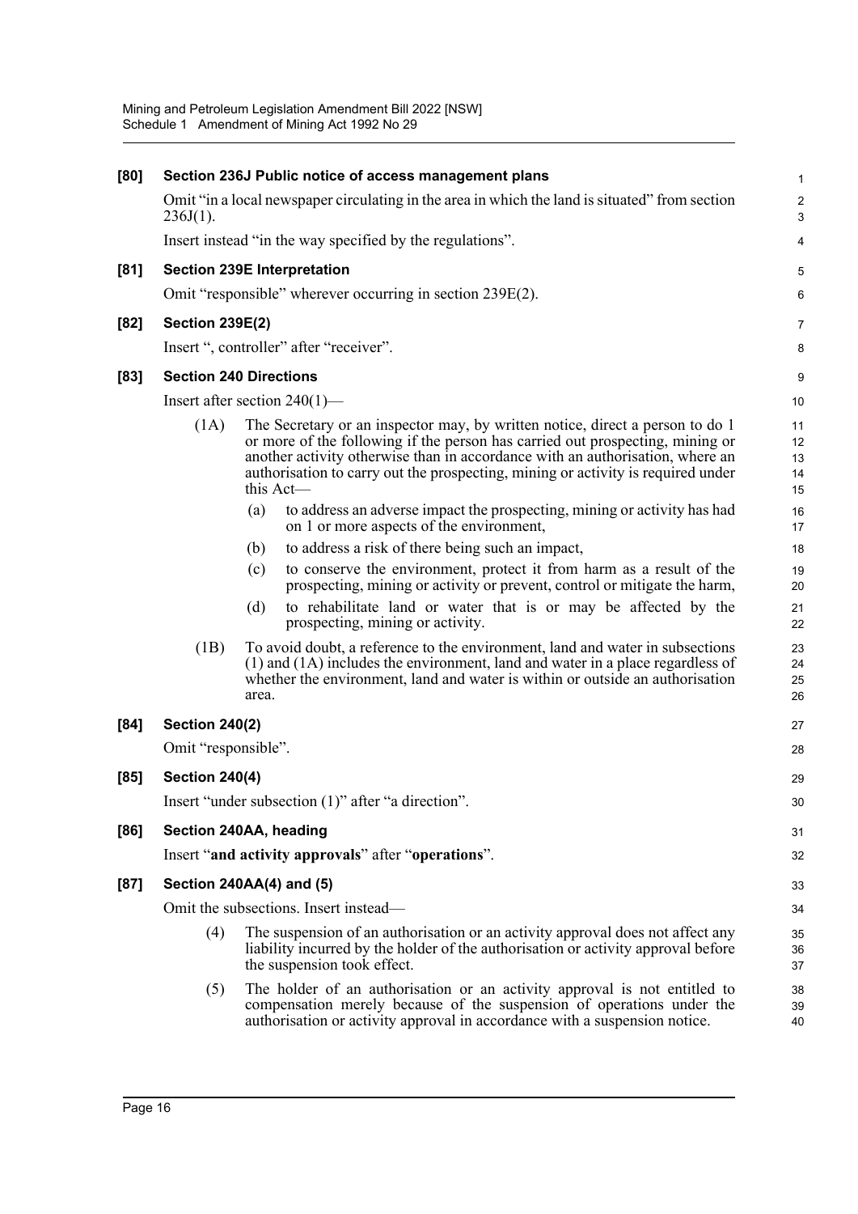**[80] Section 236J Public notice of access management plans**

Omit "in a local newspaper circulating in the area in which the land is situated" from section 236J(1).

Insert instead "in the way specified by the regulations".

**[81] Section 239E Interpretation**

Omit "responsible" wherever occurring in section 239E(2).

**[82] Section 239E(2)**

Insert ", controller" after "receiver".

**[83] Section 240 Directions**

Insert after section 240(1)—

(1A) The Secretary or an inspector may, by written notice, direct a person to do 1 or more of the following if the person has carried out prospecting, mining or another activity otherwise than in accordance with an authorisation, where an authorisation to carry out the prospecting, mining or activity is required under this Act—

(a) to address an adverse impact the prospecting, mining or activity has had on 1 or more aspects of the environment,

(b) to address a risk of there being such an impact,

(c) to conserve the environment, protect it from harm as a result of the prospecting, mining or activity or prevent, control or mitigate the harm,

(d) to rehabilitate land or water that is or may be affected by the prospecting, mining or activity.

(1B) To avoid doubt, a reference to the environment, land and water in subsections (1) and (1A) includes the environment, land and water in a place regardless of whether the environment, land and water is within or outside an authorisation area.

**[84] Section 240(2)**

Omit "responsible".

**[85] Section 240(4)**

Insert "under subsection (1)" after "a direction".

**[86] Section 240AA, heading**

Insert "**and activity approvals**" after "**operations**".

**[87] Section 240AA(4) and (5)**

Omit the subsections. Insert instead—

(4) The suspension of an authorisation or an activity approval does not affect any liability incurred by the holder of the authorisation or activity approval before the suspension took effect.

(5) The holder of an authorisation or an activity approval is not entitled to compensation merely because of the suspension of operations under the authorisation or activity approval in accordance with a suspension notice.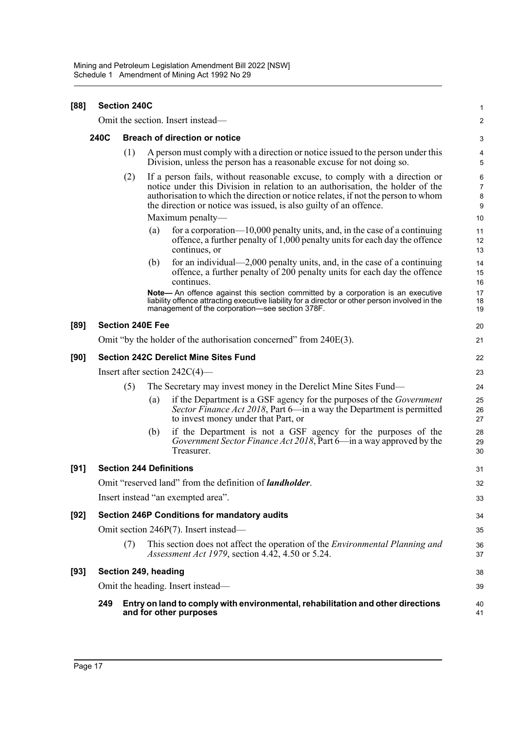**[88] Section 240C**

Omit the section. Insert instead—

**240C Breach of direction or notice**

(1) A person must comply with a direction or notice issued to the person under this Division, unless the person has a reasonable excuse for not doing so.

(2) If a person fails, without reasonable excuse, to comply with a direction or notice under this Division in relation to an authorisation, the holder of the authorisation to which the direction or notice relates, if not the person to whom the direction or notice was issued, is also guilty of an offence.

Maximum penalty—

(a) for a corporation—10,000 penalty units, and, in the case of a continuing offence, a further penalty of 1,000 penalty units for each day the offence continues, or

(b) for an individual—2,000 penalty units, and, in the case of a continuing offence, a further penalty of 200 penalty units for each day the offence continues.

**Note—** An offence against this section committed by a corporation is an executive liability offence attracting executive liability for a director or other person involved in the management of the corporation—see section 378F.

**[89] Section 240E Fee**

Omit "by the holder of the authorisation concerned" from 240E(3).

**[90] Section 242C Derelict Mine Sites Fund**

Insert after section 242C(4)—

(5) The Secretary may invest money in the Derelict Mine Sites Fund—

(a) if the Department is a GSF agency for the purposes of the *Government Sector Finance Act 2018*, Part 6—in a way the Department is permitted to invest money under that Part, or

(b) if the Department is not a GSF agency for the purposes of the *Government Sector Finance Act 2018*, Part 6—in a way approved by the Treasurer.

**[91] Section 244 Definitions**

Omit "reserved land" from the definition of ***landholder***.

Insert instead "an exempted area".

**[92] Section 246P Conditions for mandatory audits**

Omit section 246P(7). Insert instead—

(7) This section does not affect the operation of the *Environmental Planning and Assessment Act 1979*, section 4.42, 4.50 or 5.24.

**[93] Section 249, heading**

Omit the heading. Insert instead—

**249 Entry on land to comply with environmental, rehabilitation and other directions and for other purposes**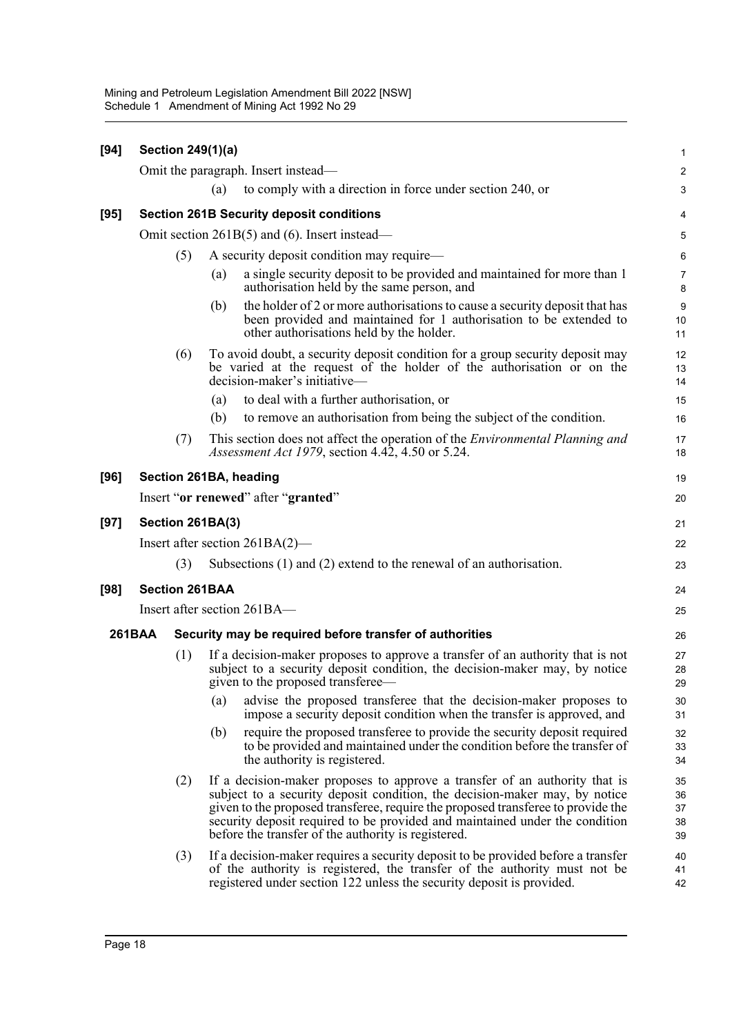**[94] Section 249(1)(a)**

Omit the paragraph. Insert instead—

(a) to comply with a direction in force under section 240, or

**[95] Section 261B Security deposit conditions**

Omit section 261B(5) and (6). Insert instead—

(5) A security deposit condition may require—

(a) a single security deposit to be provided and maintained for more than 1 authorisation held by the same person, and

(b) the holder of 2 or more authorisations to cause a security deposit that has been provided and maintained for 1 authorisation to be extended to other authorisations held by the holder.

(6) To avoid doubt, a security deposit condition for a group security deposit may be varied at the request of the holder of the authorisation or on the decision-maker's initiative—

(a) to deal with a further authorisation, or

(b) to remove an authorisation from being the subject of the condition.

(7) This section does not affect the operation of the *Environmental Planning and Assessment Act 1979*, section 4.42, 4.50 or 5.24.

**[96] Section 261BA, heading**

Insert "**or renewed**" after "**granted**"

**[97] Section 261BA(3)**

Insert after section 261BA(2)—

(3) Subsections (1) and (2) extend to the renewal of an authorisation.

**[98] Section 261BAA**

Insert after section 261BA—

**261BAA Security may be required before transfer of authorities**

(1) If a decision-maker proposes to approve a transfer of an authority that is not subject to a security deposit condition, the decision-maker may, by notice given to the proposed transferee—

(a) advise the proposed transferee that the decision-maker proposes to impose a security deposit condition when the transfer is approved, and

(b) require the proposed transferee to provide the security deposit required to be provided and maintained under the condition before the transfer of the authority is registered.

(2) If a decision-maker proposes to approve a transfer of an authority that is subject to a security deposit condition, the decision-maker may, by notice given to the proposed transferee, require the proposed transferee to provide the security deposit required to be provided and maintained under the condition before the transfer of the authority is registered.

(3) If a decision-maker requires a security deposit to be provided before a transfer of the authority is registered, the transfer of the authority must not be registered under section 122 unless the security deposit is provided.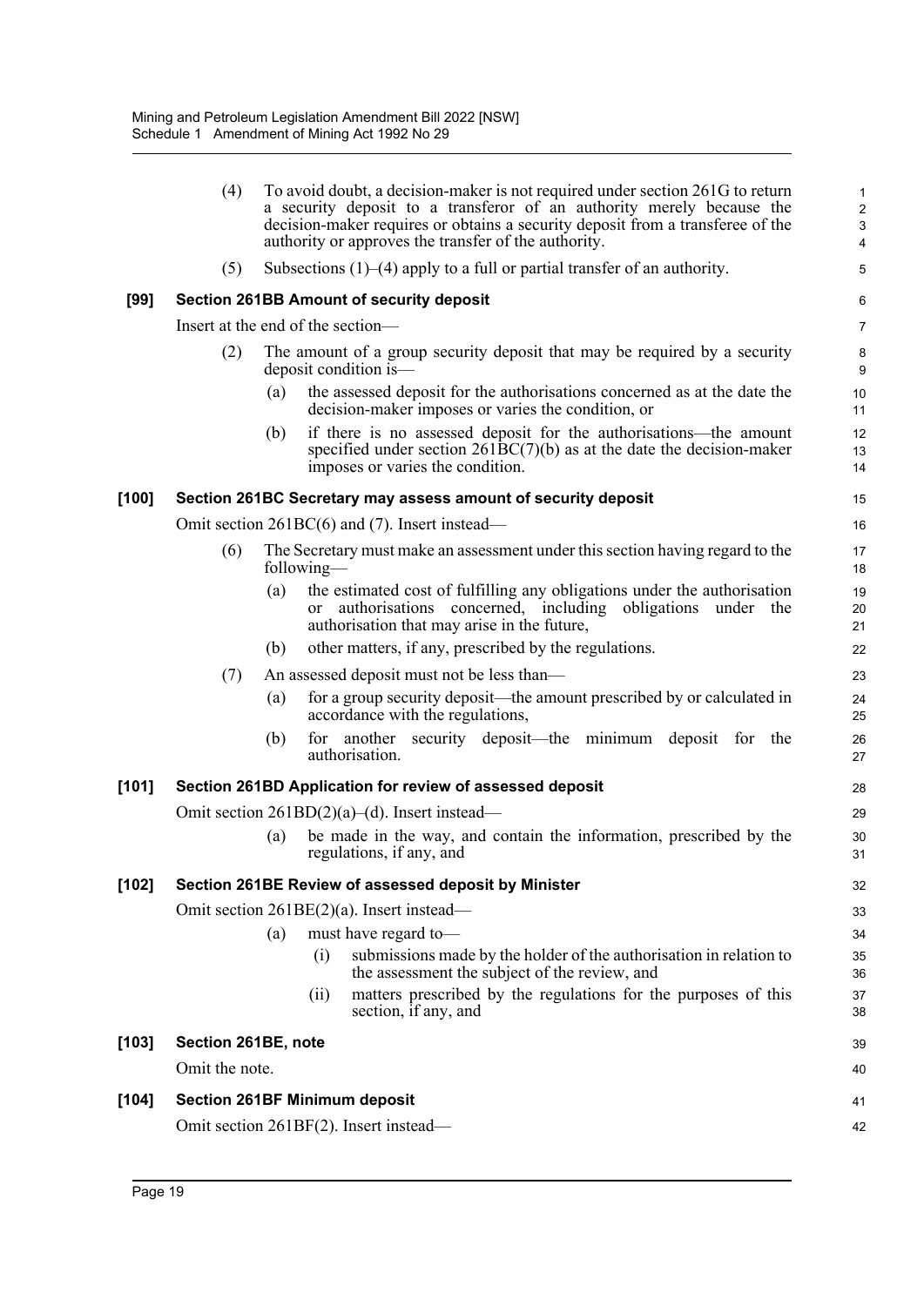(4) To avoid doubt, a decision-maker is not required under section 261G to return a security deposit to a transferor of an authority merely because the decision-maker requires or obtains a security deposit from a transferee of the authority or approves the transfer of the authority.

(5) Subsections (1)–(4) apply to a full or partial transfer of an authority.

**[99] Section 261BB Amount of security deposit**

Insert at the end of the section—

(2) The amount of a group security deposit that may be required by a security deposit condition is—

(a) the assessed deposit for the authorisations concerned as at the date the decision-maker imposes or varies the condition, or

(b) if there is no assessed deposit for the authorisations—the amount specified under section 261BC(7)(b) as at the date the decision-maker imposes or varies the condition.

**[100] Section 261BC Secretary may assess amount of security deposit**

Omit section 261BC(6) and (7). Insert instead—

(6) The Secretary must make an assessment under this section having regard to the following—

(a) the estimated cost of fulfilling any obligations under the authorisation or authorisations concerned, including obligations under the authorisation that may arise in the future,

(b) other matters, if any, prescribed by the regulations.

(7) An assessed deposit must not be less than—

(a) for a group security deposit—the amount prescribed by or calculated in accordance with the regulations,

(b) for another security deposit—the minimum deposit for the authorisation.

**[101] Section 261BD Application for review of assessed deposit**

Omit section 261BD(2)(a)–(d). Insert instead—

(a) be made in the way, and contain the information, prescribed by the regulations, if any, and

**[102] Section 261BE Review of assessed deposit by Minister**

Omit section 261BE(2)(a). Insert instead—

(a) must have regard to—

(i) submissions made by the holder of the authorisation in relation to the assessment the subject of the review, and

(ii) matters prescribed by the regulations for the purposes of this section, if any, and

**[103] Section 261BE, note**

Omit the note.

**[104] Section 261BF Minimum deposit**

Omit section 261BF(2). Insert instead—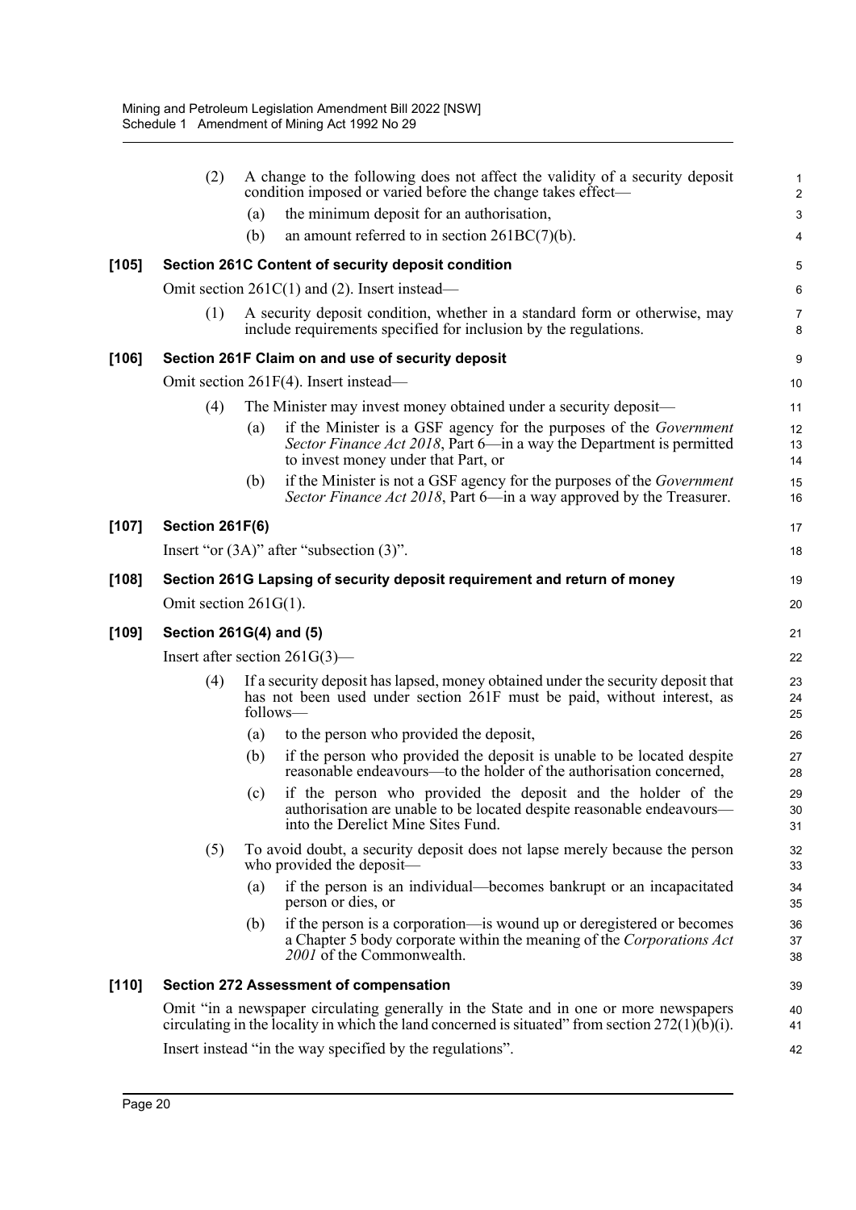(2) A change to the following does not affect the validity of a security deposit condition imposed or varied before the change takes effect—

(a) the minimum deposit for an authorisation,

(b) an amount referred to in section 261BC(7)(b).

**[105] Section 261C Content of security deposit condition**

Omit section 261C(1) and (2). Insert instead—

(1) A security deposit condition, whether in a standard form or otherwise, may include requirements specified for inclusion by the regulations.

**[106] Section 261F Claim on and use of security deposit**

Omit section 261F(4). Insert instead—

(4) The Minister may invest money obtained under a security deposit—

(a) if the Minister is a GSF agency for the purposes of the *Government Sector Finance Act 2018*, Part 6—in a way the Department is permitted to invest money under that Part, or

(b) if the Minister is not a GSF agency for the purposes of the *Government Sector Finance Act 2018*, Part 6—in a way approved by the Treasurer.

**[107] Section 261F(6)**

Insert "or (3A)" after "subsection (3)".

**[108] Section 261G Lapsing of security deposit requirement and return of money**

Omit section 261G(1).

**[109] Section 261G(4) and (5)**

Insert after section 261G(3)—

(4) If a security deposit has lapsed, money obtained under the security deposit that has not been used under section 261F must be paid, without interest, as follows—

(a) to the person who provided the deposit,

(b) if the person who provided the deposit is unable to be located despite reasonable endeavours—to the holder of the authorisation concerned,

(c) if the person who provided the deposit and the holder of the authorisation are unable to be located despite reasonable endeavours—into the Derelict Mine Sites Fund.

(5) To avoid doubt, a security deposit does not lapse merely because the person who provided the deposit—

(a) if the person is an individual—becomes bankrupt or an incapacitated person or dies, or

(b) if the person is a corporation—is wound up or deregistered or becomes a Chapter 5 body corporate within the meaning of the *Corporations Act 2001* of the Commonwealth.

**[110] Section 272 Assessment of compensation**

Omit "in a newspaper circulating generally in the State and in one or more newspapers circulating in the locality in which the land concerned is situated" from section 272(1)(b)(i).

Insert instead "in the way specified by the regulations".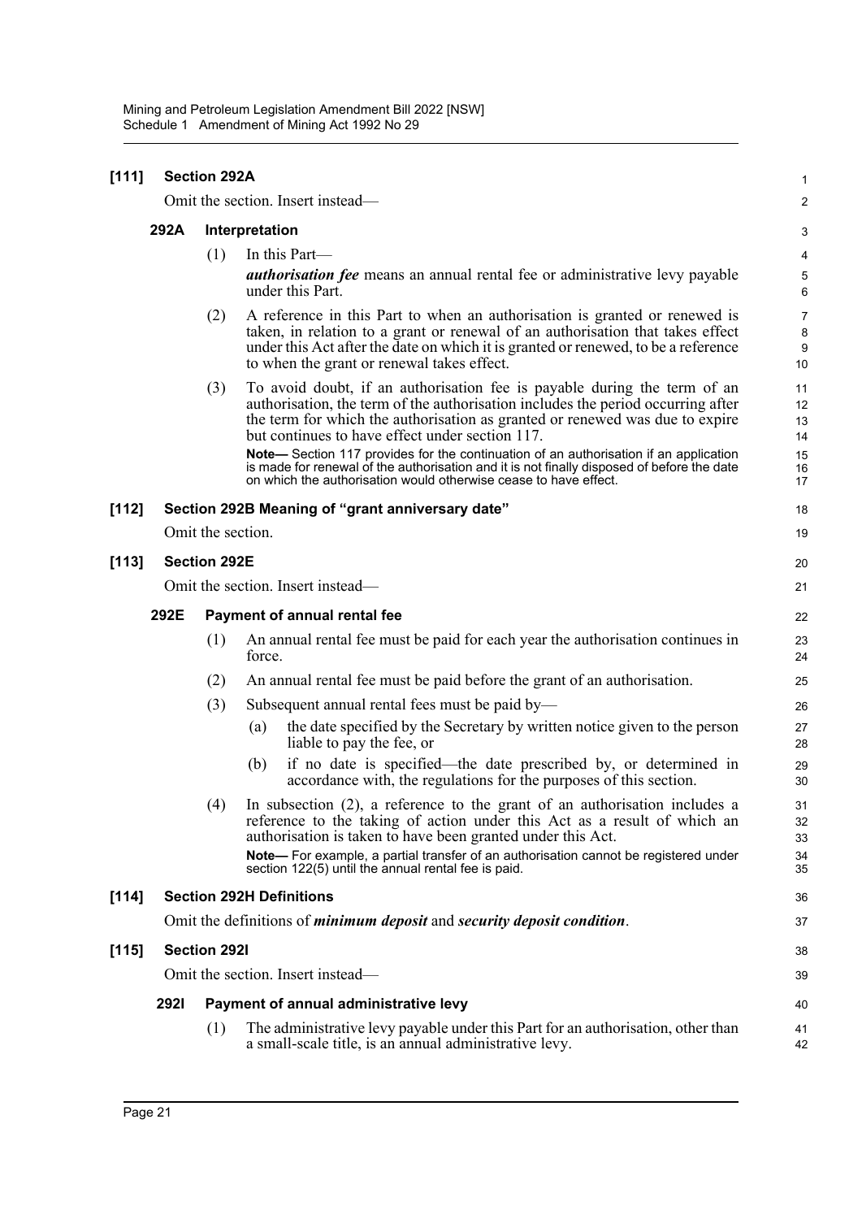**[111] Section 292A**

Omit the section. Insert instead—

**292A Interpretation**

(1) In this Part—

***authorisation fee*** means an annual rental fee or administrative levy payable under this Part.

(2) A reference in this Part to when an authorisation is granted or renewed is taken, in relation to a grant or renewal of an authorisation that takes effect under this Act after the date on which it is granted or renewed, to be a reference to when the grant or renewal takes effect.

(3) To avoid doubt, if an authorisation fee is payable during the term of an authorisation, the term of the authorisation includes the period occurring after the term for which the authorisation as granted or renewed was due to expire but continues to have effect under section 117.

**Note—** Section 117 provides for the continuation of an authorisation if an application is made for renewal of the authorisation and it is not finally disposed of before the date on which the authorisation would otherwise cease to have effect.

**[112] Section 292B Meaning of "grant anniversary date"**

Omit the section.

**[113] Section 292E**

Omit the section. Insert instead—

**292E Payment of annual rental fee**

(1) An annual rental fee must be paid for each year the authorisation continues in force.

(2) An annual rental fee must be paid before the grant of an authorisation.

(3) Subsequent annual rental fees must be paid by—

(a) the date specified by the Secretary by written notice given to the person liable to pay the fee, or

(b) if no date is specified—the date prescribed by, or determined in accordance with, the regulations for the purposes of this section.

(4) In subsection (2), a reference to the grant of an authorisation includes a reference to the taking of action under this Act as a result of which an authorisation is taken to have been granted under this Act.

**Note—** For example, a partial transfer of an authorisation cannot be registered under section 122(5) until the annual rental fee is paid.

**[114] Section 292H Definitions**

Omit the definitions of ***minimum deposit*** and ***security deposit condition***.

**[115] Section 292I**

Omit the section. Insert instead—

**292I Payment of annual administrative levy**

(1) The administrative levy payable under this Part for an authorisation, other than a small-scale title, is an annual administrative levy.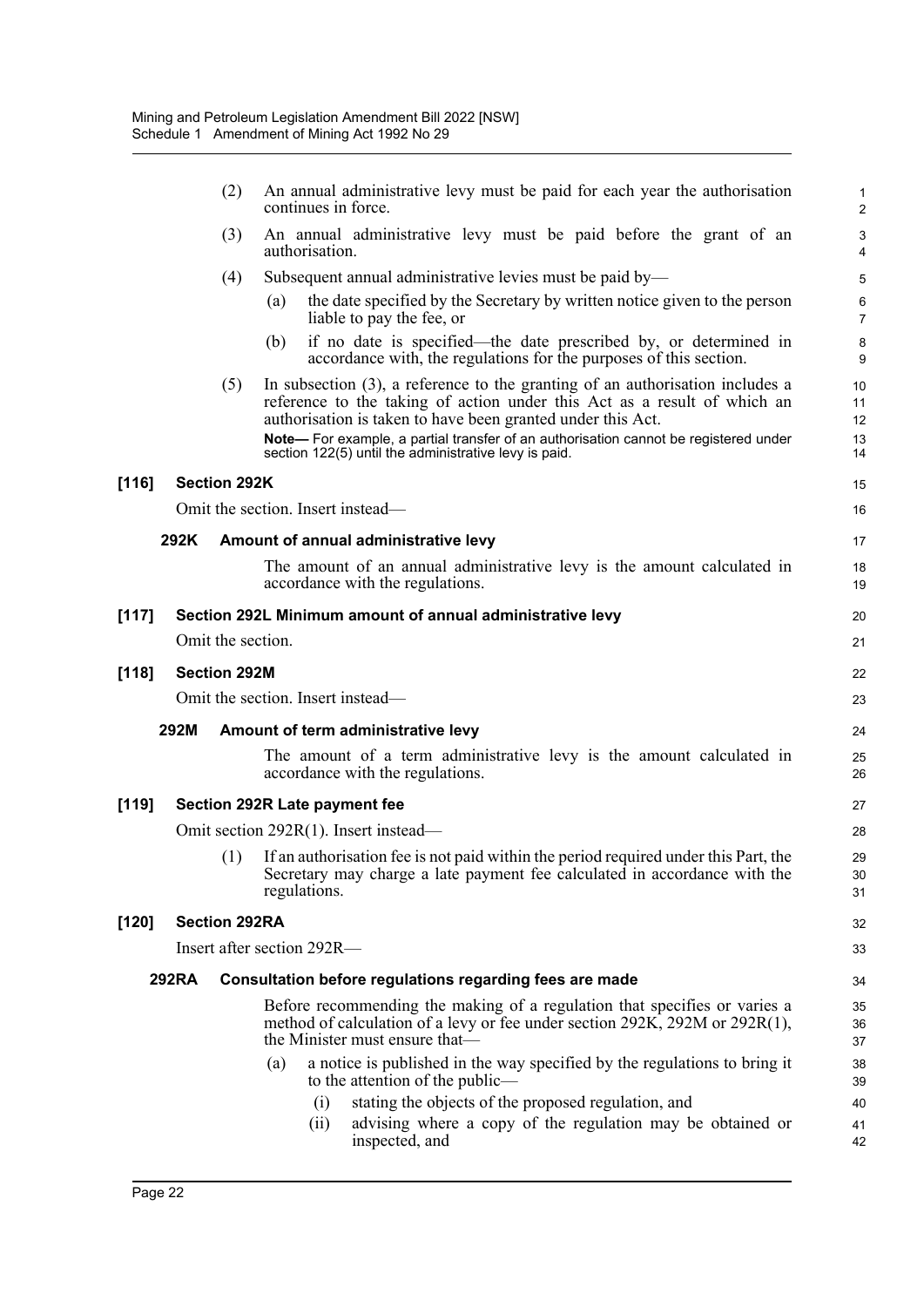(2) An annual administrative levy must be paid for each year the authorisation continues in force.

(3) An annual administrative levy must be paid before the grant of an authorisation.

(4) Subsequent annual administrative levies must be paid by—

(a) the date specified by the Secretary by written notice given to the person liable to pay the fee, or

(b) if no date is specified—the date prescribed by, or determined in accordance with, the regulations for the purposes of this section.

(5) In subsection (3), a reference to the granting of an authorisation includes a reference to the taking of action under this Act as a result of which an authorisation is taken to have been granted under this Act.

**Note—** For example, a partial transfer of an authorisation cannot be registered under section 122(5) until the administrative levy is paid.

**[116] Section 292K**

Omit the section. Insert instead—

**292K Amount of annual administrative levy**

The amount of an annual administrative levy is the amount calculated in accordance with the regulations.

**[117] Section 292L Minimum amount of annual administrative levy**

Omit the section.

**[118] Section 292M**

Omit the section. Insert instead—

**292M Amount of term administrative levy**

The amount of a term administrative levy is the amount calculated in accordance with the regulations.

**[119] Section 292R Late payment fee**

Omit section 292R(1). Insert instead—

(1) If an authorisation fee is not paid within the period required under this Part, the Secretary may charge a late payment fee calculated in accordance with the regulations.

**[120] Section 292RA**

Insert after section 292R—

**292RA Consultation before regulations regarding fees are made**

Before recommending the making of a regulation that specifies or varies a method of calculation of a levy or fee under section 292K, 292M or 292R(1), the Minister must ensure that—

(a) a notice is published in the way specified by the regulations to bring it to the attention of the public—

(i) stating the objects of the proposed regulation, and

(ii) advising where a copy of the regulation may be obtained or inspected, and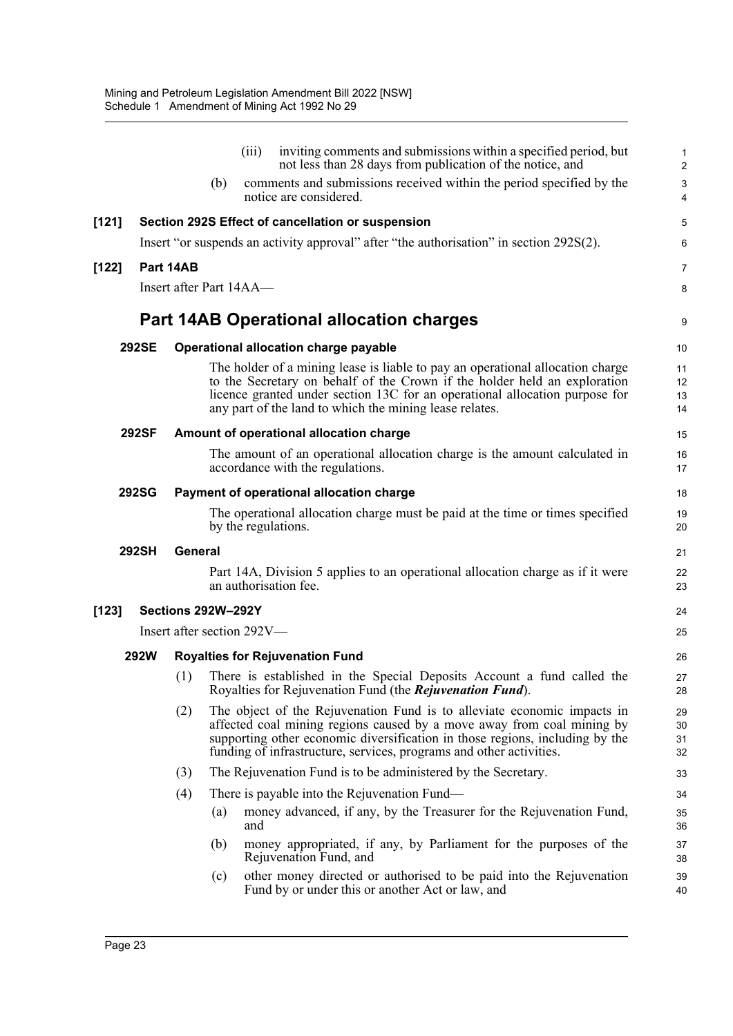(iii) inviting comments and submissions within a specified period, but not less than 28 days from publication of the notice, and

(b) comments and submissions received within the period specified by the notice are considered.

**[121] Section 292S Effect of cancellation or suspension**

Insert "or suspends an activity approval" after "the authorisation" in section 292S(2).

**[122] Part 14AB**

Insert after Part 14AA—

## Part 14AB Operational allocation charges

**292SE Operational allocation charge payable**

The holder of a mining lease is liable to pay an operational allocation charge to the Secretary on behalf of the Crown if the holder held an exploration licence granted under section 13C for an operational allocation purpose for any part of the land to which the mining lease relates.

**292SF Amount of operational allocation charge**

The amount of an operational allocation charge is the amount calculated in accordance with the regulations.

**292SG Payment of operational allocation charge**

The operational allocation charge must be paid at the time or times specified by the regulations.

**292SH General**

Part 14A, Division 5 applies to an operational allocation charge as if it were an authorisation fee.

**[123] Sections 292W–292Y**

Insert after section 292V—

**292W Royalties for Rejuvenation Fund**

(1) There is established in the Special Deposits Account a fund called the Royalties for Rejuvenation Fund (the ***Rejuvenation Fund***).

(2) The object of the Rejuvenation Fund is to alleviate economic impacts in affected coal mining regions caused by a move away from coal mining by supporting other economic diversification in those regions, including by the funding of infrastructure, services, programs and other activities.

(3) The Rejuvenation Fund is to be administered by the Secretary.

(4) There is payable into the Rejuvenation Fund—

(a) money advanced, if any, by the Treasurer for the Rejuvenation Fund, and

(b) money appropriated, if any, by Parliament for the purposes of the Rejuvenation Fund, and

(c) other money directed or authorised to be paid into the Rejuvenation Fund by or under this or another Act or law, and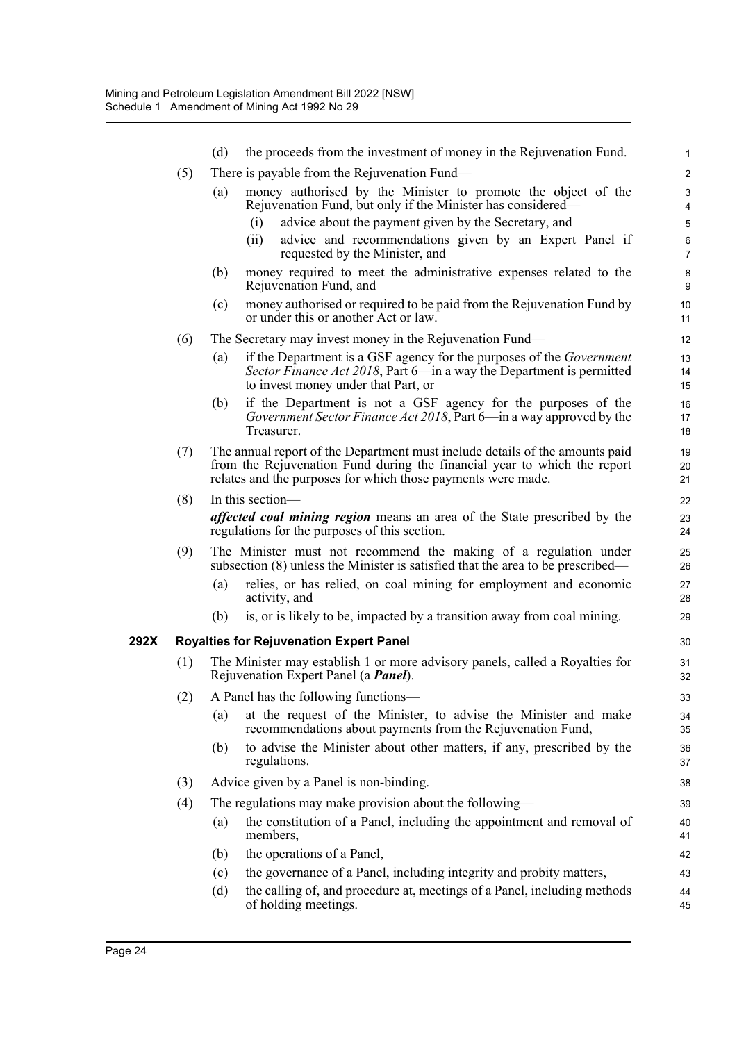(d) the proceeds from the investment of money in the Rejuvenation Fund.

(5) There is payable from the Rejuvenation Fund—

(a) money authorised by the Minister to promote the object of the Rejuvenation Fund, but only if the Minister has considered—

(i) advice about the payment given by the Secretary, and

(ii) advice and recommendations given by an Expert Panel if requested by the Minister, and

(b) money required to meet the administrative expenses related to the Rejuvenation Fund, and

(c) money authorised or required to be paid from the Rejuvenation Fund by or under this or another Act or law.

(6) The Secretary may invest money in the Rejuvenation Fund—

(a) if the Department is a GSF agency for the purposes of the *Government Sector Finance Act 2018*, Part 6—in a way the Department is permitted to invest money under that Part, or

(b) if the Department is not a GSF agency for the purposes of the *Government Sector Finance Act 2018*, Part 6—in a way approved by the Treasurer.

(7) The annual report of the Department must include details of the amounts paid from the Rejuvenation Fund during the financial year to which the report relates and the purposes for which those payments were made.

(8) In this section—

***affected coal mining region*** means an area of the State prescribed by the regulations for the purposes of this section.

(9) The Minister must not recommend the making of a regulation under subsection (8) unless the Minister is satisfied that the area to be prescribed—

(a) relies, or has relied, on coal mining for employment and economic activity, and

(b) is, or is likely to be, impacted by a transition away from coal mining.

**292X Royalties for Rejuvenation Expert Panel**

(1) The Minister may establish 1 or more advisory panels, called a Royalties for Rejuvenation Expert Panel (a ***Panel***).

(2) A Panel has the following functions—

(a) at the request of the Minister, to advise the Minister and make recommendations about payments from the Rejuvenation Fund,

(b) to advise the Minister about other matters, if any, prescribed by the regulations.

(3) Advice given by a Panel is non-binding.

(4) The regulations may make provision about the following—

(a) the constitution of a Panel, including the appointment and removal of members,

(b) the operations of a Panel,

(c) the governance of a Panel, including integrity and probity matters,

(d) the calling of, and procedure at, meetings of a Panel, including methods of holding meetings.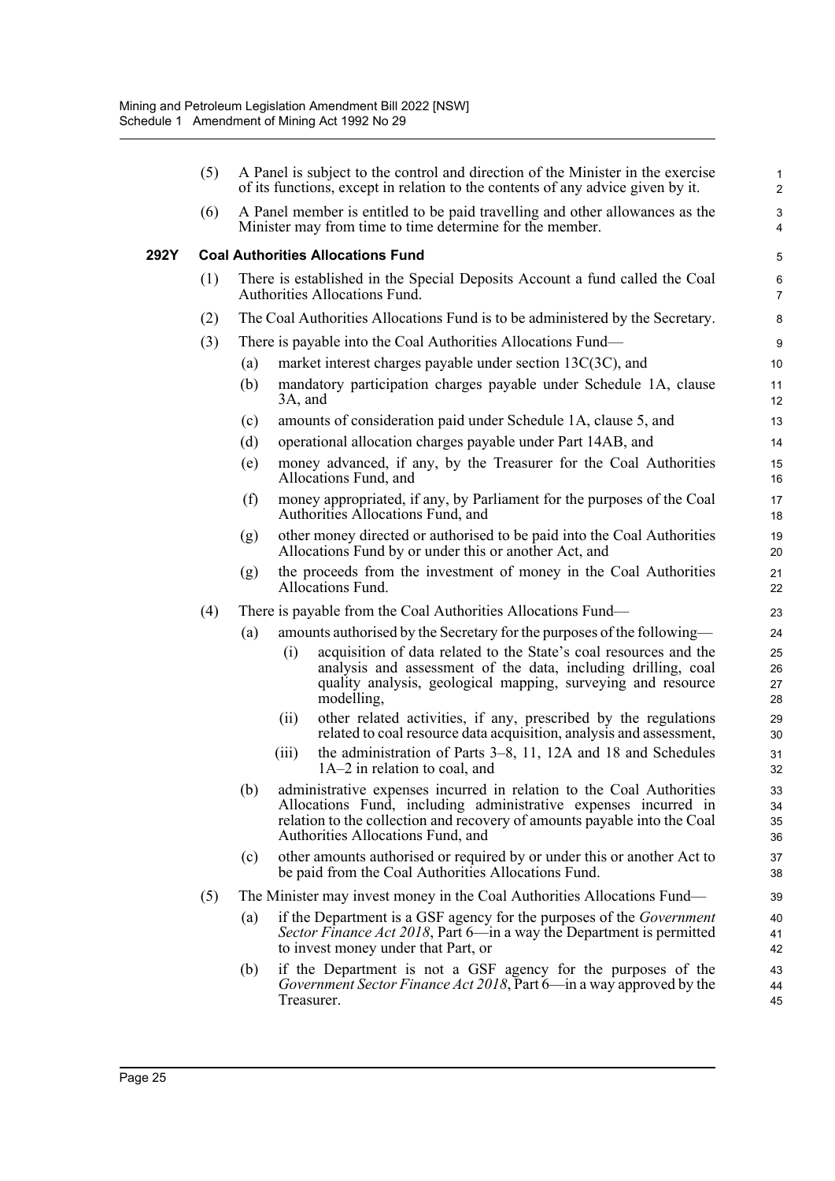(5) A Panel is subject to the control and direction of the Minister in the exercise of its functions, except in relation to the contents of any advice given by it.

(6) A Panel member is entitled to be paid travelling and other allowances as the Minister may from time to time determine for the member.

### 292Y Coal Authorities Allocations Fund

(1) There is established in the Special Deposits Account a fund called the Coal Authorities Allocations Fund.

(2) The Coal Authorities Allocations Fund is to be administered by the Secretary.

(3) There is payable into the Coal Authorities Allocations Fund—

- (a) market interest charges payable under section 13C(3C), and
- (b) mandatory participation charges payable under Schedule 1A, clause 3A, and
- (c) amounts of consideration paid under Schedule 1A, clause 5, and
- (d) operational allocation charges payable under Part 14AB, and
- (e) money advanced, if any, by the Treasurer for the Coal Authorities Allocations Fund, and
- (f) money appropriated, if any, by Parliament for the purposes of the Coal Authorities Allocations Fund, and
- (g) other money directed or authorised to be paid into the Coal Authorities Allocations Fund by or under this or another Act, and
- (g) the proceeds from the investment of money in the Coal Authorities Allocations Fund.

(4) There is payable from the Coal Authorities Allocations Fund—

- (a) amounts authorised by the Secretary for the purposes of the following—
  - (i) acquisition of data related to the State's coal resources and the analysis and assessment of the data, including drilling, coal quality analysis, geological mapping, surveying and resource modelling,
  - (ii) other related activities, if any, prescribed by the regulations related to coal resource data acquisition, analysis and assessment,
  - (iii) the administration of Parts 3–8, 11, 12A and 18 and Schedules 1A–2 in relation to coal, and
- (b) administrative expenses incurred in relation to the Coal Authorities Allocations Fund, including administrative expenses incurred in relation to the collection and recovery of amounts payable into the Coal Authorities Allocations Fund, and
- (c) other amounts authorised or required by or under this or another Act to be paid from the Coal Authorities Allocations Fund.

(5) The Minister may invest money in the Coal Authorities Allocations Fund—

- (a) if the Department is a GSF agency for the purposes of the *Government Sector Finance Act 2018*, Part 6—in a way the Department is permitted to invest money under that Part, or
- (b) if the Department is not a GSF agency for the purposes of the *Government Sector Finance Act 2018*, Part 6—in a way approved by the Treasurer.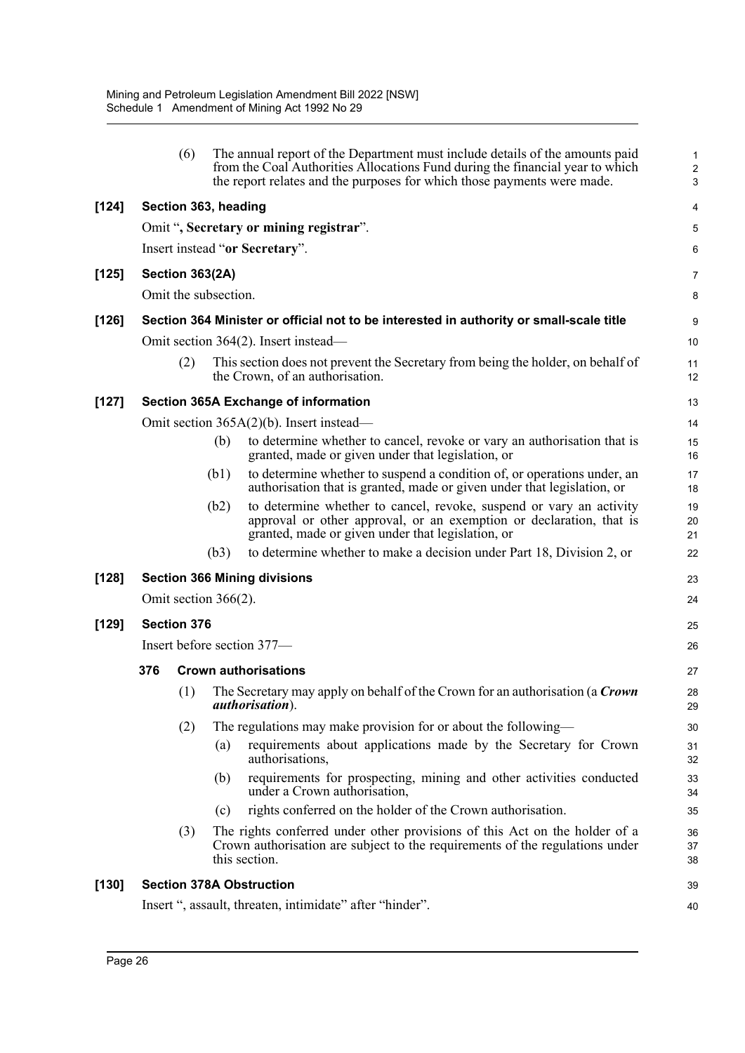(6) The annual report of the Department must include details of the amounts paid from the Coal Authorities Allocations Fund during the financial year to which the report relates and the purposes for which those payments were made.

**[124] Section 363, heading**

Omit "**, Secretary or mining registrar**".

Insert instead "**or Secretary**".

**[125] Section 363(2A)**

Omit the subsection.

**[126] Section 364 Minister or official not to be interested in authority or small-scale title**

Omit section 364(2). Insert instead—

(2) This section does not prevent the Secretary from being the holder, on behalf of the Crown, of an authorisation.

**[127] Section 365A Exchange of information**

Omit section 365A(2)(b). Insert instead—

(b) to determine whether to cancel, revoke or vary an authorisation that is granted, made or given under that legislation, or

(b1) to determine whether to suspend a condition of, or operations under, an authorisation that is granted, made or given under that legislation, or

(b2) to determine whether to cancel, revoke, suspend or vary an activity approval or other approval, or an exemption or declaration, that is granted, made or given under that legislation, or

(b3) to determine whether to make a decision under Part 18, Division 2, or

**[128] Section 366 Mining divisions**

Omit section 366(2).

**[129] Section 376**

Insert before section 377—

**376 Crown authorisations**

(1) The Secretary may apply on behalf of the Crown for an authorisation (a ***Crown authorisation***).

(2) The regulations may make provision for or about the following—

(a) requirements about applications made by the Secretary for Crown authorisations,

(b) requirements for prospecting, mining and other activities conducted under a Crown authorisation,

(c) rights conferred on the holder of the Crown authorisation.

(3) The rights conferred under other provisions of this Act on the holder of a Crown authorisation are subject to the requirements of the regulations under this section.

**[130] Section 378A Obstruction**

Insert ", assault, threaten, intimidate" after "hinder".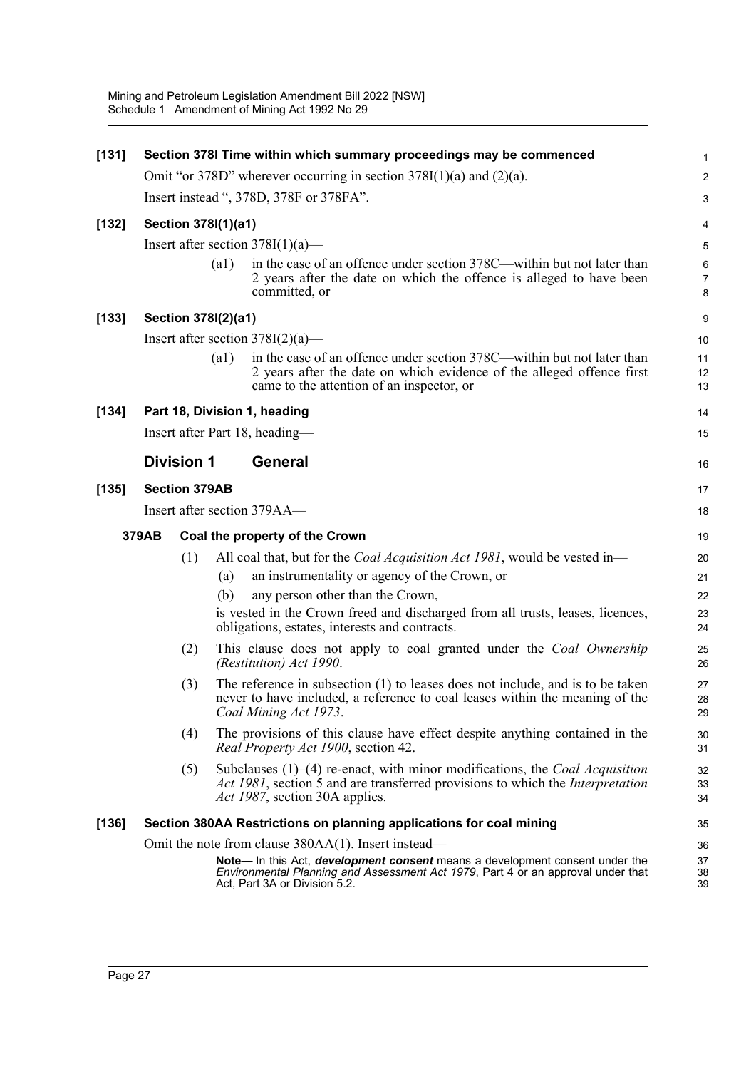**[131] Section 378I Time within which summary proceedings may be commenced**

Omit "or 378D" wherever occurring in section 378I(1)(a) and (2)(a).

Insert instead ", 378D, 378F or 378FA".

**[132] Section 378I(1)(a1)**

Insert after section 378I(1)(a)—

(a1) in the case of an offence under section 378C—within but not later than 2 years after the date on which the offence is alleged to have been committed, or

**[133] Section 378I(2)(a1)**

Insert after section 378I(2)(a)—

(a1) in the case of an offence under section 378C—within but not later than 2 years after the date on which evidence of the alleged offence first came to the attention of an inspector, or

**[134] Part 18, Division 1, heading**

Insert after Part 18, heading—

## Division 1 General

**[135] Section 379AB**

Insert after section 379AA—

**379AB Coal the property of the Crown**

(1) All coal that, but for the *Coal Acquisition Act 1981*, would be vested in—

(a) an instrumentality or agency of the Crown, or

(b) any person other than the Crown,

is vested in the Crown freed and discharged from all trusts, leases, licences, obligations, estates, interests and contracts.

(2) This clause does not apply to coal granted under the *Coal Ownership (Restitution) Act 1990*.

(3) The reference in subsection (1) to leases does not include, and is to be taken never to have included, a reference to coal leases within the meaning of the *Coal Mining Act 1973*.

(4) The provisions of this clause have effect despite anything contained in the *Real Property Act 1900*, section 42.

(5) Subclauses (1)–(4) re-enact, with minor modifications, the *Coal Acquisition Act 1981*, section 5 and are transferred provisions to which the *Interpretation Act 1987*, section 30A applies.

**[136] Section 380AA Restrictions on planning applications for coal mining**

Omit the note from clause 380AA(1). Insert instead—

**Note—** In this Act, ***development consent*** means a development consent under the *Environmental Planning and Assessment Act 1979*, Part 4 or an approval under that Act, Part 3A or Division 5.2.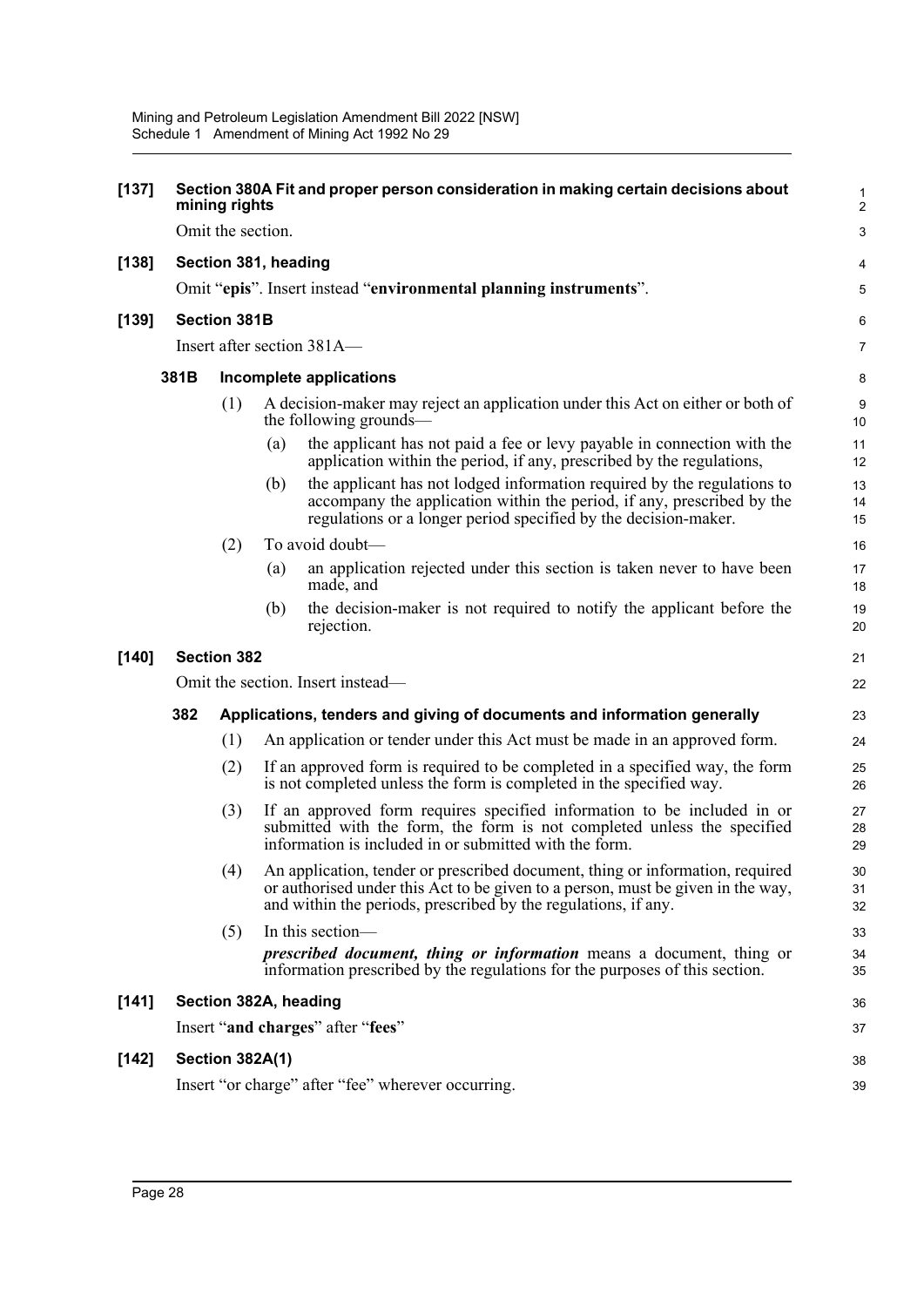**[137] Section 380A Fit and proper person consideration in making certain decisions about mining rights**

Omit the section.

**[138] Section 381, heading**

Omit "**epis**". Insert instead "**environmental planning instruments**".

**[139] Section 381B**

Insert after section 381A—

**381B Incomplete applications**

(1) A decision-maker may reject an application under this Act on either or both of the following grounds—

(a) the applicant has not paid a fee or levy payable in connection with the application within the period, if any, prescribed by the regulations,

(b) the applicant has not lodged information required by the regulations to accompany the application within the period, if any, prescribed by the regulations or a longer period specified by the decision-maker.

(2) To avoid doubt—

(a) an application rejected under this section is taken never to have been made, and

(b) the decision-maker is not required to notify the applicant before the rejection.

**[140] Section 382**

Omit the section. Insert instead—

**382 Applications, tenders and giving of documents and information generally**

(1) An application or tender under this Act must be made in an approved form.

(2) If an approved form is required to be completed in a specified way, the form is not completed unless the form is completed in the specified way.

(3) If an approved form requires specified information to be included in or submitted with the form, the form is not completed unless the specified information is included in or submitted with the form.

(4) An application, tender or prescribed document, thing or information, required or authorised under this Act to be given to a person, must be given in the way, and within the periods, prescribed by the regulations, if any.

(5) In this section—

***prescribed document, thing or information*** means a document, thing or information prescribed by the regulations for the purposes of this section.

**[141] Section 382A, heading**

Insert "**and charges**" after "**fees**"

**[142] Section 382A(1)**

Insert "or charge" after "fee" wherever occurring.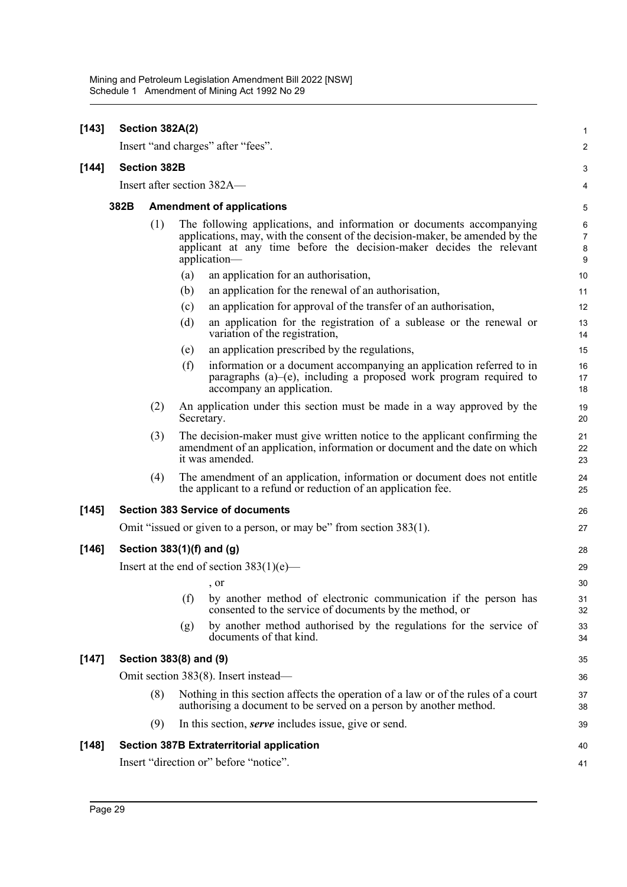**[143] Section 382A(2)**

Insert "and charges" after "fees".

**[144] Section 382B**

Insert after section 382A—

**382B Amendment of applications**

(1) The following applications, and information or documents accompanying applications, may, with the consent of the decision-maker, be amended by the applicant at any time before the decision-maker decides the relevant application—

(a) an application for an authorisation,

(b) an application for the renewal of an authorisation,

(c) an application for approval of the transfer of an authorisation,

(d) an application for the registration of a sublease or the renewal or variation of the registration,

(e) an application prescribed by the regulations,

(f) information or a document accompanying an application referred to in paragraphs (a)–(e), including a proposed work program required to accompany an application.

(2) An application under this section must be made in a way approved by the Secretary.

(3) The decision-maker must give written notice to the applicant confirming the amendment of an application, information or document and the date on which it was amended.

(4) The amendment of an application, information or document does not entitle the applicant to a refund or reduction of an application fee.

**[145] Section 383 Service of documents**

Omit "issued or given to a person, or may be" from section 383(1).

**[146] Section 383(1)(f) and (g)**

Insert at the end of section 383(1)(e)—

, or

(f) by another method of electronic communication if the person has consented to the service of documents by the method, or

(g) by another method authorised by the regulations for the service of documents of that kind.

**[147] Section 383(8) and (9)**

Omit section 383(8). Insert instead—

(8) Nothing in this section affects the operation of a law or of the rules of a court authorising a document to be served on a person by another method.

(9) In this section, ***serve*** includes issue, give or send.

**[148] Section 387B Extraterritorial application**

Insert "direction or" before "notice".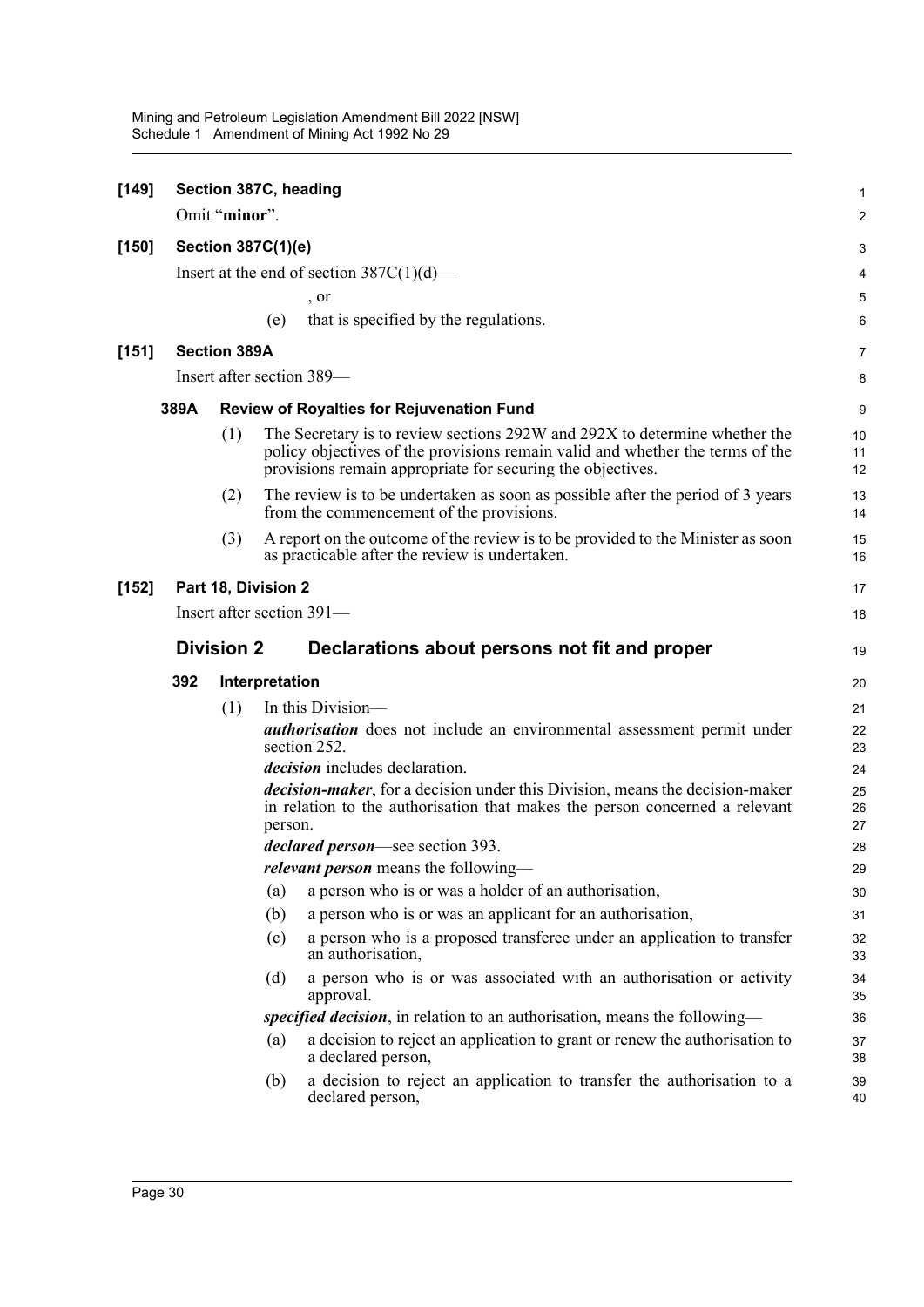**[149] Section 387C, heading**

Omit "**minor**".

**[150] Section 387C(1)(e)**

Insert at the end of section 387C(1)(d)—

, or

(e) that is specified by the regulations.

**[151] Section 389A**

Insert after section 389—

**389A Review of Royalties for Rejuvenation Fund**

(1) The Secretary is to review sections 292W and 292X to determine whether the policy objectives of the provisions remain valid and whether the terms of the provisions remain appropriate for securing the objectives.

(2) The review is to be undertaken as soon as possible after the period of 3 years from the commencement of the provisions.

(3) A report on the outcome of the review is to be provided to the Minister as soon as practicable after the review is undertaken.

**[152] Part 18, Division 2**

Insert after section 391—

## Division 2 Declarations about persons not fit and proper

**392 Interpretation**

(1) In this Division—

***authorisation*** does not include an environmental assessment permit under section 252.

***decision*** includes declaration.

***decision-maker***, for a decision under this Division, means the decision-maker in relation to the authorisation that makes the person concerned a relevant person.

***declared person***—see section 393.

***relevant person*** means the following—

(a) a person who is or was a holder of an authorisation,

(b) a person who is or was an applicant for an authorisation,

(c) a person who is a proposed transferee under an application to transfer an authorisation,

(d) a person who is or was associated with an authorisation or activity approval.

***specified decision***, in relation to an authorisation, means the following—

(a) a decision to reject an application to grant or renew the authorisation to a declared person,

(b) a decision to reject an application to transfer the authorisation to a declared person,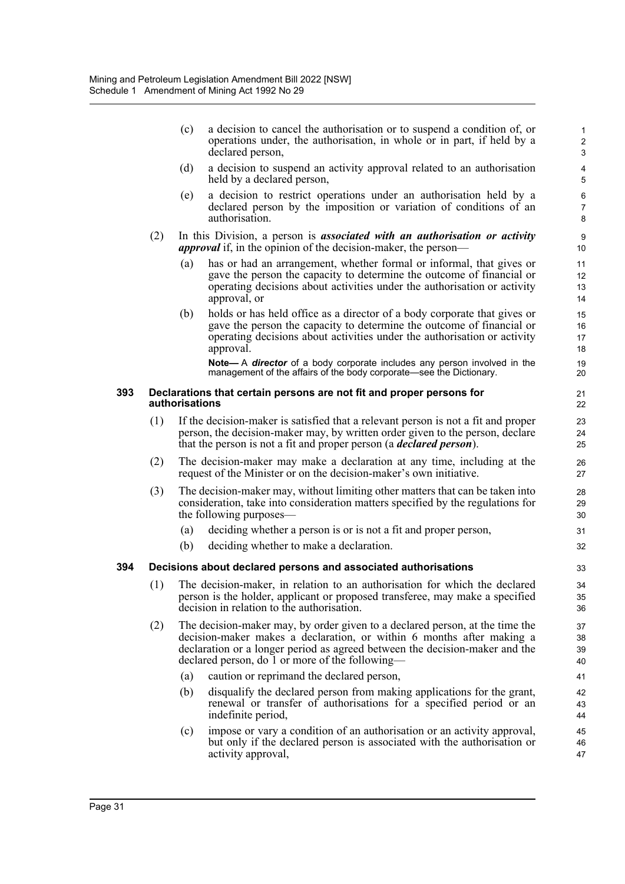(c) a decision to cancel the authorisation or to suspend a condition of, or operations under, the authorisation, in whole or in part, if held by a declared person,

(d) a decision to suspend an activity approval related to an authorisation held by a declared person,

(e) a decision to restrict operations under an authorisation held by a declared person by the imposition or variation of conditions of an authorisation.

(2) In this Division, a person is ***associated with an authorisation or activity approval*** if, in the opinion of the decision-maker, the person—

(a) has or had an arrangement, whether formal or informal, that gives or gave the person the capacity to determine the outcome of financial or operating decisions about activities under the authorisation or activity approval, or

(b) holds or has held office as a director of a body corporate that gives or gave the person the capacity to determine the outcome of financial or operating decisions about activities under the authorisation or activity approval.

**Note—** A ***director*** of a body corporate includes any person involved in the management of the affairs of the body corporate—see the Dictionary.

### 393 Declarations that certain persons are not fit and proper persons for authorisations

(1) If the decision-maker is satisfied that a relevant person is not a fit and proper person, the decision-maker may, by written order given to the person, declare that the person is not a fit and proper person (a ***declared person***).

(2) The decision-maker may make a declaration at any time, including at the request of the Minister or on the decision-maker's own initiative.

(3) The decision-maker may, without limiting other matters that can be taken into consideration, take into consideration matters specified by the regulations for the following purposes—

(a) deciding whether a person is or is not a fit and proper person,

(b) deciding whether to make a declaration.

### 394 Decisions about declared persons and associated authorisations

(1) The decision-maker, in relation to an authorisation for which the declared person is the holder, applicant or proposed transferee, may make a specified decision in relation to the authorisation.

(2) The decision-maker may, by order given to a declared person, at the time the decision-maker makes a declaration, or within 6 months after making a declaration or a longer period as agreed between the decision-maker and the declared person, do 1 or more of the following—

(a) caution or reprimand the declared person,

(b) disqualify the declared person from making applications for the grant, renewal or transfer of authorisations for a specified period or an indefinite period,

(c) impose or vary a condition of an authorisation or an activity approval, but only if the declared person is associated with the authorisation or activity approval,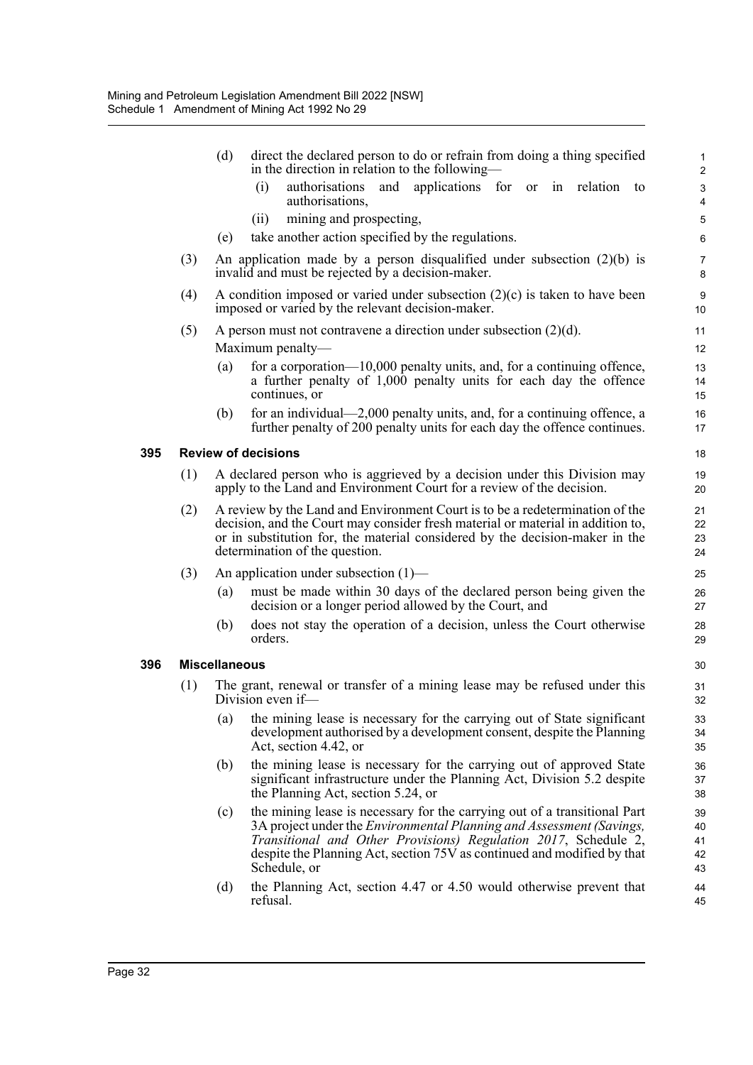(d) direct the declared person to do or refrain from doing a thing specified in the direction in relation to the following—

  (i) authorisations and applications for or in relation to authorisations,

  (ii) mining and prospecting,

(e) take another action specified by the regulations.

(3) An application made by a person disqualified under subsection (2)(b) is invalid and must be rejected by a decision-maker.

(4) A condition imposed or varied under subsection (2)(c) is taken to have been imposed or varied by the relevant decision-maker.

(5) A person must not contravene a direction under subsection (2)(d).

Maximum penalty—

(a) for a corporation—10,000 penalty units, and, for a continuing offence, a further penalty of 1,000 penalty units for each day the offence continues, or

(b) for an individual—2,000 penalty units, and, for a continuing offence, a further penalty of 200 penalty units for each day the offence continues.

**395 Review of decisions**

(1) A declared person who is aggrieved by a decision under this Division may apply to the Land and Environment Court for a review of the decision.

(2) A review by the Land and Environment Court is to be a redetermination of the decision, and the Court may consider fresh material or material in addition to, or in substitution for, the material considered by the decision-maker in the determination of the question.

(3) An application under subsection (1)—

(a) must be made within 30 days of the declared person being given the decision or a longer period allowed by the Court, and

(b) does not stay the operation of a decision, unless the Court otherwise orders.

**396 Miscellaneous**

(1) The grant, renewal or transfer of a mining lease may be refused under this Division even if—

(a) the mining lease is necessary for the carrying out of State significant development authorised by a development consent, despite the Planning Act, section 4.42, or

(b) the mining lease is necessary for the carrying out of approved State significant infrastructure under the Planning Act, Division 5.2 despite the Planning Act, section 5.24, or

(c) the mining lease is necessary for the carrying out of a transitional Part 3A project under the *Environmental Planning and Assessment (Savings, Transitional and Other Provisions) Regulation 2017*, Schedule 2, despite the Planning Act, section 75V as continued and modified by that Schedule, or

(d) the Planning Act, section 4.47 or 4.50 would otherwise prevent that refusal.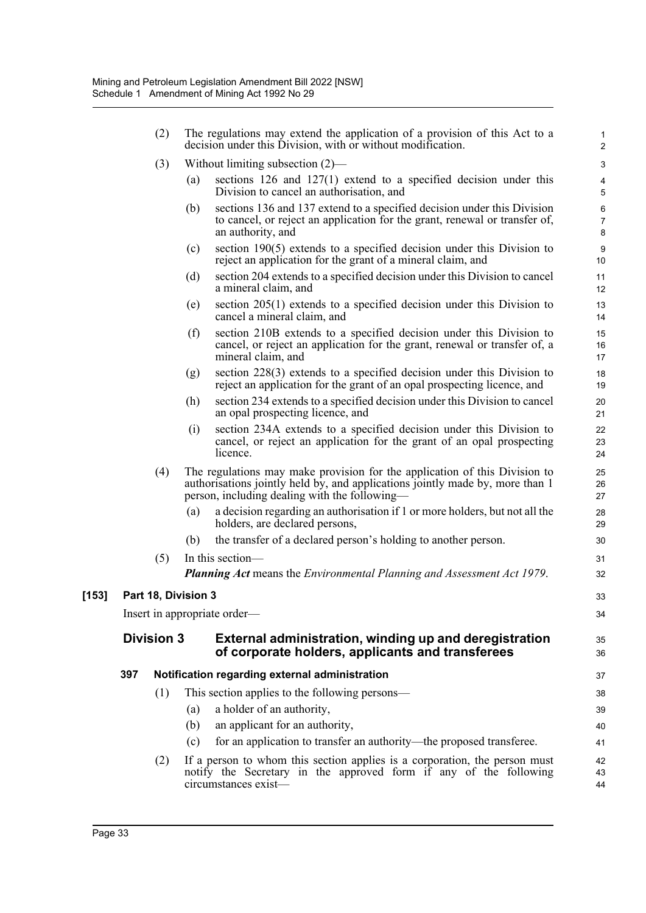(2) The regulations may extend the application of a provision of this Act to a decision under this Division, with or without modification.

(3) Without limiting subsection (2)—

(a) sections 126 and 127(1) extend to a specified decision under this Division to cancel an authorisation, and

(b) sections 136 and 137 extend to a specified decision under this Division to cancel, or reject an application for the grant, renewal or transfer of, an authority, and

(c) section 190(5) extends to a specified decision under this Division to reject an application for the grant of a mineral claim, and

(d) section 204 extends to a specified decision under this Division to cancel a mineral claim, and

(e) section 205(1) extends to a specified decision under this Division to cancel a mineral claim, and

(f) section 210B extends to a specified decision under this Division to cancel, or reject an application for the grant, renewal or transfer of, a mineral claim, and

(g) section 228(3) extends to a specified decision under this Division to reject an application for the grant of an opal prospecting licence, and

(h) section 234 extends to a specified decision under this Division to cancel an opal prospecting licence, and

(i) section 234A extends to a specified decision under this Division to cancel, or reject an application for the grant of an opal prospecting licence.

(4) The regulations may make provision for the application of this Division to authorisations jointly held by, and applications jointly made by, more than 1 person, including dealing with the following—

(a) a decision regarding an authorisation if 1 or more holders, but not all the holders, are declared persons,

(b) the transfer of a declared person's holding to another person.

(5) In this section—

***Planning Act*** means the *Environmental Planning and Assessment Act 1979*.

**[153] Part 18, Division 3**

Insert in appropriate order—

## Division 3 External administration, winding up and deregistration of corporate holders, applicants and transferees

### 397 Notification regarding external administration

(1) This section applies to the following persons—

(a) a holder of an authority,

(b) an applicant for an authority,

(c) for an application to transfer an authority—the proposed transferee.

(2) If a person to whom this section applies is a corporation, the person must notify the Secretary in the approved form if any of the following circumstances exist—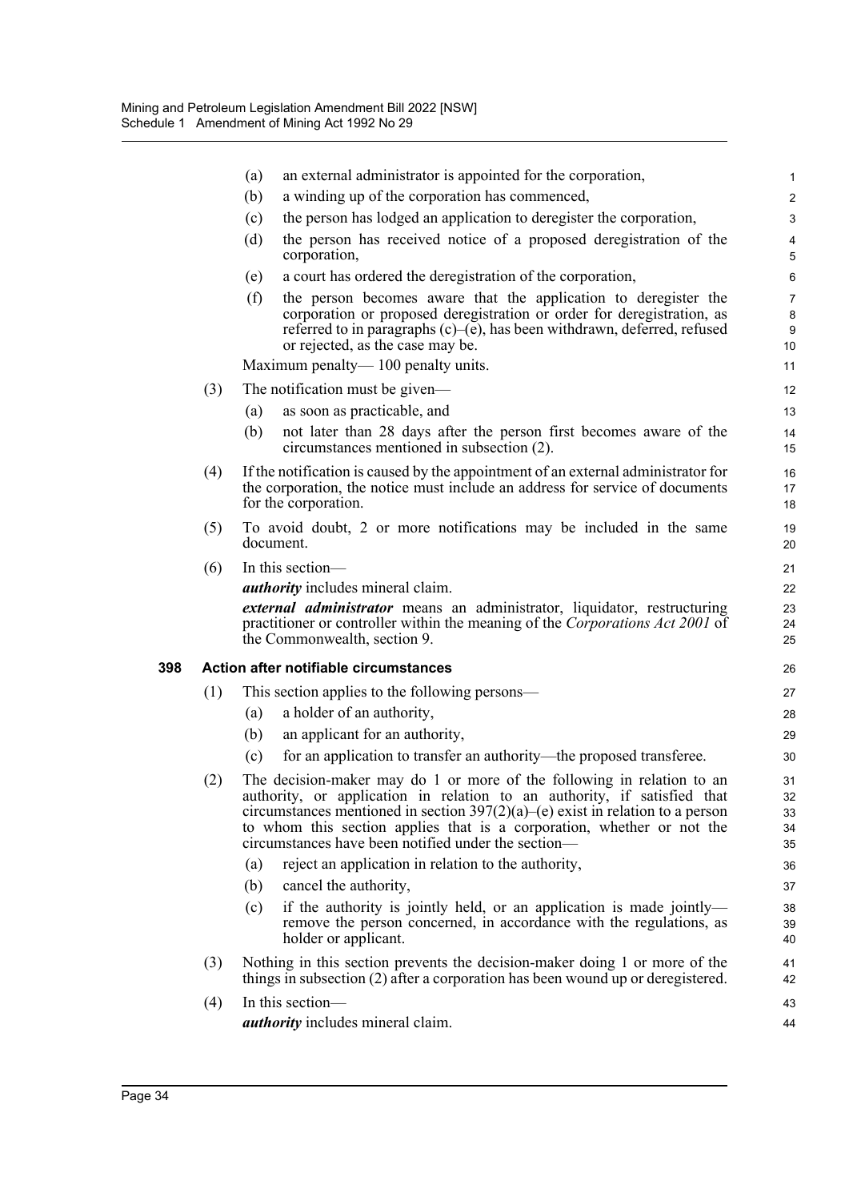(a) an external administrator is appointed for the corporation,

(b) a winding up of the corporation has commenced,

(c) the person has lodged an application to deregister the corporation,

(d) the person has received notice of a proposed deregistration of the corporation,

(e) a court has ordered the deregistration of the corporation,

(f) the person becomes aware that the application to deregister the corporation or proposed deregistration or order for deregistration, as referred to in paragraphs (c)–(e), has been withdrawn, deferred, refused or rejected, as the case may be.

Maximum penalty— 100 penalty units.

(3) The notification must be given—

(a) as soon as practicable, and

(b) not later than 28 days after the person first becomes aware of the circumstances mentioned in subsection (2).

(4) If the notification is caused by the appointment of an external administrator for the corporation, the notice must include an address for service of documents for the corporation.

(5) To avoid doubt, 2 or more notifications may be included in the same document.

(6) In this section—

***authority*** includes mineral claim.

***external administrator*** means an administrator, liquidator, restructuring practitioner or controller within the meaning of the *Corporations Act 2001* of the Commonwealth, section 9.

### 398 Action after notifiable circumstances

(1) This section applies to the following persons—

(a) a holder of an authority,

(b) an applicant for an authority,

(c) for an application to transfer an authority—the proposed transferee.

(2) The decision-maker may do 1 or more of the following in relation to an authority, or application in relation to an authority, if satisfied that circumstances mentioned in section 397(2)(a)–(e) exist in relation to a person to whom this section applies that is a corporation, whether or not the circumstances have been notified under the section—

(a) reject an application in relation to the authority,

(b) cancel the authority,

(c) if the authority is jointly held, or an application is made jointly—remove the person concerned, in accordance with the regulations, as holder or applicant.

(3) Nothing in this section prevents the decision-maker doing 1 or more of the things in subsection (2) after a corporation has been wound up or deregistered.

(4) In this section—

***authority*** includes mineral claim.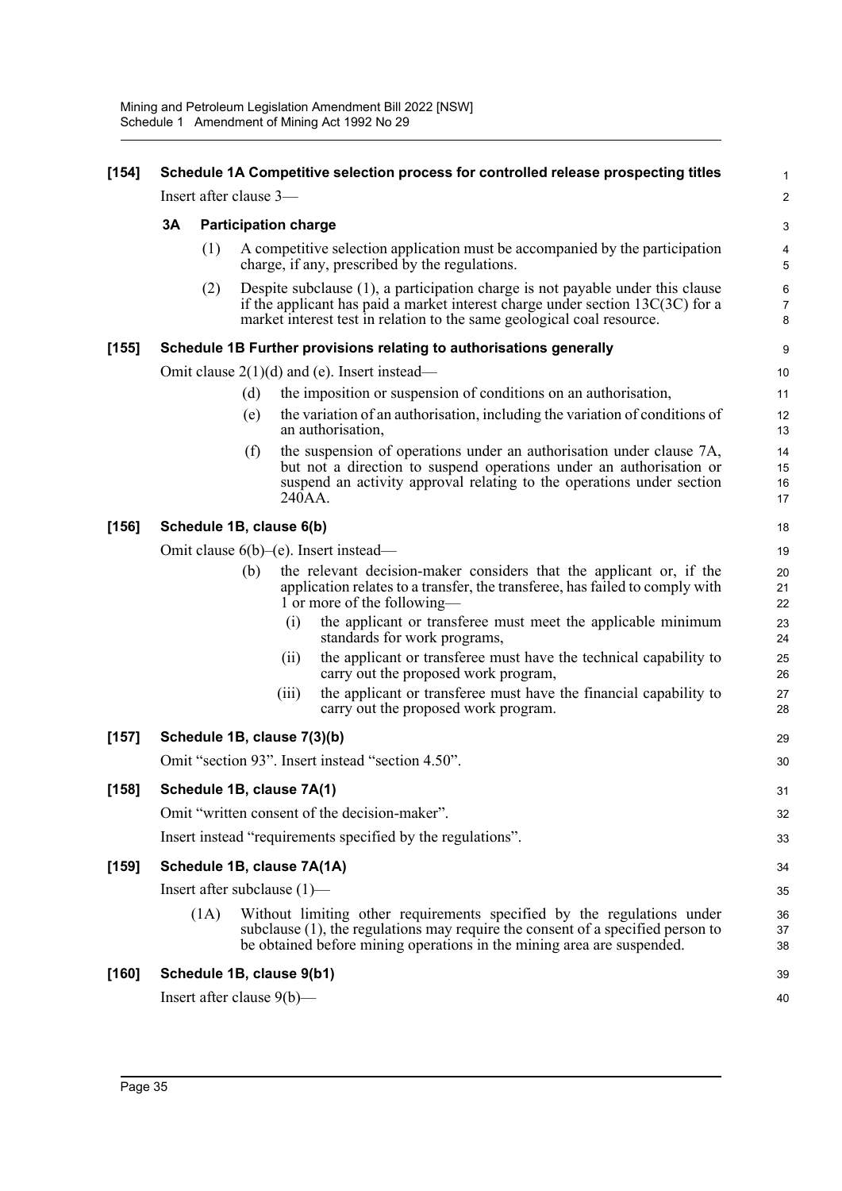**[154] Schedule 1A Competitive selection process for controlled release prospecting titles**

Insert after clause 3—

**3A Participation charge**

(1) A competitive selection application must be accompanied by the participation charge, if any, prescribed by the regulations.

(2) Despite subclause (1), a participation charge is not payable under this clause if the applicant has paid a market interest charge under section 13C(3C) for a market interest test in relation to the same geological coal resource.

**[155] Schedule 1B Further provisions relating to authorisations generally**

Omit clause 2(1)(d) and (e). Insert instead—

(d) the imposition or suspension of conditions on an authorisation,

(e) the variation of an authorisation, including the variation of conditions of an authorisation,

(f) the suspension of operations under an authorisation under clause 7A, but not a direction to suspend operations under an authorisation or suspend an activity approval relating to the operations under section 240AA.

**[156] Schedule 1B, clause 6(b)**

Omit clause 6(b)–(e). Insert instead—

(b) the relevant decision-maker considers that the applicant or, if the application relates to a transfer, the transferee, has failed to comply with 1 or more of the following—

(i) the applicant or transferee must meet the applicable minimum standards for work programs,

(ii) the applicant or transferee must have the technical capability to carry out the proposed work program,

(iii) the applicant or transferee must have the financial capability to carry out the proposed work program.

**[157] Schedule 1B, clause 7(3)(b)**

Omit "section 93". Insert instead "section 4.50".

**[158] Schedule 1B, clause 7A(1)**

Omit "written consent of the decision-maker".

Insert instead "requirements specified by the regulations".

**[159] Schedule 1B, clause 7A(1A)**

Insert after subclause (1)—

(1A) Without limiting other requirements specified by the regulations under subclause (1), the regulations may require the consent of a specified person to be obtained before mining operations in the mining area are suspended.

**[160] Schedule 1B, clause 9(b1)**

Insert after clause 9(b)—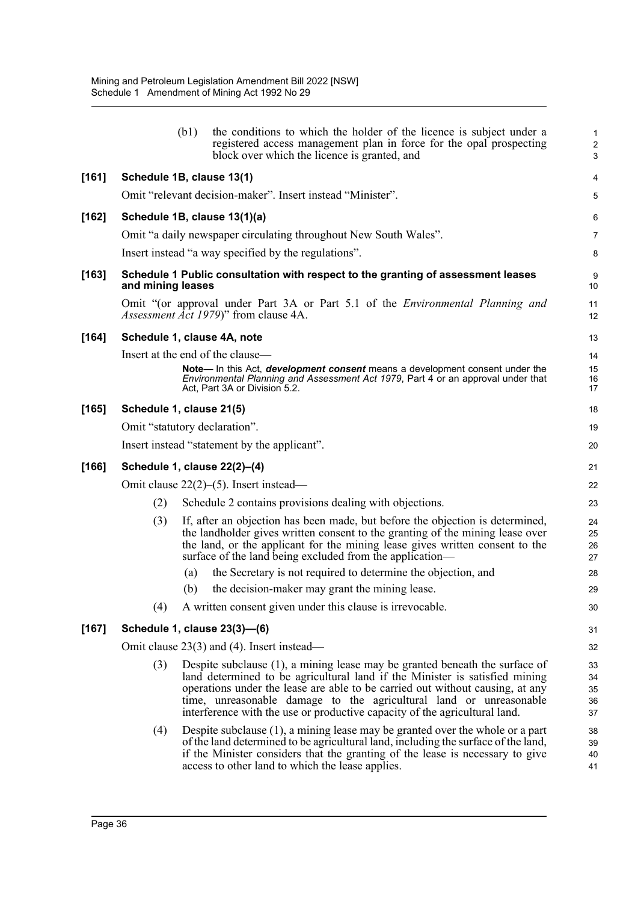(b1) the conditions to which the holder of the licence is subject under a registered access management plan in force for the opal prospecting block over which the licence is granted, and

**[161] Schedule 1B, clause 13(1)**

Omit "relevant decision-maker". Insert instead "Minister".

**[162] Schedule 1B, clause 13(1)(a)**

Omit "a daily newspaper circulating throughout New South Wales".

Insert instead "a way specified by the regulations".

**[163] Schedule 1 Public consultation with respect to the granting of assessment leases and mining leases**

Omit "(or approval under Part 3A or Part 5.1 of the *Environmental Planning and Assessment Act 1979*)" from clause 4A.

**[164] Schedule 1, clause 4A, note**

Insert at the end of the clause—

> **Note—** In this Act, ***development consent*** means a development consent under the *Environmental Planning and Assessment Act 1979*, Part 4 or an approval under that Act, Part 3A or Division 5.2.

**[165] Schedule 1, clause 21(5)**

Omit "statutory declaration".

Insert instead "statement by the applicant".

**[166] Schedule 1, clause 22(2)–(4)**

Omit clause 22(2)–(5). Insert instead—

(2) Schedule 2 contains provisions dealing with objections.

(3) If, after an objection has been made, but before the objection is determined, the landholder gives written consent to the granting of the mining lease over the land, or the applicant for the mining lease gives written consent to the surface of the land being excluded from the application—

(a) the Secretary is not required to determine the objection, and

(b) the decision-maker may grant the mining lease.

(4) A written consent given under this clause is irrevocable.

**[167] Schedule 1, clause 23(3)—(6)**

Omit clause 23(3) and (4). Insert instead—

(3) Despite subclause (1), a mining lease may be granted beneath the surface of land determined to be agricultural land if the Minister is satisfied mining operations under the lease are able to be carried out without causing, at any time, unreasonable damage to the agricultural land or unreasonable interference with the use or productive capacity of the agricultural land.

(4) Despite subclause (1), a mining lease may be granted over the whole or a part of the land determined to be agricultural land, including the surface of the land, if the Minister considers that the granting of the lease is necessary to give access to other land to which the lease applies.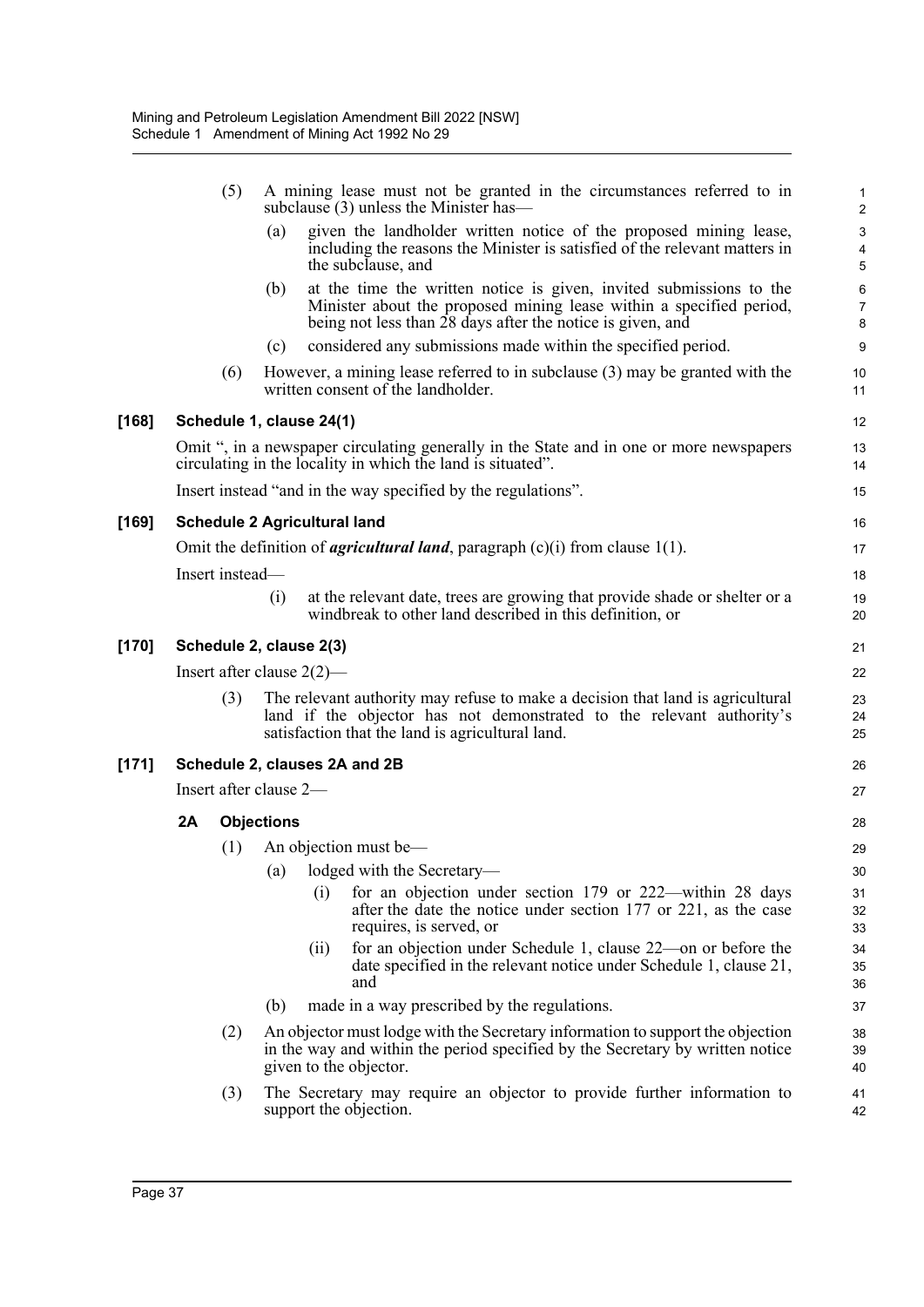(5) A mining lease must not be granted in the circumstances referred to in subclause (3) unless the Minister has—

(a) given the landholder written notice of the proposed mining lease, including the reasons the Minister is satisfied of the relevant matters in the subclause, and

(b) at the time the written notice is given, invited submissions to the Minister about the proposed mining lease within a specified period, being not less than 28 days after the notice is given, and

(c) considered any submissions made within the specified period.

(6) However, a mining lease referred to in subclause (3) may be granted with the written consent of the landholder.

### [168] Schedule 1, clause 24(1)

Omit ", in a newspaper circulating generally in the State and in one or more newspapers circulating in the locality in which the land is situated".

Insert instead "and in the way specified by the regulations".

### [169] Schedule 2 Agricultural land

Omit the definition of ***agricultural land***, paragraph (c)(i) from clause 1(1).

Insert instead—

(i) at the relevant date, trees are growing that provide shade or shelter or a windbreak to other land described in this definition, or

### [170] Schedule 2, clause 2(3)

Insert after clause 2(2)—

(3) The relevant authority may refuse to make a decision that land is agricultural land if the objector has not demonstrated to the relevant authority's satisfaction that the land is agricultural land.

### [171] Schedule 2, clauses 2A and 2B

Insert after clause 2—

**2A Objections**

(1) An objection must be—

(a) lodged with the Secretary—

(i) for an objection under section 179 or 222—within 28 days after the date the notice under section 177 or 221, as the case requires, is served, or

(ii) for an objection under Schedule 1, clause 22—on or before the date specified in the relevant notice under Schedule 1, clause 21, and

(b) made in a way prescribed by the regulations.

(2) An objector must lodge with the Secretary information to support the objection in the way and within the period specified by the Secretary by written notice given to the objector.

(3) The Secretary may require an objector to provide further information to support the objection.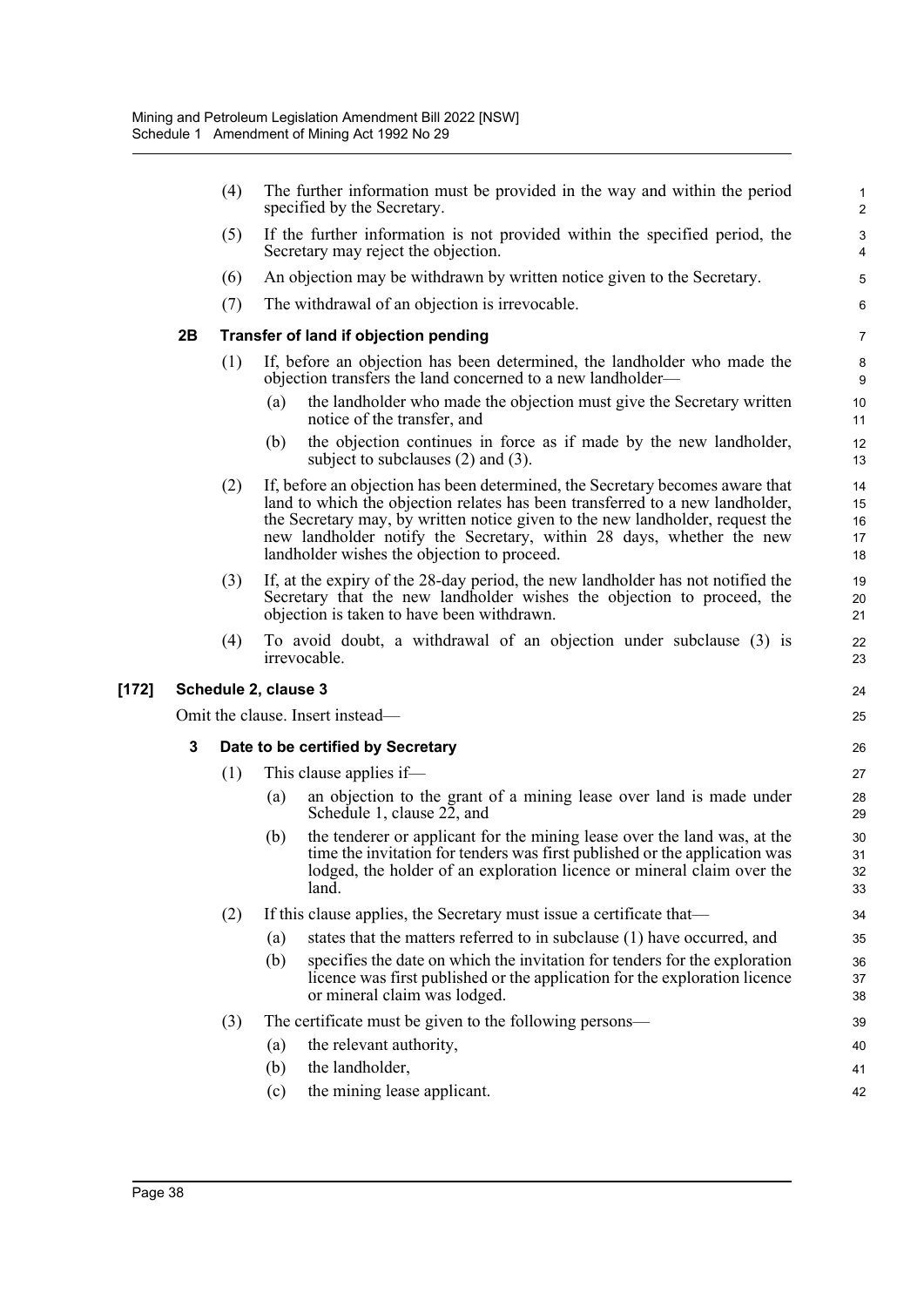(4) The further information must be provided in the way and within the period specified by the Secretary.

(5) If the further information is not provided within the specified period, the Secretary may reject the objection.

(6) An objection may be withdrawn by written notice given to the Secretary.

(7) The withdrawal of an objection is irrevocable.

**2B Transfer of land if objection pending**

(1) If, before an objection has been determined, the landholder who made the objection transfers the land concerned to a new landholder—

(a) the landholder who made the objection must give the Secretary written notice of the transfer, and

(b) the objection continues in force as if made by the new landholder, subject to subclauses (2) and (3).

(2) If, before an objection has been determined, the Secretary becomes aware that land to which the objection relates has been transferred to a new landholder, the Secretary may, by written notice given to the new landholder, request the new landholder notify the Secretary, within 28 days, whether the new landholder wishes the objection to proceed.

(3) If, at the expiry of the 28-day period, the new landholder has not notified the Secretary that the new landholder wishes the objection to proceed, the objection is taken to have been withdrawn.

(4) To avoid doubt, a withdrawal of an objection under subclause (3) is irrevocable.

**[172] Schedule 2, clause 3**

Omit the clause. Insert instead—

**3 Date to be certified by Secretary**

(1) This clause applies if—

(a) an objection to the grant of a mining lease over land is made under Schedule 1, clause 22, and

(b) the tenderer or applicant for the mining lease over the land was, at the time the invitation for tenders was first published or the application was lodged, the holder of an exploration licence or mineral claim over the land.

(2) If this clause applies, the Secretary must issue a certificate that—

(a) states that the matters referred to in subclause (1) have occurred, and

(b) specifies the date on which the invitation for tenders for the exploration licence was first published or the application for the exploration licence or mineral claim was lodged.

(3) The certificate must be given to the following persons—

(a) the relevant authority,

(b) the landholder,

(c) the mining lease applicant.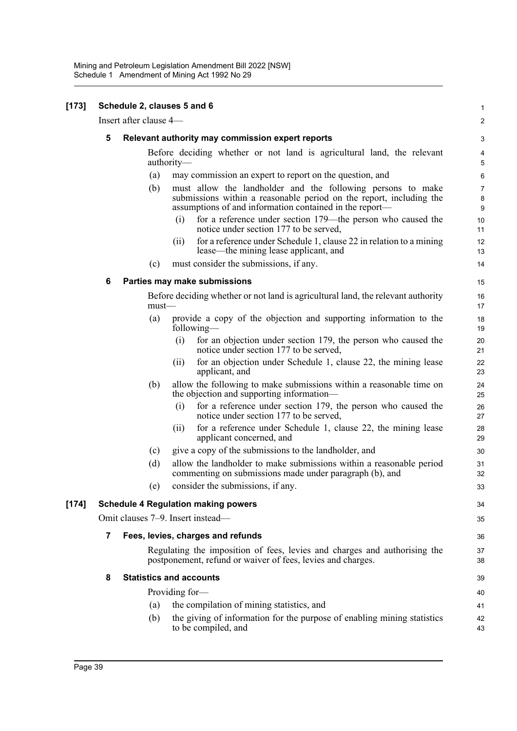**[173] Schedule 2, clauses 5 and 6**

Insert after clause 4—

**5 Relevant authority may commission expert reports**

Before deciding whether or not land is agricultural land, the relevant authority—

(a) may commission an expert to report on the question, and

(b) must allow the landholder and the following persons to make submissions within a reasonable period on the report, including the assumptions of and information contained in the report—

(i) for a reference under section 179—the person who caused the notice under section 177 to be served,

(ii) for a reference under Schedule 1, clause 22 in relation to a mining lease—the mining lease applicant, and

(c) must consider the submissions, if any.

**6 Parties may make submissions**

Before deciding whether or not land is agricultural land, the relevant authority must—

(a) provide a copy of the objection and supporting information to the following—

(i) for an objection under section 179, the person who caused the notice under section 177 to be served,

(ii) for an objection under Schedule 1, clause 22, the mining lease applicant, and

(b) allow the following to make submissions within a reasonable time on the objection and supporting information—

(i) for a reference under section 179, the person who caused the notice under section 177 to be served,

(ii) for a reference under Schedule 1, clause 22, the mining lease applicant concerned, and

(c) give a copy of the submissions to the landholder, and

(d) allow the landholder to make submissions within a reasonable period commenting on submissions made under paragraph (b), and

(e) consider the submissions, if any.

**[174] Schedule 4 Regulation making powers**

Omit clauses 7–9. Insert instead—

**7 Fees, levies, charges and refunds**

Regulating the imposition of fees, levies and charges and authorising the postponement, refund or waiver of fees, levies and charges.

**8 Statistics and accounts**

Providing for—

(a) the compilation of mining statistics, and

(b) the giving of information for the purpose of enabling mining statistics to be compiled, and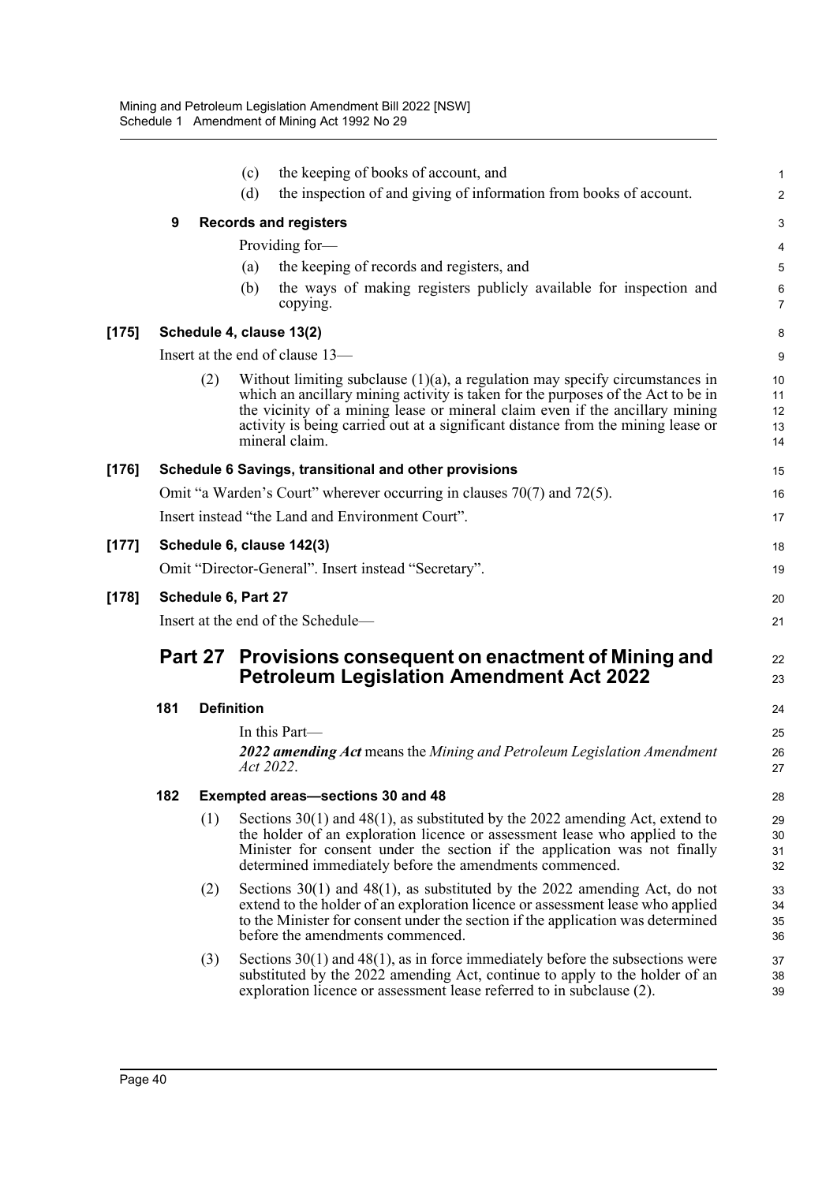(c) the keeping of books of account, and

(d) the inspection of and giving of information from books of account.

**9 Records and registers**

Providing for—

(a) the keeping of records and registers, and

(b) the ways of making registers publicly available for inspection and copying.

**[175] Schedule 4, clause 13(2)**

Insert at the end of clause 13—

(2) Without limiting subclause (1)(a), a regulation may specify circumstances in which an ancillary mining activity is taken for the purposes of the Act to be in the vicinity of a mining lease or mineral claim even if the ancillary mining activity is being carried out at a significant distance from the mining lease or mineral claim.

**[176] Schedule 6 Savings, transitional and other provisions**

Omit "a Warden's Court" wherever occurring in clauses 70(7) and 72(5).

Insert instead "the Land and Environment Court".

**[177] Schedule 6, clause 142(3)**

Omit "Director-General". Insert instead "Secretary".

**[178] Schedule 6, Part 27**

Insert at the end of the Schedule—

## Part 27 Provisions consequent on enactment of Mining and Petroleum Legislation Amendment Act 2022

**181 Definition**

In this Part—

***2022 amending Act*** means the *Mining and Petroleum Legislation Amendment Act 2022*.

**182 Exempted areas—sections 30 and 48**

(1) Sections 30(1) and 48(1), as substituted by the 2022 amending Act, extend to the holder of an exploration licence or assessment lease who applied to the Minister for consent under the section if the application was not finally determined immediately before the amendments commenced.

(2) Sections 30(1) and 48(1), as substituted by the 2022 amending Act, do not extend to the holder of an exploration licence or assessment lease who applied to the Minister for consent under the section if the application was determined before the amendments commenced.

(3) Sections 30(1) and 48(1), as in force immediately before the subsections were substituted by the 2022 amending Act, continue to apply to the holder of an exploration licence or assessment lease referred to in subclause (2).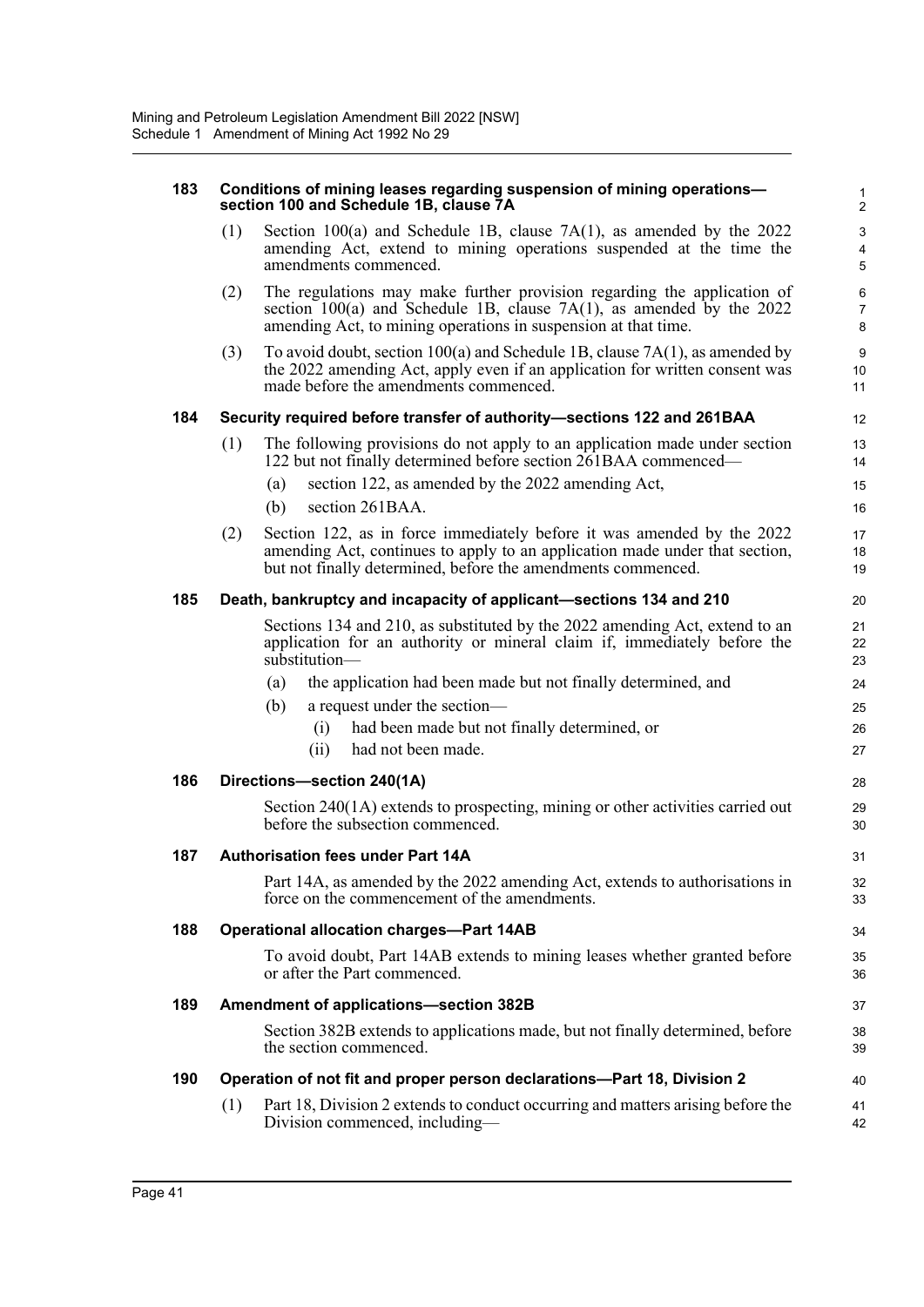**183 Conditions of mining leases regarding suspension of mining operations—section 100 and Schedule 1B, clause 7A**

(1) Section 100(a) and Schedule 1B, clause 7A(1), as amended by the 2022 amending Act, extend to mining operations suspended at the time the amendments commenced.

(2) The regulations may make further provision regarding the application of section 100(a) and Schedule 1B, clause 7A(1), as amended by the 2022 amending Act, to mining operations in suspension at that time.

(3) To avoid doubt, section 100(a) and Schedule 1B, clause 7A(1), as amended by the 2022 amending Act, apply even if an application for written consent was made before the amendments commenced.

**184 Security required before transfer of authority—sections 122 and 261BAA**

(1) The following provisions do not apply to an application made under section 122 but not finally determined before section 261BAA commenced—

(a) section 122, as amended by the 2022 amending Act,

(b) section 261BAA.

(2) Section 122, as in force immediately before it was amended by the 2022 amending Act, continues to apply to an application made under that section, but not finally determined, before the amendments commenced.

**185 Death, bankruptcy and incapacity of applicant—sections 134 and 210**

Sections 134 and 210, as substituted by the 2022 amending Act, extend to an application for an authority or mineral claim if, immediately before the substitution—

(a) the application had been made but not finally determined, and

(b) a request under the section—

(i) had been made but not finally determined, or

(ii) had not been made.

**186 Directions—section 240(1A)**

Section 240(1A) extends to prospecting, mining or other activities carried out before the subsection commenced.

**187 Authorisation fees under Part 14A**

Part 14A, as amended by the 2022 amending Act, extends to authorisations in force on the commencement of the amendments.

**188 Operational allocation charges—Part 14AB**

To avoid doubt, Part 14AB extends to mining leases whether granted before or after the Part commenced.

**189 Amendment of applications—section 382B**

Section 382B extends to applications made, but not finally determined, before the section commenced.

**190 Operation of not fit and proper person declarations—Part 18, Division 2**

(1) Part 18, Division 2 extends to conduct occurring and matters arising before the Division commenced, including—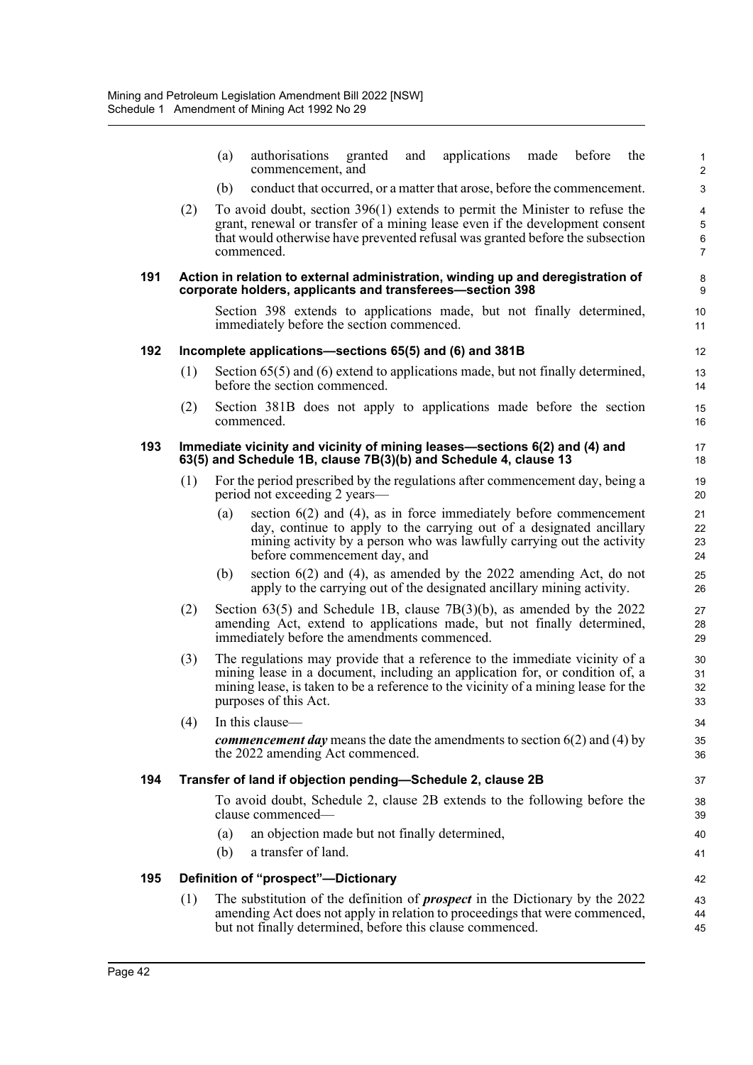(a) authorisations granted and applications made before the commencement, and

(b) conduct that occurred, or a matter that arose, before the commencement.

(2) To avoid doubt, section 396(1) extends to permit the Minister to refuse the grant, renewal or transfer of a mining lease even if the development consent that would otherwise have prevented refusal was granted before the subsection commenced.

### 191 Action in relation to external administration, winding up and deregistration of corporate holders, applicants and transferees—section 398

Section 398 extends to applications made, but not finally determined, immediately before the section commenced.

### 192 Incomplete applications—sections 65(5) and (6) and 381B

(1) Section 65(5) and (6) extend to applications made, but not finally determined, before the section commenced.

(2) Section 381B does not apply to applications made before the section commenced.

### 193 Immediate vicinity and vicinity of mining leases—sections 6(2) and (4) and 63(5) and Schedule 1B, clause 7B(3)(b) and Schedule 4, clause 13

(1) For the period prescribed by the regulations after commencement day, being a period not exceeding 2 years—

(a) section 6(2) and (4), as in force immediately before commencement day, continue to apply to the carrying out of a designated ancillary mining activity by a person who was lawfully carrying out the activity before commencement day, and

(b) section 6(2) and (4), as amended by the 2022 amending Act, do not apply to the carrying out of the designated ancillary mining activity.

(2) Section 63(5) and Schedule 1B, clause 7B(3)(b), as amended by the 2022 amending Act, extend to applications made, but not finally determined, immediately before the amendments commenced.

(3) The regulations may provide that a reference to the immediate vicinity of a mining lease in a document, including an application for, or condition of, a mining lease, is taken to be a reference to the vicinity of a mining lease for the purposes of this Act.

(4) In this clause—

***commencement day*** means the date the amendments to section 6(2) and (4) by the 2022 amending Act commenced.

### 194 Transfer of land if objection pending—Schedule 2, clause 2B

To avoid doubt, Schedule 2, clause 2B extends to the following before the clause commenced—

(a) an objection made but not finally determined,

(b) a transfer of land.

### 195 Definition of "prospect"—Dictionary

(1) The substitution of the definition of ***prospect*** in the Dictionary by the 2022 amending Act does not apply in relation to proceedings that were commenced, but not finally determined, before this clause commenced.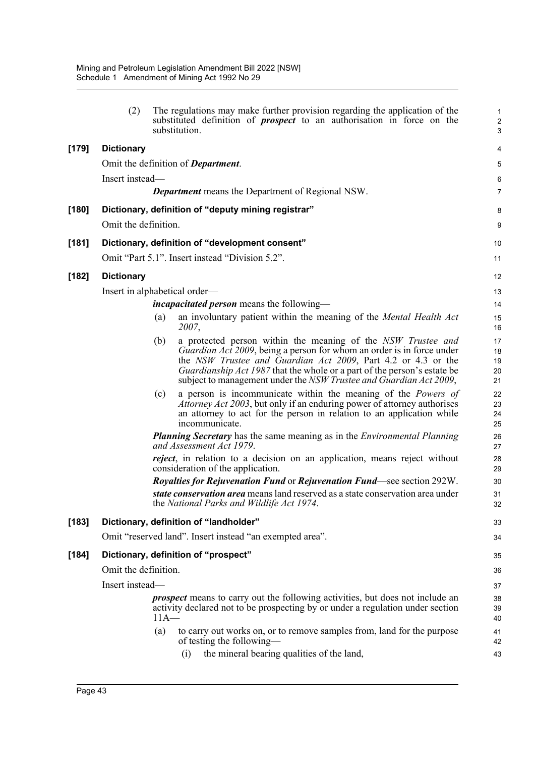(2) The regulations may make further provision regarding the application of the substituted definition of ***prospect*** to an authorisation in force on the substitution.

**[179] Dictionary**

Omit the definition of ***Department***.

Insert instead—

> ***Department*** means the Department of Regional NSW.

**[180] Dictionary, definition of "deputy mining registrar"**

Omit the definition.

**[181] Dictionary, definition of "development consent"**

Omit "Part 5.1". Insert instead "Division 5.2".

**[182] Dictionary**

Insert in alphabetical order—

> ***incapacitated person*** means the following—
>
> (a) an involuntary patient within the meaning of the *Mental Health Act 2007*,
>
> (b) a protected person within the meaning of the *NSW Trustee and Guardian Act 2009*, being a person for whom an order is in force under the *NSW Trustee and Guardian Act 2009*, Part 4.2 or 4.3 or the *Guardianship Act 1987* that the whole or a part of the person's estate be subject to management under the *NSW Trustee and Guardian Act 2009*,
>
> (c) a person is incommunicate within the meaning of the *Powers of Attorney Act 2003*, but only if an enduring power of attorney authorises an attorney to act for the person in relation to an application while incommunicate.
>
> ***Planning Secretary*** has the same meaning as in the *Environmental Planning and Assessment Act 1979*.
>
> ***reject***, in relation to a decision on an application, means reject without consideration of the application.
>
> ***Royalties for Rejuvenation Fund*** or ***Rejuvenation Fund***—see section 292W.
>
> ***state conservation area*** means land reserved as a state conservation area under the *National Parks and Wildlife Act 1974*.

**[183] Dictionary, definition of "landholder"**

Omit "reserved land". Insert instead "an exempted area".

**[184] Dictionary, definition of "prospect"**

Omit the definition.

Insert instead—

> ***prospect*** means to carry out the following activities, but does not include an activity declared not to be prospecting by or under a regulation under section 11A—
>
> (a) to carry out works on, or to remove samples from, land for the purpose of testing the following—
>
> (i) the mineral bearing qualities of the land,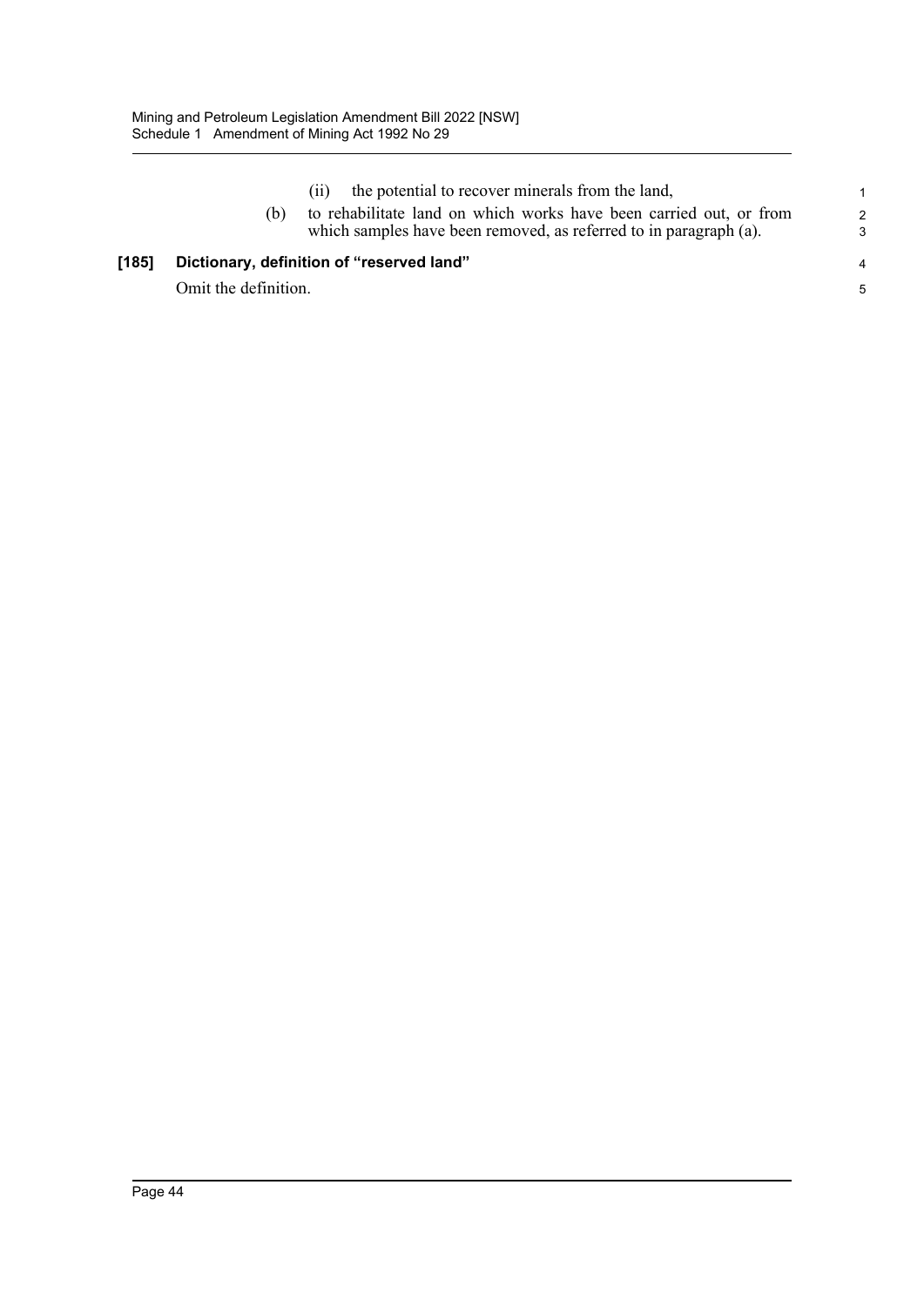(ii) the potential to recover minerals from the land,

(b) to rehabilitate land on which works have been carried out, or from which samples have been removed, as referred to in paragraph (a).

**[185] Dictionary, definition of "reserved land"**

Omit the definition.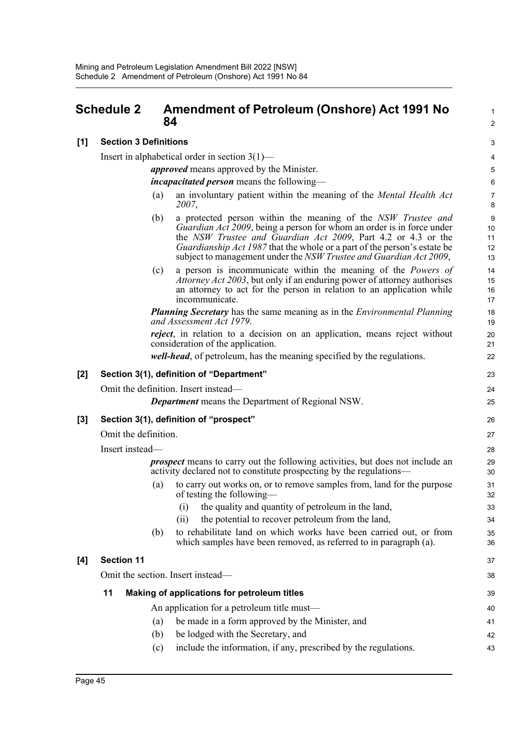## Schedule 2 Amendment of Petroleum (Onshore) Act 1991 No 84

**[1] Section 3 Definitions**

Insert in alphabetical order in section 3(1)—

> ***approved*** means approved by the Minister.
>
> ***incapacitated person*** means the following—
>
> (a) an involuntary patient within the meaning of the *Mental Health Act 2007*,
>
> (b) a protected person within the meaning of the *NSW Trustee and Guardian Act 2009*, being a person for whom an order is in force under the *NSW Trustee and Guardian Act 2009*, Part 4.2 or 4.3 or the *Guardianship Act 1987* that the whole or a part of the person's estate be subject to management under the *NSW Trustee and Guardian Act 2009*,
>
> (c) a person is incommunicate within the meaning of the *Powers of Attorney Act 2003*, but only if an enduring power of attorney authorises an attorney to act for the person in relation to an application while incommunicate.
>
> ***Planning Secretary*** has the same meaning as in the *Environmental Planning and Assessment Act 1979*.
>
> ***reject***, in relation to a decision on an application, means reject without consideration of the application.
>
> ***well-head***, of petroleum, has the meaning specified by the regulations.

**[2] Section 3(1), definition of "Department"**

Omit the definition. Insert instead—

> ***Department*** means the Department of Regional NSW.

**[3] Section 3(1), definition of "prospect"**

Omit the definition.

Insert instead—

> ***prospect*** means to carry out the following activities, but does not include an activity declared not to constitute prospecting by the regulations—
>
> (a) to carry out works on, or to remove samples from, land for the purpose of testing the following—
>
> (i) the quality and quantity of petroleum in the land,
>
> (ii) the potential to recover petroleum from the land,
>
> (b) to rehabilitate land on which works have been carried out, or from which samples have been removed, as referred to in paragraph (a).

**[4] Section 11**

Omit the section. Insert instead—

> **11 Making of applications for petroleum titles**
>
> An application for a petroleum title must—
>
> (a) be made in a form approved by the Minister, and
>
> (b) be lodged with the Secretary, and
>
> (c) include the information, if any, prescribed by the regulations.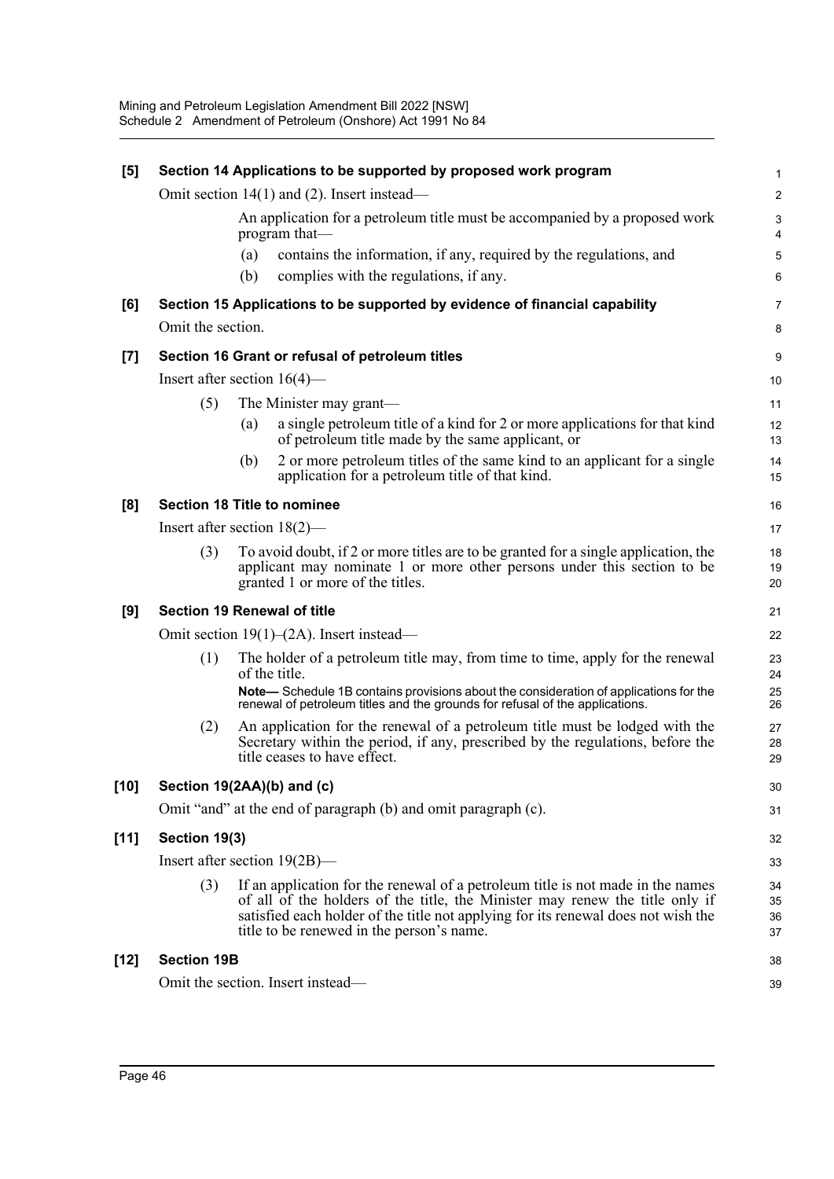**[5] Section 14 Applications to be supported by proposed work program**

Omit section 14(1) and (2). Insert instead—

An application for a petroleum title must be accompanied by a proposed work program that—

(a) contains the information, if any, required by the regulations, and

(b) complies with the regulations, if any.

**[6] Section 15 Applications to be supported by evidence of financial capability**

Omit the section.

**[7] Section 16 Grant or refusal of petroleum titles**

Insert after section 16(4)—

(5) The Minister may grant—

(a) a single petroleum title of a kind for 2 or more applications for that kind of petroleum title made by the same applicant, or

(b) 2 or more petroleum titles of the same kind to an applicant for a single application for a petroleum title of that kind.

**[8] Section 18 Title to nominee**

Insert after section 18(2)—

(3) To avoid doubt, if 2 or more titles are to be granted for a single application, the applicant may nominate 1 or more other persons under this section to be granted 1 or more of the titles.

**[9] Section 19 Renewal of title**

Omit section 19(1)–(2A). Insert instead—

(1) The holder of a petroleum title may, from time to time, apply for the renewal of the title.

**Note—** Schedule 1B contains provisions about the consideration of applications for the renewal of petroleum titles and the grounds for refusal of the applications.

(2) An application for the renewal of a petroleum title must be lodged with the Secretary within the period, if any, prescribed by the regulations, before the title ceases to have effect.

**[10] Section 19(2AA)(b) and (c)**

Omit "and" at the end of paragraph (b) and omit paragraph (c).

**[11] Section 19(3)**

Insert after section 19(2B)—

(3) If an application for the renewal of a petroleum title is not made in the names of all of the holders of the title, the Minister may renew the title only if satisfied each holder of the title not applying for its renewal does not wish the title to be renewed in the person's name.

**[12] Section 19B**

Omit the section. Insert instead—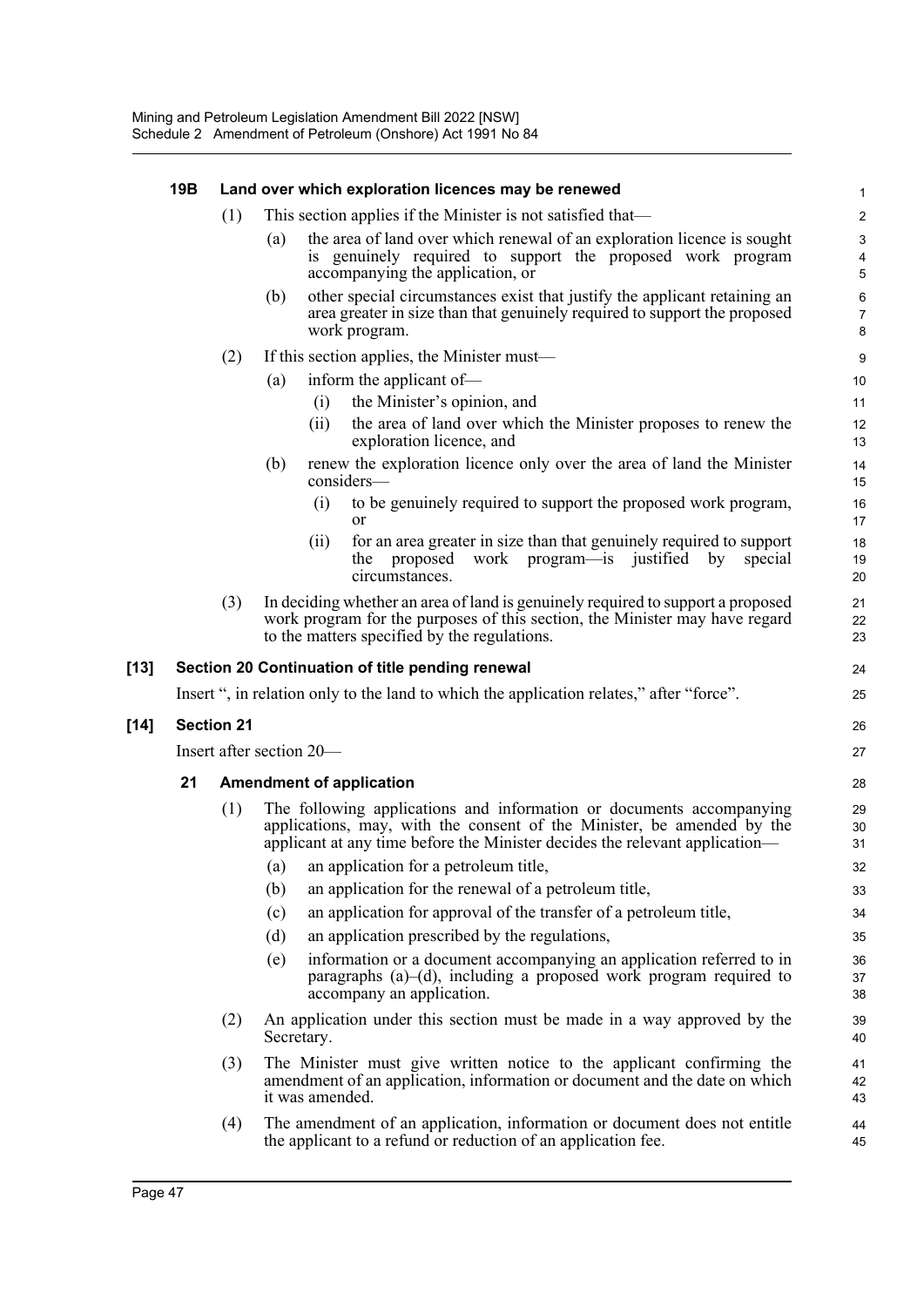**19B Land over which exploration licences may be renewed**

(1) This section applies if the Minister is not satisfied that—

(a) the area of land over which renewal of an exploration licence is sought is genuinely required to support the proposed work program accompanying the application, or

(b) other special circumstances exist that justify the applicant retaining an area greater in size than that genuinely required to support the proposed work program.

(2) If this section applies, the Minister must—

(a) inform the applicant of—

(i) the Minister's opinion, and

(ii) the area of land over which the Minister proposes to renew the exploration licence, and

(b) renew the exploration licence only over the area of land the Minister considers—

(i) to be genuinely required to support the proposed work program, or

(ii) for an area greater in size than that genuinely required to support the proposed work program—is justified by special circumstances.

(3) In deciding whether an area of land is genuinely required to support a proposed work program for the purposes of this section, the Minister may have regard to the matters specified by the regulations.

**[13] Section 20 Continuation of title pending renewal**

Insert ", in relation only to the land to which the application relates," after "force".

**[14] Section 21**

Insert after section 20—

**21 Amendment of application**

(1) The following applications and information or documents accompanying applications, may, with the consent of the Minister, be amended by the applicant at any time before the Minister decides the relevant application—

(a) an application for a petroleum title,

(b) an application for the renewal of a petroleum title,

(c) an application for approval of the transfer of a petroleum title,

(d) an application prescribed by the regulations,

(e) information or a document accompanying an application referred to in paragraphs (a)–(d), including a proposed work program required to accompany an application.

(2) An application under this section must be made in a way approved by the Secretary.

(3) The Minister must give written notice to the applicant confirming the amendment of an application, information or document and the date on which it was amended.

(4) The amendment of an application, information or document does not entitle the applicant to a refund or reduction of an application fee.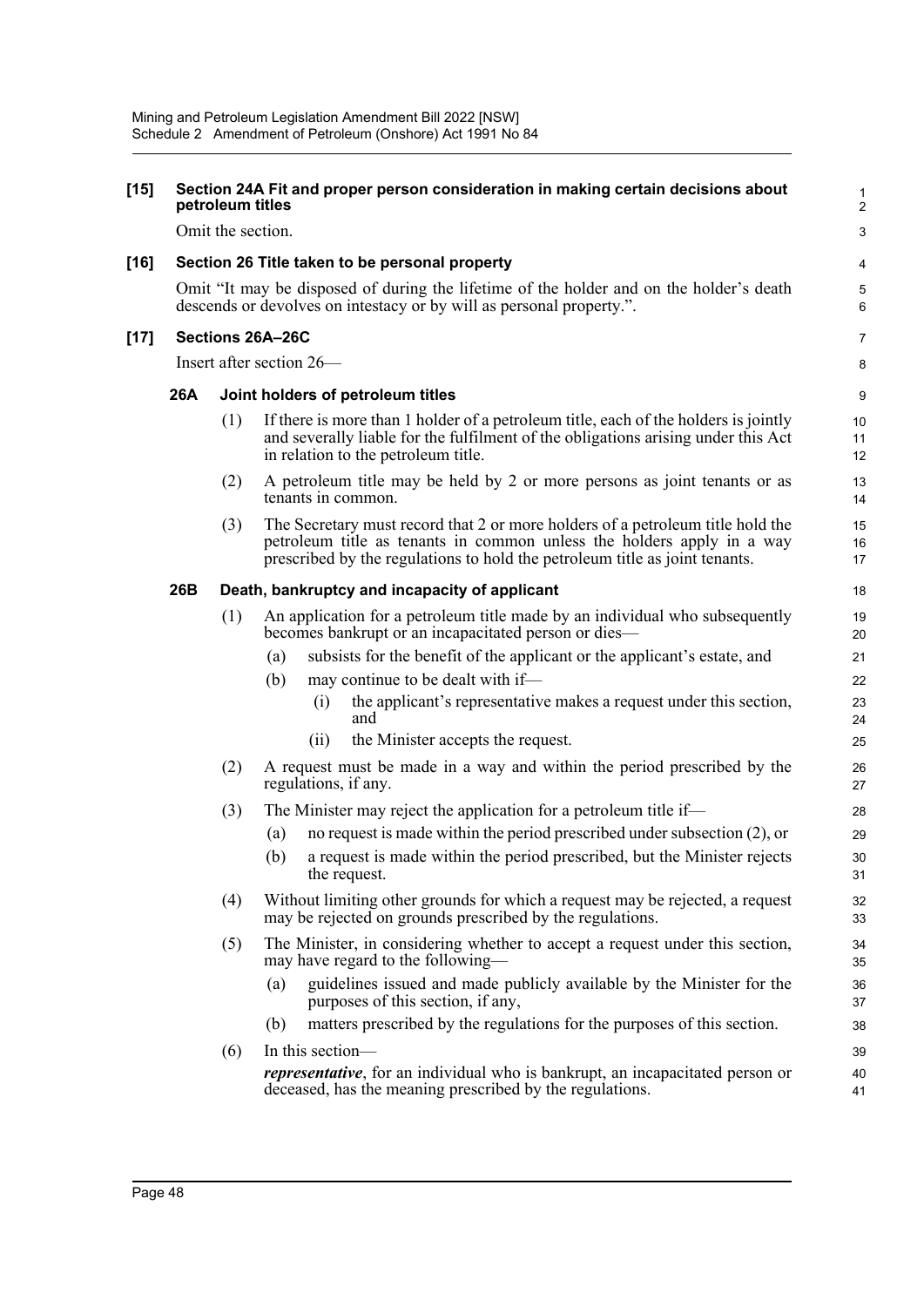**[15] Section 24A Fit and proper person consideration in making certain decisions about petroleum titles**

Omit the section.

**[16] Section 26 Title taken to be personal property**

Omit "It may be disposed of during the lifetime of the holder and on the holder's death descends or devolves on intestacy or by will as personal property.".

**[17] Sections 26A–26C**

Insert after section 26—

**26A Joint holders of petroleum titles**

(1) If there is more than 1 holder of a petroleum title, each of the holders is jointly and severally liable for the fulfilment of the obligations arising under this Act in relation to the petroleum title.

(2) A petroleum title may be held by 2 or more persons as joint tenants or as tenants in common.

(3) The Secretary must record that 2 or more holders of a petroleum title hold the petroleum title as tenants in common unless the holders apply in a way prescribed by the regulations to hold the petroleum title as joint tenants.

**26B Death, bankruptcy and incapacity of applicant**

(1) An application for a petroleum title made by an individual who subsequently becomes bankrupt or an incapacitated person or dies—

- (a) subsists for the benefit of the applicant or the applicant's estate, and
- (b) may continue to be dealt with if—
  - (i) the applicant's representative makes a request under this section, and
  - (ii) the Minister accepts the request.

(2) A request must be made in a way and within the period prescribed by the regulations, if any.

(3) The Minister may reject the application for a petroleum title if—

- (a) no request is made within the period prescribed under subsection (2), or
- (b) a request is made within the period prescribed, but the Minister rejects the request.

(4) Without limiting other grounds for which a request may be rejected, a request may be rejected on grounds prescribed by the regulations.

(5) The Minister, in considering whether to accept a request under this section, may have regard to the following—

- (a) guidelines issued and made publicly available by the Minister for the purposes of this section, if any,
- (b) matters prescribed by the regulations for the purposes of this section.

(6) In this section—

***representative***, for an individual who is bankrupt, an incapacitated person or deceased, has the meaning prescribed by the regulations.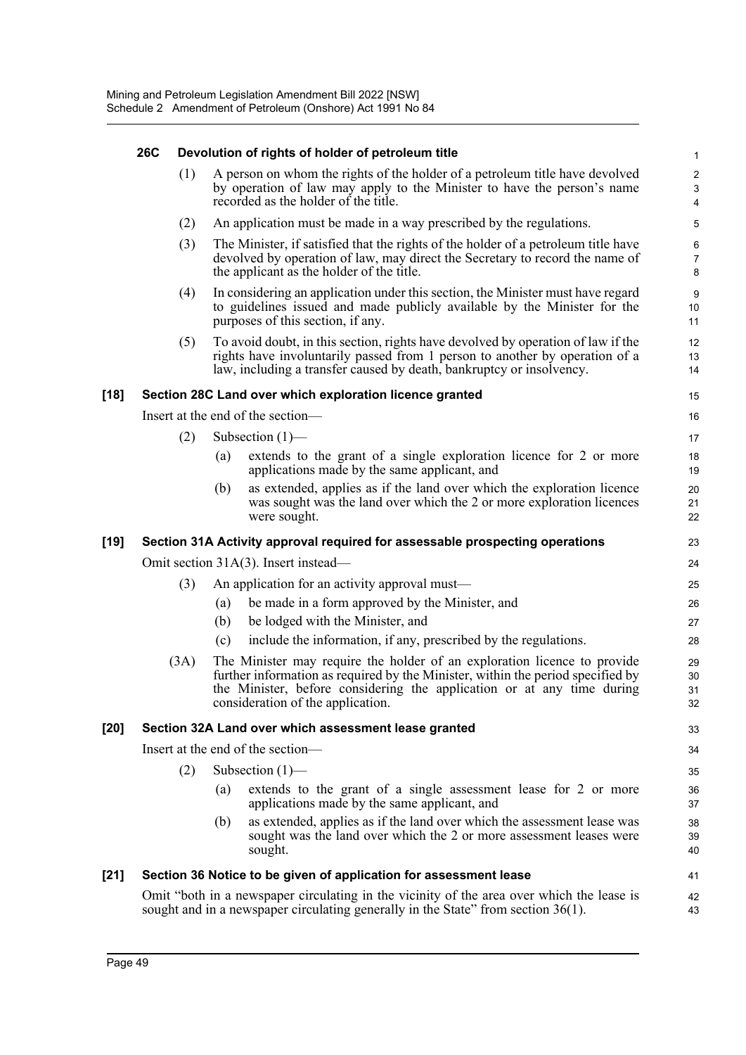**26C Devolution of rights of holder of petroleum title**

(1) A person on whom the rights of the holder of a petroleum title have devolved by operation of law may apply to the Minister to have the person's name recorded as the holder of the title.

(2) An application must be made in a way prescribed by the regulations.

(3) The Minister, if satisfied that the rights of the holder of a petroleum title have devolved by operation of law, may direct the Secretary to record the name of the applicant as the holder of the title.

(4) In considering an application under this section, the Minister must have regard to guidelines issued and made publicly available by the Minister for the purposes of this section, if any.

(5) To avoid doubt, in this section, rights have devolved by operation of law if the rights have involuntarily passed from 1 person to another by operation of a law, including a transfer caused by death, bankruptcy or insolvency.

**[18] Section 28C Land over which exploration licence granted**

Insert at the end of the section—

(2) Subsection (1)—

(a) extends to the grant of a single exploration licence for 2 or more applications made by the same applicant, and

(b) as extended, applies as if the land over which the exploration licence was sought was the land over which the 2 or more exploration licences were sought.

**[19] Section 31A Activity approval required for assessable prospecting operations**

Omit section 31A(3). Insert instead—

(3) An application for an activity approval must—

(a) be made in a form approved by the Minister, and

(b) be lodged with the Minister, and

(c) include the information, if any, prescribed by the regulations.

(3A) The Minister may require the holder of an exploration licence to provide further information as required by the Minister, within the period specified by the Minister, before considering the application or at any time during consideration of the application.

**[20] Section 32A Land over which assessment lease granted**

Insert at the end of the section—

(2) Subsection (1)—

(a) extends to the grant of a single assessment lease for 2 or more applications made by the same applicant, and

(b) as extended, applies as if the land over which the assessment lease was sought was the land over which the 2 or more assessment leases were sought.

**[21] Section 36 Notice to be given of application for assessment lease**

Omit "both in a newspaper circulating in the vicinity of the area over which the lease is sought and in a newspaper circulating generally in the State" from section 36(1).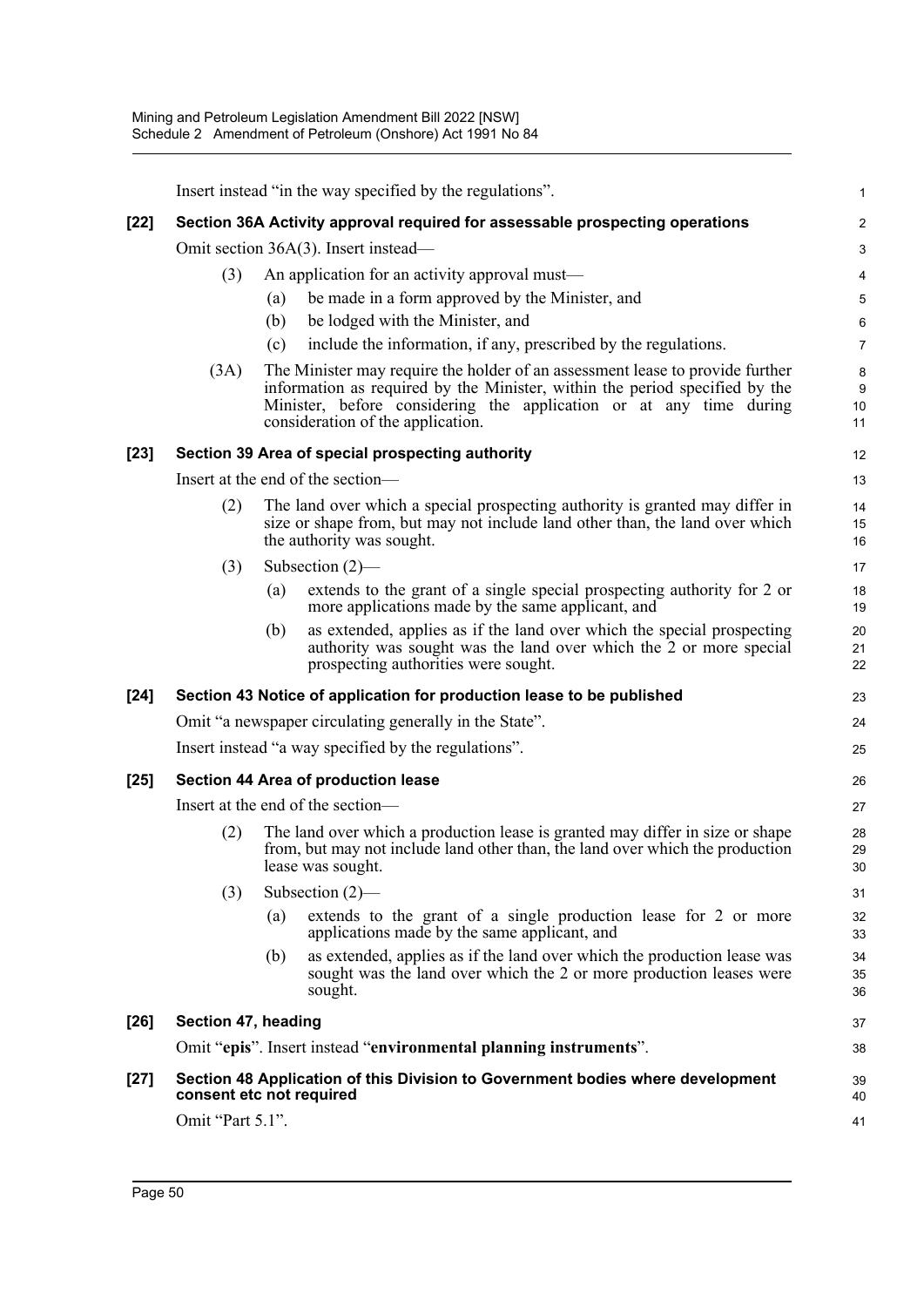Insert instead "in the way specified by the regulations".

**[22] Section 36A Activity approval required for assessable prospecting operations**

Omit section 36A(3). Insert instead—

(3) An application for an activity approval must—

(a) be made in a form approved by the Minister, and

(b) be lodged with the Minister, and

(c) include the information, if any, prescribed by the regulations.

(3A) The Minister may require the holder of an assessment lease to provide further information as required by the Minister, within the period specified by the Minister, before considering the application or at any time during consideration of the application.

**[23] Section 39 Area of special prospecting authority**

Insert at the end of the section—

(2) The land over which a special prospecting authority is granted may differ in size or shape from, but may not include land other than, the land over which the authority was sought.

(3) Subsection (2)—

(a) extends to the grant of a single special prospecting authority for 2 or more applications made by the same applicant, and

(b) as extended, applies as if the land over which the special prospecting authority was sought was the land over which the 2 or more special prospecting authorities were sought.

**[24] Section 43 Notice of application for production lease to be published**

Omit "a newspaper circulating generally in the State".

Insert instead "a way specified by the regulations".

**[25] Section 44 Area of production lease**

Insert at the end of the section—

(2) The land over which a production lease is granted may differ in size or shape from, but may not include land other than, the land over which the production lease was sought.

(3) Subsection (2)—

(a) extends to the grant of a single production lease for 2 or more applications made by the same applicant, and

(b) as extended, applies as if the land over which the production lease was sought was the land over which the 2 or more production leases were sought.

**[26] Section 47, heading**

Omit "**epis**". Insert instead "**environmental planning instruments**".

**[27] Section 48 Application of this Division to Government bodies where development consent etc not required**

Omit "Part 5.1".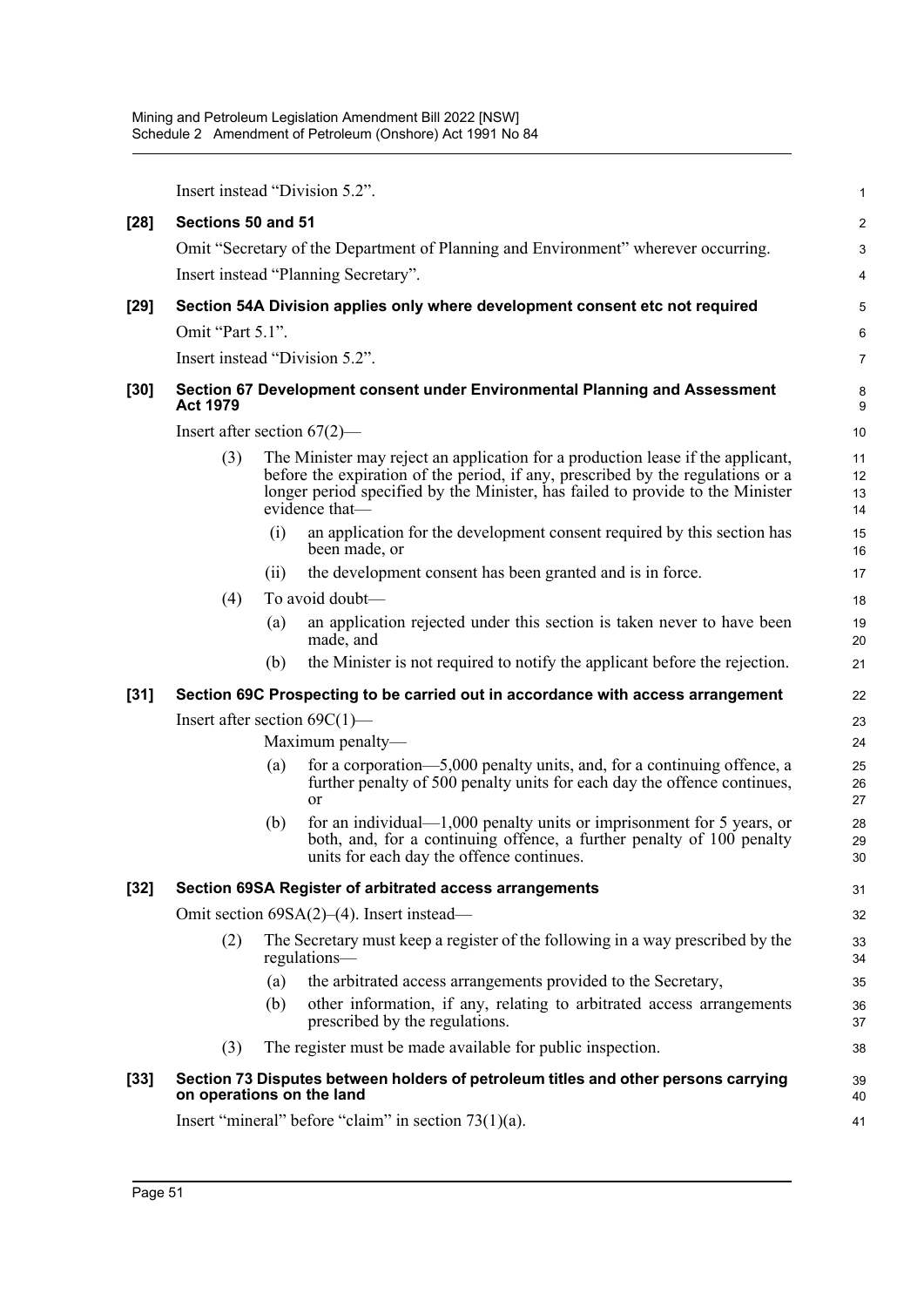Insert instead "Division 5.2".

**[28] Sections 50 and 51**

Omit "Secretary of the Department of Planning and Environment" wherever occurring.

Insert instead "Planning Secretary".

**[29] Section 54A Division applies only where development consent etc not required**

Omit "Part 5.1".

Insert instead "Division 5.2".

**[30] Section 67 Development consent under Environmental Planning and Assessment Act 1979**

Insert after section 67(2)—

(3) The Minister may reject an application for a production lease if the applicant, before the expiration of the period, if any, prescribed by the regulations or a longer period specified by the Minister, has failed to provide to the Minister evidence that—

(i) an application for the development consent required by this section has been made, or

(ii) the development consent has been granted and is in force.

(4) To avoid doubt—

(a) an application rejected under this section is taken never to have been made, and

(b) the Minister is not required to notify the applicant before the rejection.

**[31] Section 69C Prospecting to be carried out in accordance with access arrangement**

Insert after section 69C(1)—

Maximum penalty—

(a) for a corporation—5,000 penalty units, and, for a continuing offence, a further penalty of 500 penalty units for each day the offence continues, or

(b) for an individual—1,000 penalty units or imprisonment for 5 years, or both, and, for a continuing offence, a further penalty of 100 penalty units for each day the offence continues.

**[32] Section 69SA Register of arbitrated access arrangements**

Omit section 69SA(2)–(4). Insert instead—

(2) The Secretary must keep a register of the following in a way prescribed by the regulations—

(a) the arbitrated access arrangements provided to the Secretary,

(b) other information, if any, relating to arbitrated access arrangements prescribed by the regulations.

(3) The register must be made available for public inspection.

**[33] Section 73 Disputes between holders of petroleum titles and other persons carrying on operations on the land**

Insert "mineral" before "claim" in section 73(1)(a).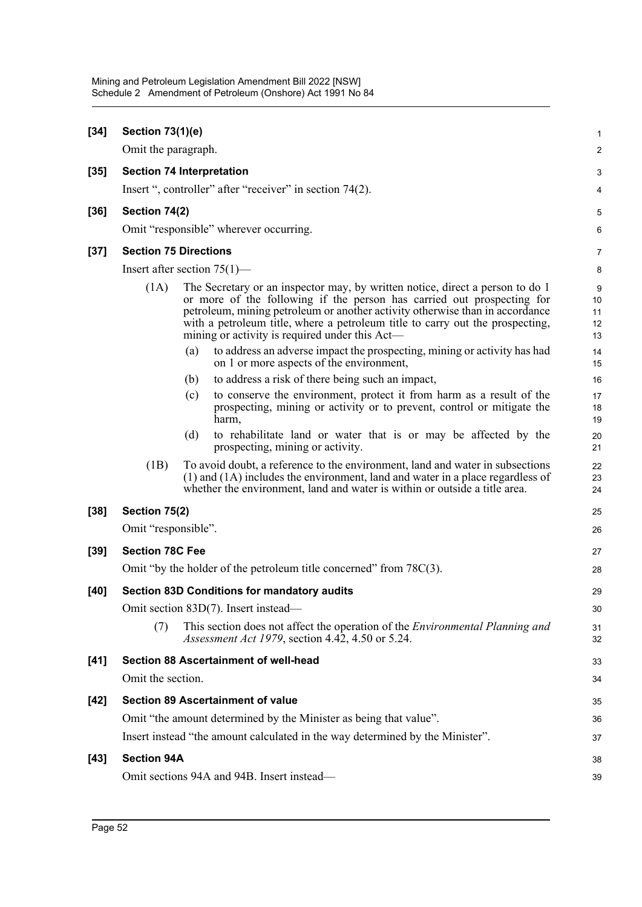**[34] Section 73(1)(e)**

Omit the paragraph.

**[35] Section 74 Interpretation**

Insert ", controller" after "receiver" in section 74(2).

**[36] Section 74(2)**

Omit "responsible" wherever occurring.

**[37] Section 75 Directions**

Insert after section 75(1)—

(1A) The Secretary or an inspector may, by written notice, direct a person to do 1 or more of the following if the person has carried out prospecting for petroleum, mining petroleum or another activity otherwise than in accordance with a petroleum title, where a petroleum title to carry out the prospecting, mining or activity is required under this Act—

- (a) to address an adverse impact the prospecting, mining or activity has had on 1 or more aspects of the environment,
- (b) to address a risk of there being such an impact,
- (c) to conserve the environment, protect it from harm as a result of the prospecting, mining or activity or to prevent, control or mitigate the harm,
- (d) to rehabilitate land or water that is or may be affected by the prospecting, mining or activity.

(1B) To avoid doubt, a reference to the environment, land and water in subsections (1) and (1A) includes the environment, land and water in a place regardless of whether the environment, land and water is within or outside a title area.

**[38] Section 75(2)**

Omit "responsible".

**[39] Section 78C Fee**

Omit "by the holder of the petroleum title concerned" from 78C(3).

**[40] Section 83D Conditions for mandatory audits**

Omit section 83D(7). Insert instead—

(7) This section does not affect the operation of the *Environmental Planning and Assessment Act 1979*, section 4.42, 4.50 or 5.24.

**[41] Section 88 Ascertainment of well-head**

Omit the section.

**[42] Section 89 Ascertainment of value**

Omit "the amount determined by the Minister as being that value".

Insert instead "the amount calculated in the way determined by the Minister".

**[43] Section 94A**

Omit sections 94A and 94B. Insert instead—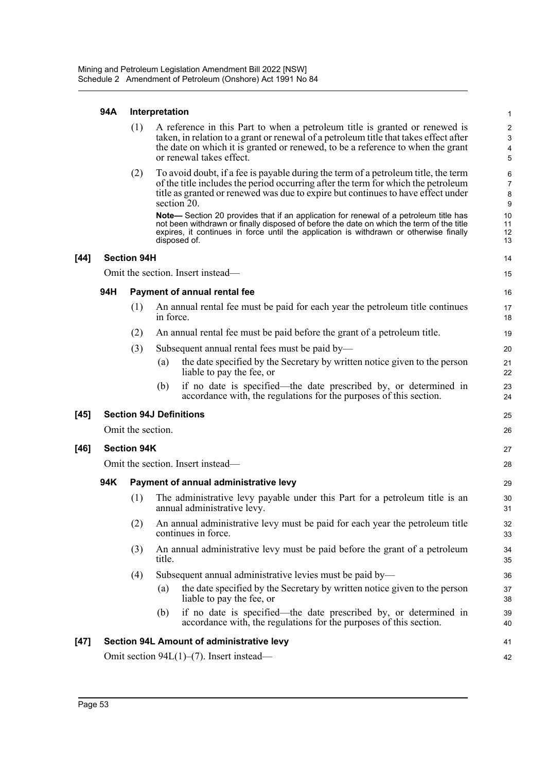#### 94A Interpretation

(1) A reference in this Part to when a petroleum title is granted or renewed is taken, in relation to a grant or renewal of a petroleum title that takes effect after the date on which it is granted or renewed, to be a reference to when the grant or renewal takes effect.

(2) To avoid doubt, if a fee is payable during the term of a petroleum title, the term of the title includes the period occurring after the term for which the petroleum title as granted or renewed was due to expire but continues to have effect under section 20.

**Note—** Section 20 provides that if an application for renewal of a petroleum title has not been withdrawn or finally disposed of before the date on which the term of the title expires, it continues in force until the application is withdrawn or otherwise finally disposed of.

### [44] Section 94H

Omit the section. Insert instead—

#### 94H Payment of annual rental fee

(1) An annual rental fee must be paid for each year the petroleum title continues in force.

(2) An annual rental fee must be paid before the grant of a petroleum title.

(3) Subsequent annual rental fees must be paid by—

- (a) the date specified by the Secretary by written notice given to the person liable to pay the fee, or
- (b) if no date is specified—the date prescribed by, or determined in accordance with, the regulations for the purposes of this section.

### [45] Section 94J Definitions

Omit the section.

### [46] Section 94K

Omit the section. Insert instead—

#### 94K Payment of annual administrative levy

(1) The administrative levy payable under this Part for a petroleum title is an annual administrative levy.

(2) An annual administrative levy must be paid for each year the petroleum title continues in force.

(3) An annual administrative levy must be paid before the grant of a petroleum title.

(4) Subsequent annual administrative levies must be paid by—

- (a) the date specified by the Secretary by written notice given to the person liable to pay the fee, or
- (b) if no date is specified—the date prescribed by, or determined in accordance with, the regulations for the purposes of this section.

### [47] Section 94L Amount of administrative levy

Omit section 94L(1)–(7). Insert instead—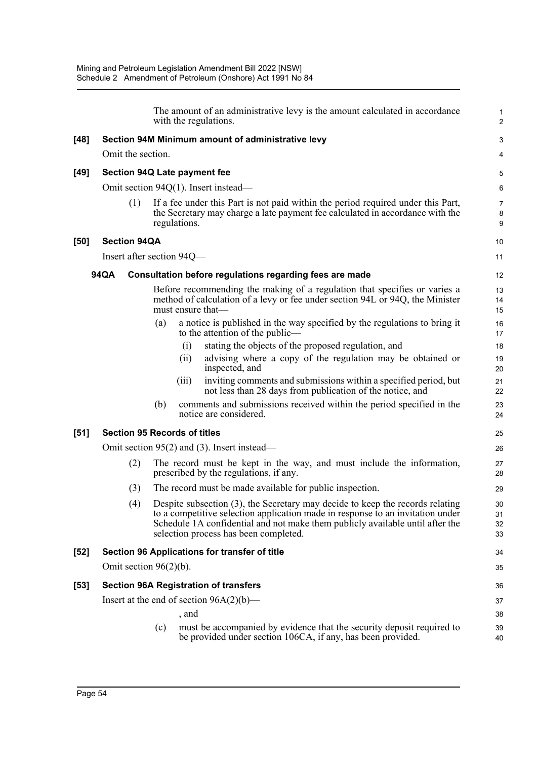The amount of an administrative levy is the amount calculated in accordance with the regulations.

**[48] Section 94M Minimum amount of administrative levy**

Omit the section.

**[49] Section 94Q Late payment fee**

Omit section 94Q(1). Insert instead—

(1) If a fee under this Part is not paid within the period required under this Part, the Secretary may charge a late payment fee calculated in accordance with the regulations.

**[50] Section 94QA**

Insert after section 94Q—

**94QA Consultation before regulations regarding fees are made**

Before recommending the making of a regulation that specifies or varies a method of calculation of a levy or fee under section 94L or 94Q, the Minister must ensure that—

(a) a notice is published in the way specified by the regulations to bring it to the attention of the public—

(i) stating the objects of the proposed regulation, and

(ii) advising where a copy of the regulation may be obtained or inspected, and

(iii) inviting comments and submissions within a specified period, but not less than 28 days from publication of the notice, and

(b) comments and submissions received within the period specified in the notice are considered.

**[51] Section 95 Records of titles**

Omit section 95(2) and (3). Insert instead—

(2) The record must be kept in the way, and must include the information, prescribed by the regulations, if any.

(3) The record must be made available for public inspection.

(4) Despite subsection (3), the Secretary may decide to keep the records relating to a competitive selection application made in response to an invitation under Schedule 1A confidential and not make them publicly available until after the selection process has been completed.

**[52] Section 96 Applications for transfer of title**

Omit section 96(2)(b).

**[53] Section 96A Registration of transfers**

Insert at the end of section 96A(2)(b)—

, and

(c) must be accompanied by evidence that the security deposit required to be provided under section 106CA, if any, has been provided.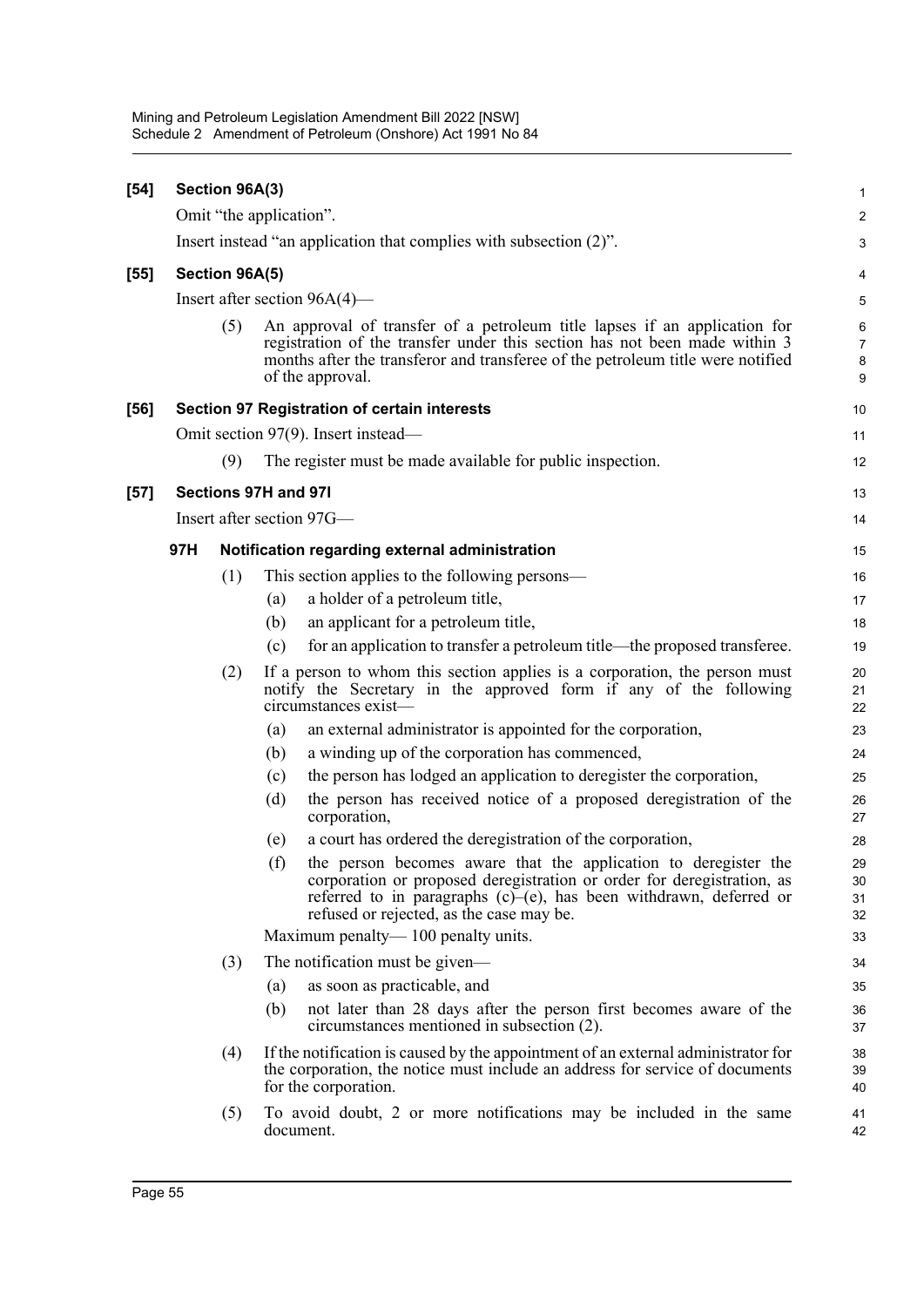**[54] Section 96A(3)**

Omit "the application".

Insert instead "an application that complies with subsection (2)".

**[55] Section 96A(5)**

Insert after section 96A(4)—

(5) An approval of transfer of a petroleum title lapses if an application for registration of the transfer under this section has not been made within 3 months after the transferor and transferee of the petroleum title were notified of the approval.

**[56] Section 97 Registration of certain interests**

Omit section 97(9). Insert instead—

(9) The register must be made available for public inspection.

**[57] Sections 97H and 97I**

Insert after section 97G—

**97H Notification regarding external administration**

(1) This section applies to the following persons—

(a) a holder of a petroleum title,

(b) an applicant for a petroleum title,

(c) for an application to transfer a petroleum title—the proposed transferee.

(2) If a person to whom this section applies is a corporation, the person must notify the Secretary in the approved form if any of the following circumstances exist—

(a) an external administrator is appointed for the corporation,

(b) a winding up of the corporation has commenced,

(c) the person has lodged an application to deregister the corporation,

(d) the person has received notice of a proposed deregistration of the corporation,

(e) a court has ordered the deregistration of the corporation,

(f) the person becomes aware that the application to deregister the corporation or proposed deregistration or order for deregistration, as referred to in paragraphs (c)–(e), has been withdrawn, deferred or refused or rejected, as the case may be.

Maximum penalty— 100 penalty units.

(3) The notification must be given—

(a) as soon as practicable, and

(b) not later than 28 days after the person first becomes aware of the circumstances mentioned in subsection (2).

(4) If the notification is caused by the appointment of an external administrator for the corporation, the notice must include an address for service of documents for the corporation.

(5) To avoid doubt, 2 or more notifications may be included in the same document.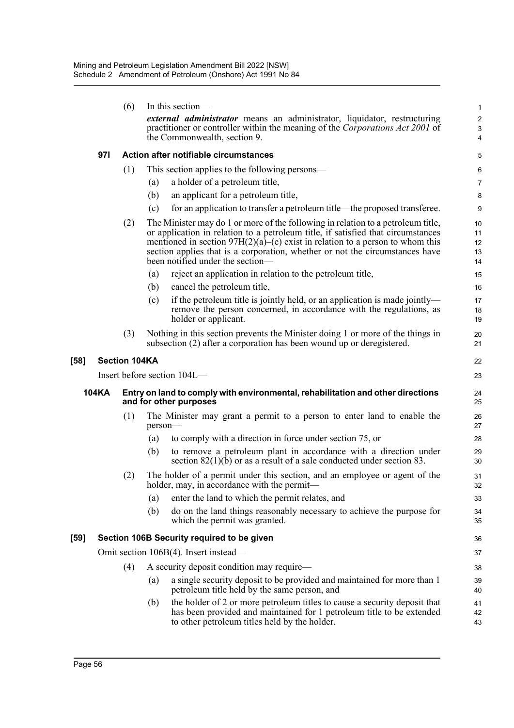(6) In this section—

***external administrator*** means an administrator, liquidator, restructuring practitioner or controller within the meaning of the *Corporations Act 2001* of the Commonwealth, section 9.

### 97I Action after notifiable circumstances

(1) This section applies to the following persons—

(a) a holder of a petroleum title,

(b) an applicant for a petroleum title,

(c) for an application to transfer a petroleum title—the proposed transferee.

(2) The Minister may do 1 or more of the following in relation to a petroleum title, or application in relation to a petroleum title, if satisfied that circumstances mentioned in section 97H(2)(a)–(e) exist in relation to a person to whom this section applies that is a corporation, whether or not the circumstances have been notified under the section—

(a) reject an application in relation to the petroleum title,

(b) cancel the petroleum title,

(c) if the petroleum title is jointly held, or an application is made jointly—remove the person concerned, in accordance with the regulations, as holder or applicant.

(3) Nothing in this section prevents the Minister doing 1 or more of the things in subsection (2) after a corporation has been wound up or deregistered.

## [58] Section 104KA

Insert before section 104L—

### 104KA Entry on land to comply with environmental, rehabilitation and other directions and for other purposes

(1) The Minister may grant a permit to a person to enter land to enable the person—

(a) to comply with a direction in force under section 75, or

(b) to remove a petroleum plant in accordance with a direction under section 82(1)(b) or as a result of a sale conducted under section 83.

(2) The holder of a permit under this section, and an employee or agent of the holder, may, in accordance with the permit—

(a) enter the land to which the permit relates, and

(b) do on the land things reasonably necessary to achieve the purpose for which the permit was granted.

## [59] Section 106B Security required to be given

Omit section 106B(4). Insert instead—

(4) A security deposit condition may require—

(a) a single security deposit to be provided and maintained for more than 1 petroleum title held by the same person, and

(b) the holder of 2 or more petroleum titles to cause a security deposit that has been provided and maintained for 1 petroleum title to be extended to other petroleum titles held by the holder.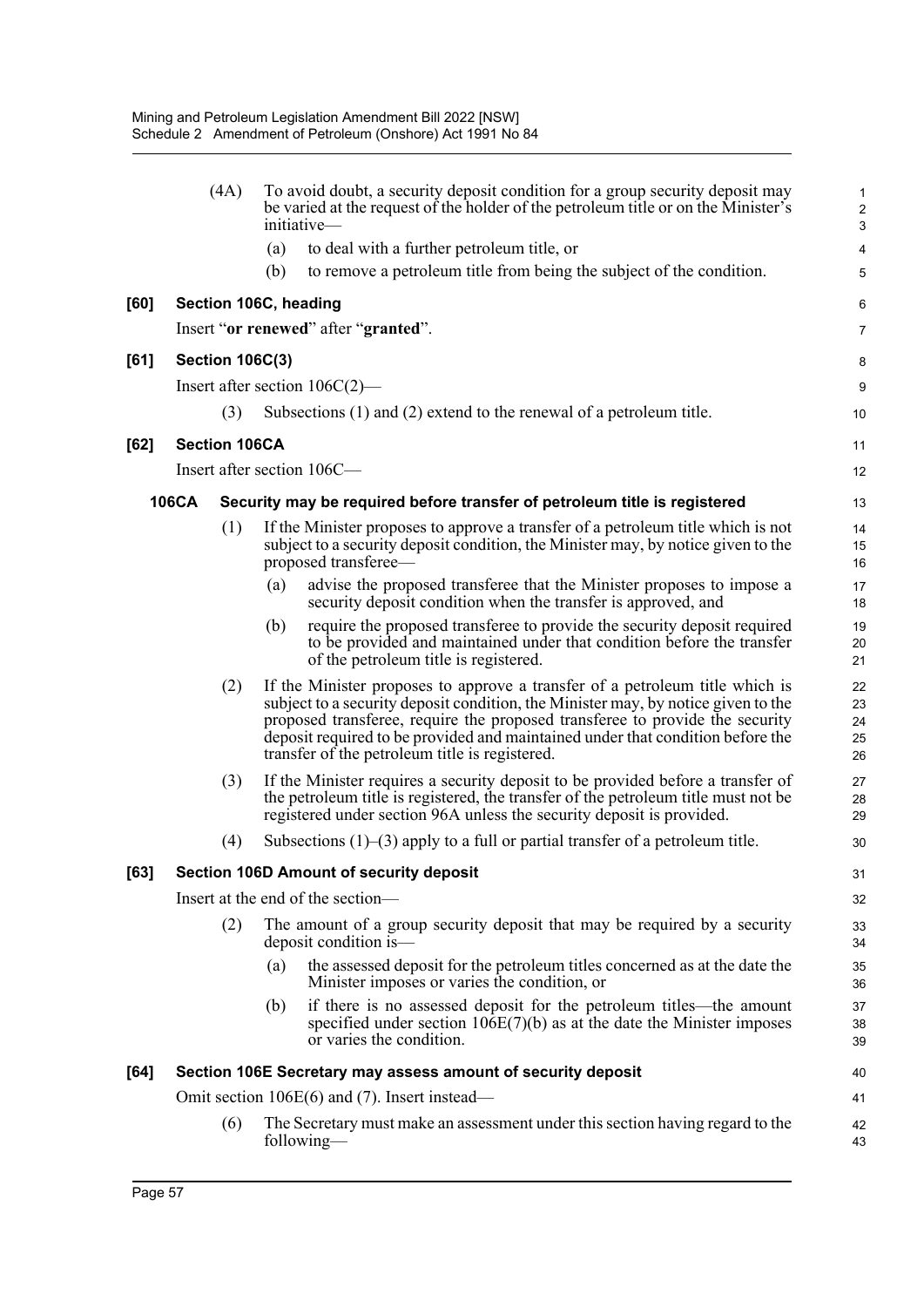(4A) To avoid doubt, a security deposit condition for a group security deposit may be varied at the request of the holder of the petroleum title or on the Minister's initiative—

(a) to deal with a further petroleum title, or

(b) to remove a petroleum title from being the subject of the condition.

**[60] Section 106C, heading**

Insert "**or renewed**" after "**granted**".

**[61] Section 106C(3)**

Insert after section 106C(2)—

(3) Subsections (1) and (2) extend to the renewal of a petroleum title.

**[62] Section 106CA**

Insert after section 106C—

**106CA Security may be required before transfer of petroleum title is registered**

(1) If the Minister proposes to approve a transfer of a petroleum title which is not subject to a security deposit condition, the Minister may, by notice given to the proposed transferee—

(a) advise the proposed transferee that the Minister proposes to impose a security deposit condition when the transfer is approved, and

(b) require the proposed transferee to provide the security deposit required to be provided and maintained under that condition before the transfer of the petroleum title is registered.

(2) If the Minister proposes to approve a transfer of a petroleum title which is subject to a security deposit condition, the Minister may, by notice given to the proposed transferee, require the proposed transferee to provide the security deposit required to be provided and maintained under that condition before the transfer of the petroleum title is registered.

(3) If the Minister requires a security deposit to be provided before a transfer of the petroleum title is registered, the transfer of the petroleum title must not be registered under section 96A unless the security deposit is provided.

(4) Subsections (1)–(3) apply to a full or partial transfer of a petroleum title.

**[63] Section 106D Amount of security deposit**

Insert at the end of the section—

(2) The amount of a group security deposit that may be required by a security deposit condition is—

(a) the assessed deposit for the petroleum titles concerned as at the date the Minister imposes or varies the condition, or

(b) if there is no assessed deposit for the petroleum titles—the amount specified under section 106E(7)(b) as at the date the Minister imposes or varies the condition.

**[64] Section 106E Secretary may assess amount of security deposit**

Omit section 106E(6) and (7). Insert instead—

(6) The Secretary must make an assessment under this section having regard to the following—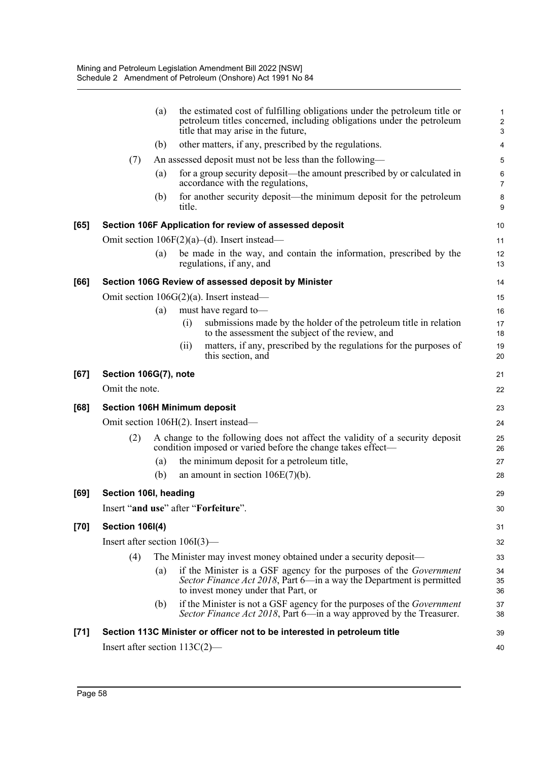(a) the estimated cost of fulfilling obligations under the petroleum title or petroleum titles concerned, including obligations under the petroleum title that may arise in the future,

(b) other matters, if any, prescribed by the regulations.

(7) An assessed deposit must not be less than the following—

(a) for a group security deposit—the amount prescribed by or calculated in accordance with the regulations,

(b) for another security deposit—the minimum deposit for the petroleum title.

**[65] Section 106F Application for review of assessed deposit**

Omit section 106F(2)(a)–(d). Insert instead—

(a) be made in the way, and contain the information, prescribed by the regulations, if any, and

**[66] Section 106G Review of assessed deposit by Minister**

Omit section 106G(2)(a). Insert instead—

(a) must have regard to—

(i) submissions made by the holder of the petroleum title in relation to the assessment the subject of the review, and

(ii) matters, if any, prescribed by the regulations for the purposes of this section, and

**[67] Section 106G(7), note**

Omit the note.

**[68] Section 106H Minimum deposit**

Omit section 106H(2). Insert instead—

(2) A change to the following does not affect the validity of a security deposit condition imposed or varied before the change takes effect—

(a) the minimum deposit for a petroleum title,

(b) an amount in section 106E(7)(b).

**[69] Section 106I, heading**

Insert "**and use**" after "**Forfeiture**".

**[70] Section 106I(4)**

Insert after section 106I(3)—

(4) The Minister may invest money obtained under a security deposit—

(a) if the Minister is a GSF agency for the purposes of the *Government Sector Finance Act 2018*, Part 6—in a way the Department is permitted to invest money under that Part, or

(b) if the Minister is not a GSF agency for the purposes of the *Government Sector Finance Act 2018*, Part 6—in a way approved by the Treasurer.

**[71] Section 113C Minister or officer not to be interested in petroleum title**

Insert after section 113C(2)—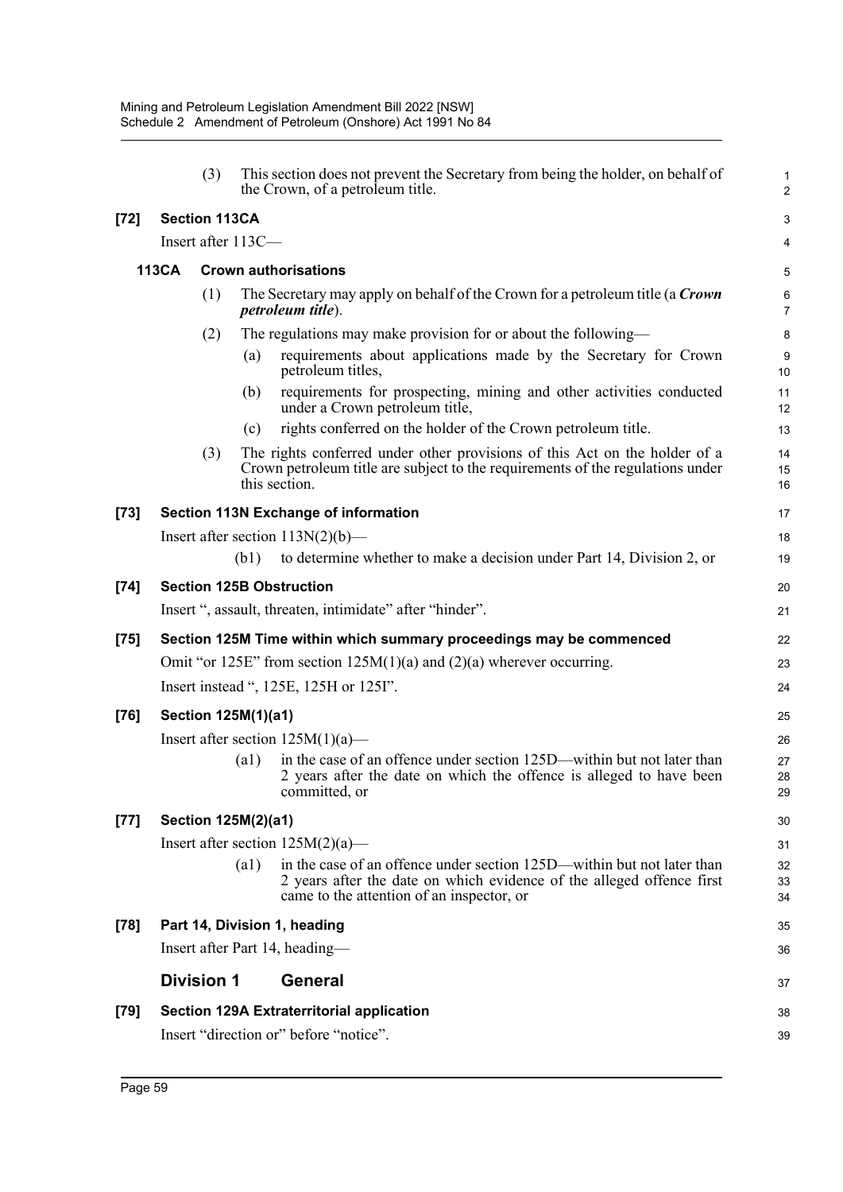(3) This section does not prevent the Secretary from being the holder, on behalf of the Crown, of a petroleum title.

**[72] Section 113CA**

Insert after 113C—

**113CA Crown authorisations**

(1) The Secretary may apply on behalf of the Crown for a petroleum title (a ***Crown petroleum title***).

(2) The regulations may make provision for or about the following—

(a) requirements about applications made by the Secretary for Crown petroleum titles,

(b) requirements for prospecting, mining and other activities conducted under a Crown petroleum title,

(c) rights conferred on the holder of the Crown petroleum title.

(3) The rights conferred under other provisions of this Act on the holder of a Crown petroleum title are subject to the requirements of the regulations under this section.

**[73] Section 113N Exchange of information**

Insert after section 113N(2)(b)—

(b1) to determine whether to make a decision under Part 14, Division 2, or

**[74] Section 125B Obstruction**

Insert ", assault, threaten, intimidate" after "hinder".

**[75] Section 125M Time within which summary proceedings may be commenced**

Omit "or 125E" from section 125M(1)(a) and (2)(a) wherever occurring.

Insert instead ", 125E, 125H or 125I".

**[76] Section 125M(1)(a1)**

Insert after section 125M(1)(a)—

(a1) in the case of an offence under section 125D—within but not later than 2 years after the date on which the offence is alleged to have been committed, or

**[77] Section 125M(2)(a1)**

Insert after section 125M(2)(a)—

(a1) in the case of an offence under section 125D—within but not later than 2 years after the date on which evidence of the alleged offence first came to the attention of an inspector, or

**[78] Part 14, Division 1, heading**

Insert after Part 14, heading—

## Division 1 General

**[79] Section 129A Extraterritorial application**

Insert "direction or" before "notice".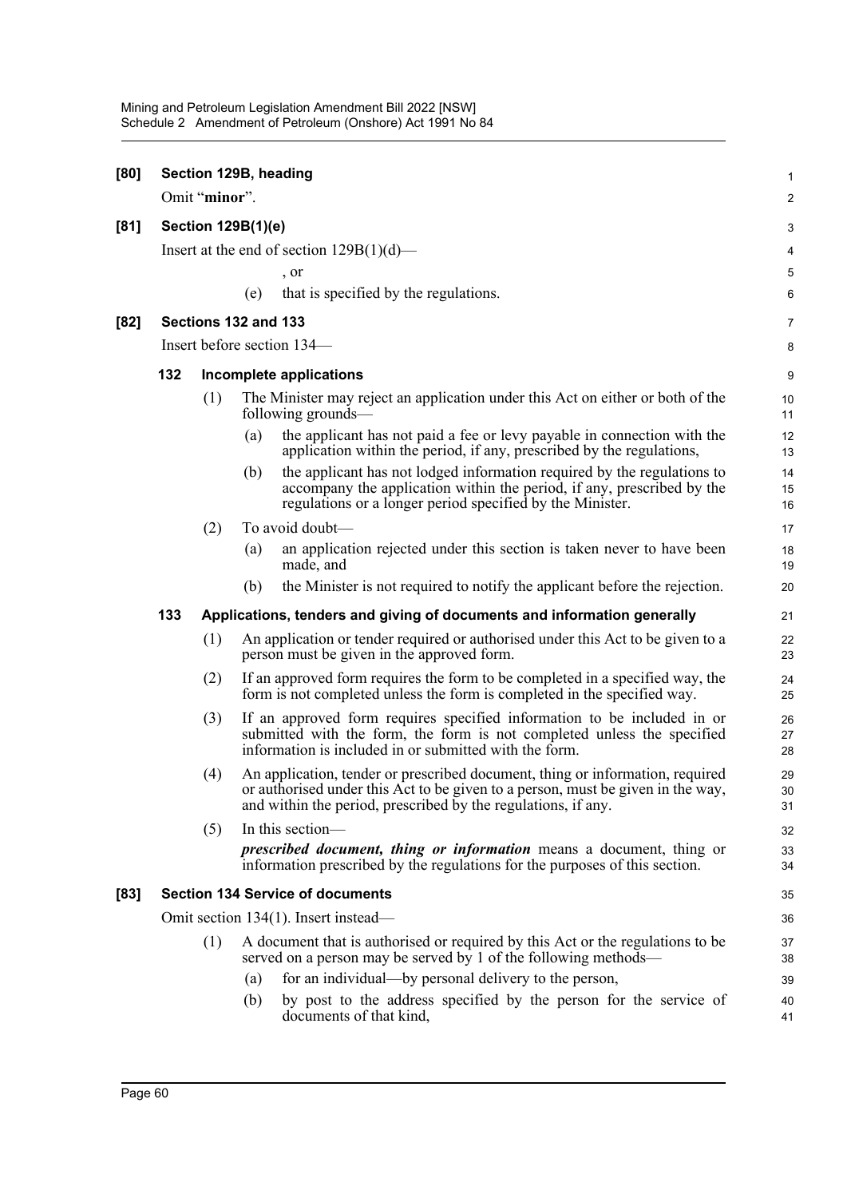**[80] Section 129B, heading**

Omit "**minor**".

**[81] Section 129B(1)(e)**

Insert at the end of section 129B(1)(d)—

, or

(e) that is specified by the regulations.

**[82] Sections 132 and 133**

Insert before section 134—

**132 Incomplete applications**

(1) The Minister may reject an application under this Act on either or both of the following grounds—

(a) the applicant has not paid a fee or levy payable in connection with the application within the period, if any, prescribed by the regulations,

(b) the applicant has not lodged information required by the regulations to accompany the application within the period, if any, prescribed by the regulations or a longer period specified by the Minister.

(2) To avoid doubt—

(a) an application rejected under this section is taken never to have been made, and

(b) the Minister is not required to notify the applicant before the rejection.

**133 Applications, tenders and giving of documents and information generally**

(1) An application or tender required or authorised under this Act to be given to a person must be given in the approved form.

(2) If an approved form requires the form to be completed in a specified way, the form is not completed unless the form is completed in the specified way.

(3) If an approved form requires specified information to be included in or submitted with the form, the form is not completed unless the specified information is included in or submitted with the form.

(4) An application, tender or prescribed document, thing or information, required or authorised under this Act to be given to a person, must be given in the way, and within the period, prescribed by the regulations, if any.

(5) In this section—

***prescribed document, thing or information*** means a document, thing or information prescribed by the regulations for the purposes of this section.

**[83] Section 134 Service of documents**

Omit section 134(1). Insert instead—

(1) A document that is authorised or required by this Act or the regulations to be served on a person may be served by 1 of the following methods—

(a) for an individual—by personal delivery to the person,

(b) by post to the address specified by the person for the service of documents of that kind,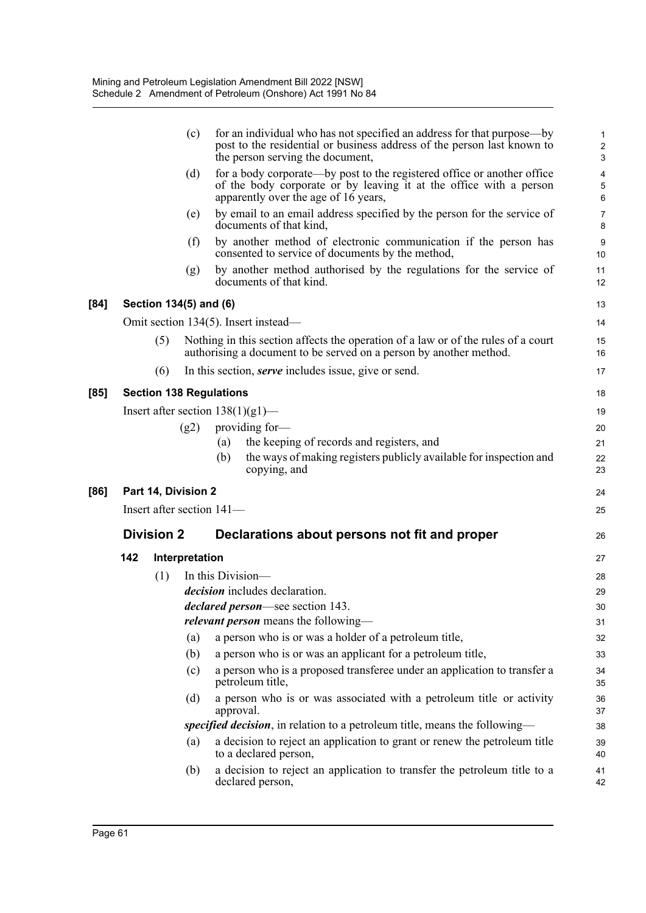(c) for an individual who has not specified an address for that purpose—by post to the residential or business address of the person last known to the person serving the document,

(d) for a body corporate—by post to the registered office or another office of the body corporate or by leaving it at the office with a person apparently over the age of 16 years,

(e) by email to an email address specified by the person for the service of documents of that kind,

(f) by another method of electronic communication if the person has consented to service of documents by the method,

(g) by another method authorised by the regulations for the service of documents of that kind.

**[84] Section 134(5) and (6)**

Omit section 134(5). Insert instead—

(5) Nothing in this section affects the operation of a law or of the rules of a court authorising a document to be served on a person by another method.

(6) In this section, ***serve*** includes issue, give or send.

**[85] Section 138 Regulations**

Insert after section 138(1)(g1)—

(g2) providing for—

(a) the keeping of records and registers, and

(b) the ways of making registers publicly available for inspection and copying, and

**[86] Part 14, Division 2**

Insert after section 141—

## Division 2 Declarations about persons not fit and proper

### 142 Interpretation

(1) In this Division—

***decision*** includes declaration.

***declared person***—see section 143.

***relevant person*** means the following—

(a) a person who is or was a holder of a petroleum title,

(b) a person who is or was an applicant for a petroleum title,

(c) a person who is a proposed transferee under an application to transfer a petroleum title,

(d) a person who is or was associated with a petroleum title or activity approval.

***specified decision***, in relation to a petroleum title, means the following—

(a) a decision to reject an application to grant or renew the petroleum title to a declared person,

(b) a decision to reject an application to transfer the petroleum title to a declared person,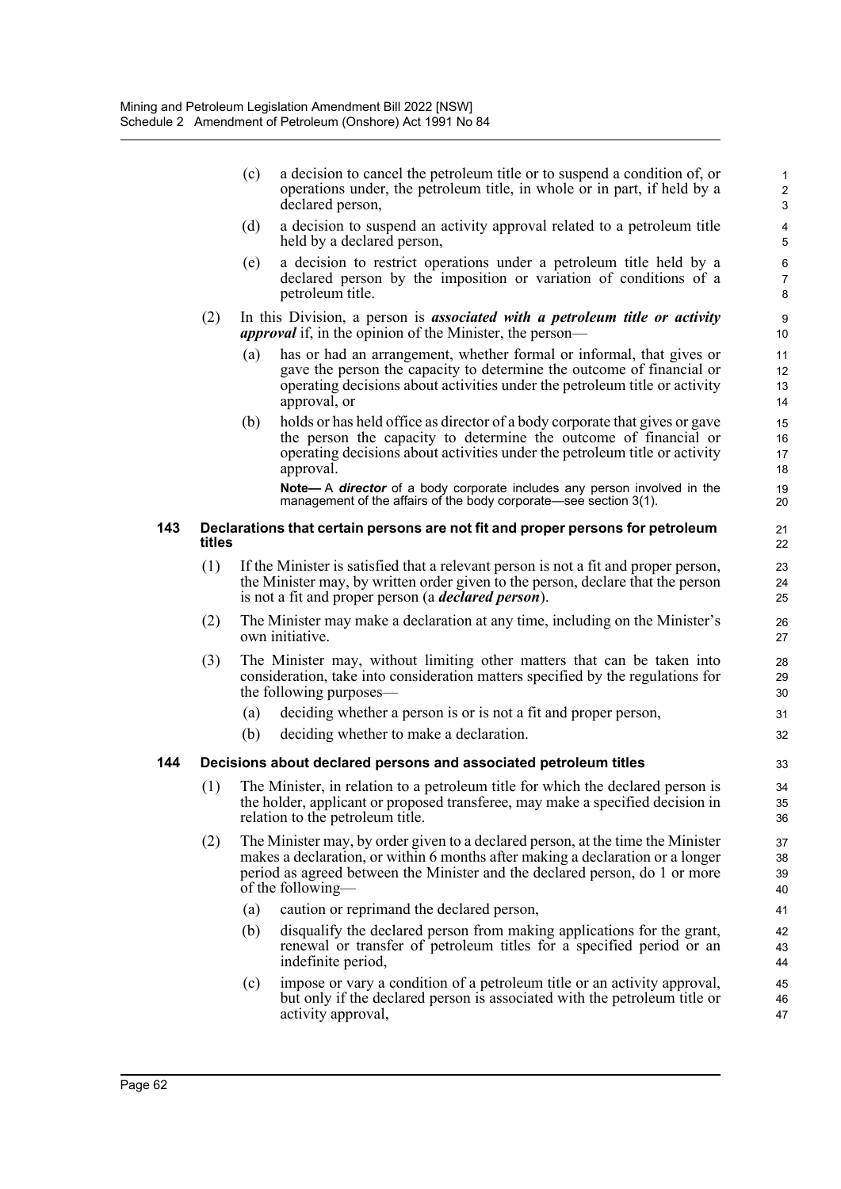(c) a decision to cancel the petroleum title or to suspend a condition of, or operations under, the petroleum title, in whole or in part, if held by a declared person,

(d) a decision to suspend an activity approval related to a petroleum title held by a declared person,

(e) a decision to restrict operations under a petroleum title held by a declared person by the imposition or variation of conditions of a petroleum title.

(2) In this Division, a person is ***associated with a petroleum title or activity approval*** if, in the opinion of the Minister, the person—

(a) has or had an arrangement, whether formal or informal, that gives or gave the person the capacity to determine the outcome of financial or operating decisions about activities under the petroleum title or activity approval, or

(b) holds or has held office as director of a body corporate that gives or gave the person the capacity to determine the outcome of financial or operating decisions about activities under the petroleum title or activity approval.

**Note—** A ***director*** of a body corporate includes any person involved in the management of the affairs of the body corporate—see section 3(1).

### 143 Declarations that certain persons are not fit and proper persons for petroleum titles

(1) If the Minister is satisfied that a relevant person is not a fit and proper person, the Minister may, by written order given to the person, declare that the person is not a fit and proper person (a ***declared person***).

(2) The Minister may make a declaration at any time, including on the Minister's own initiative.

(3) The Minister may, without limiting other matters that can be taken into consideration, take into consideration matters specified by the regulations for the following purposes—

(a) deciding whether a person is or is not a fit and proper person,

(b) deciding whether to make a declaration.

### 144 Decisions about declared persons and associated petroleum titles

(1) The Minister, in relation to a petroleum title for which the declared person is the holder, applicant or proposed transferee, may make a specified decision in relation to the petroleum title.

(2) The Minister may, by order given to a declared person, at the time the Minister makes a declaration, or within 6 months after making a declaration or a longer period as agreed between the Minister and the declared person, do 1 or more of the following—

(a) caution or reprimand the declared person,

(b) disqualify the declared person from making applications for the grant, renewal or transfer of petroleum titles for a specified period or an indefinite period,

(c) impose or vary a condition of a petroleum title or an activity approval, but only if the declared person is associated with the petroleum title or activity approval,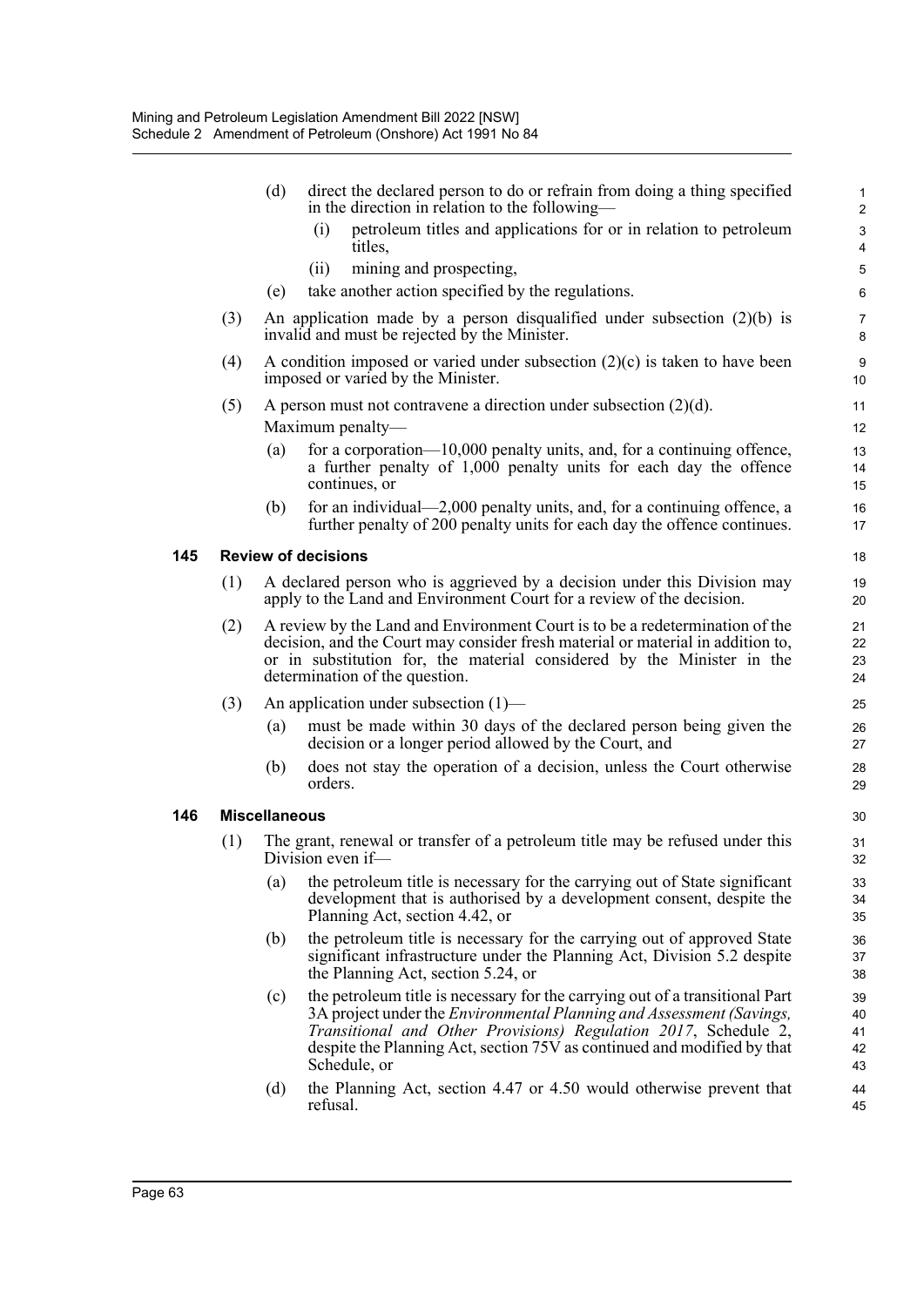(d) direct the declared person to do or refrain from doing a thing specified in the direction in relation to the following—

(i) petroleum titles and applications for or in relation to petroleum titles,

(ii) mining and prospecting,

(e) take another action specified by the regulations.

(3) An application made by a person disqualified under subsection (2)(b) is invalid and must be rejected by the Minister.

(4) A condition imposed or varied under subsection (2)(c) is taken to have been imposed or varied by the Minister.

(5) A person must not contravene a direction under subsection (2)(d).

Maximum penalty—

(a) for a corporation—10,000 penalty units, and, for a continuing offence, a further penalty of 1,000 penalty units for each day the offence continues, or

(b) for an individual—2,000 penalty units, and, for a continuing offence, a further penalty of 200 penalty units for each day the offence continues.

**145 Review of decisions**

(1) A declared person who is aggrieved by a decision under this Division may apply to the Land and Environment Court for a review of the decision.

(2) A review by the Land and Environment Court is to be a redetermination of the decision, and the Court may consider fresh material or material in addition to, or in substitution for, the material considered by the Minister in the determination of the question.

(3) An application under subsection (1)—

(a) must be made within 30 days of the declared person being given the decision or a longer period allowed by the Court, and

(b) does not stay the operation of a decision, unless the Court otherwise orders.

**146 Miscellaneous**

(1) The grant, renewal or transfer of a petroleum title may be refused under this Division even if—

(a) the petroleum title is necessary for the carrying out of State significant development that is authorised by a development consent, despite the Planning Act, section 4.42, or

(b) the petroleum title is necessary for the carrying out of approved State significant infrastructure under the Planning Act, Division 5.2 despite the Planning Act, section 5.24, or

(c) the petroleum title is necessary for the carrying out of a transitional Part 3A project under the *Environmental Planning and Assessment (Savings, Transitional and Other Provisions) Regulation 2017*, Schedule 2, despite the Planning Act, section 75V as continued and modified by that Schedule, or

(d) the Planning Act, section 4.47 or 4.50 would otherwise prevent that refusal.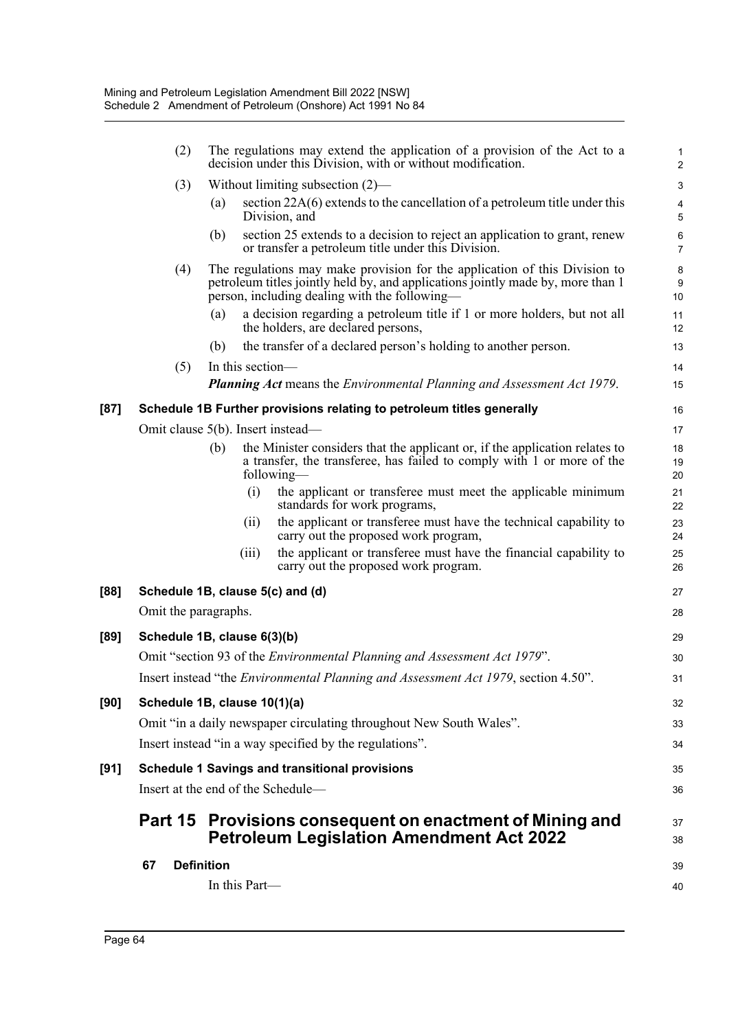(2) The regulations may extend the application of a provision of the Act to a decision under this Division, with or without modification.

(3) Without limiting subsection (2)—

(a) section 22A(6) extends to the cancellation of a petroleum title under this Division, and

(b) section 25 extends to a decision to reject an application to grant, renew or transfer a petroleum title under this Division.

(4) The regulations may make provision for the application of this Division to petroleum titles jointly held by, and applications jointly made by, more than 1 person, including dealing with the following—

(a) a decision regarding a petroleum title if 1 or more holders, but not all the holders, are declared persons,

(b) the transfer of a declared person's holding to another person.

(5) In this section—

***Planning Act*** means the *Environmental Planning and Assessment Act 1979*.

**[87] Schedule 1B Further provisions relating to petroleum titles generally**

Omit clause 5(b). Insert instead—

(b) the Minister considers that the applicant or, if the application relates to a transfer, the transferee, has failed to comply with 1 or more of the following—

(i) the applicant or transferee must meet the applicable minimum standards for work programs,

(ii) the applicant or transferee must have the technical capability to carry out the proposed work program,

(iii) the applicant or transferee must have the financial capability to carry out the proposed work program.

**[88] Schedule 1B, clause 5(c) and (d)**

Omit the paragraphs.

**[89] Schedule 1B, clause 6(3)(b)**

Omit "section 93 of the *Environmental Planning and Assessment Act 1979*".

Insert instead "the *Environmental Planning and Assessment Act 1979*, section 4.50".

**[90] Schedule 1B, clause 10(1)(a)**

Omit "in a daily newspaper circulating throughout New South Wales".

Insert instead "in a way specified by the regulations".

**[91] Schedule 1 Savings and transitional provisions**

Insert at the end of the Schedule—

## Part 15 Provisions consequent on enactment of Mining and Petroleum Legislation Amendment Act 2022

**67 Definition**

In this Part—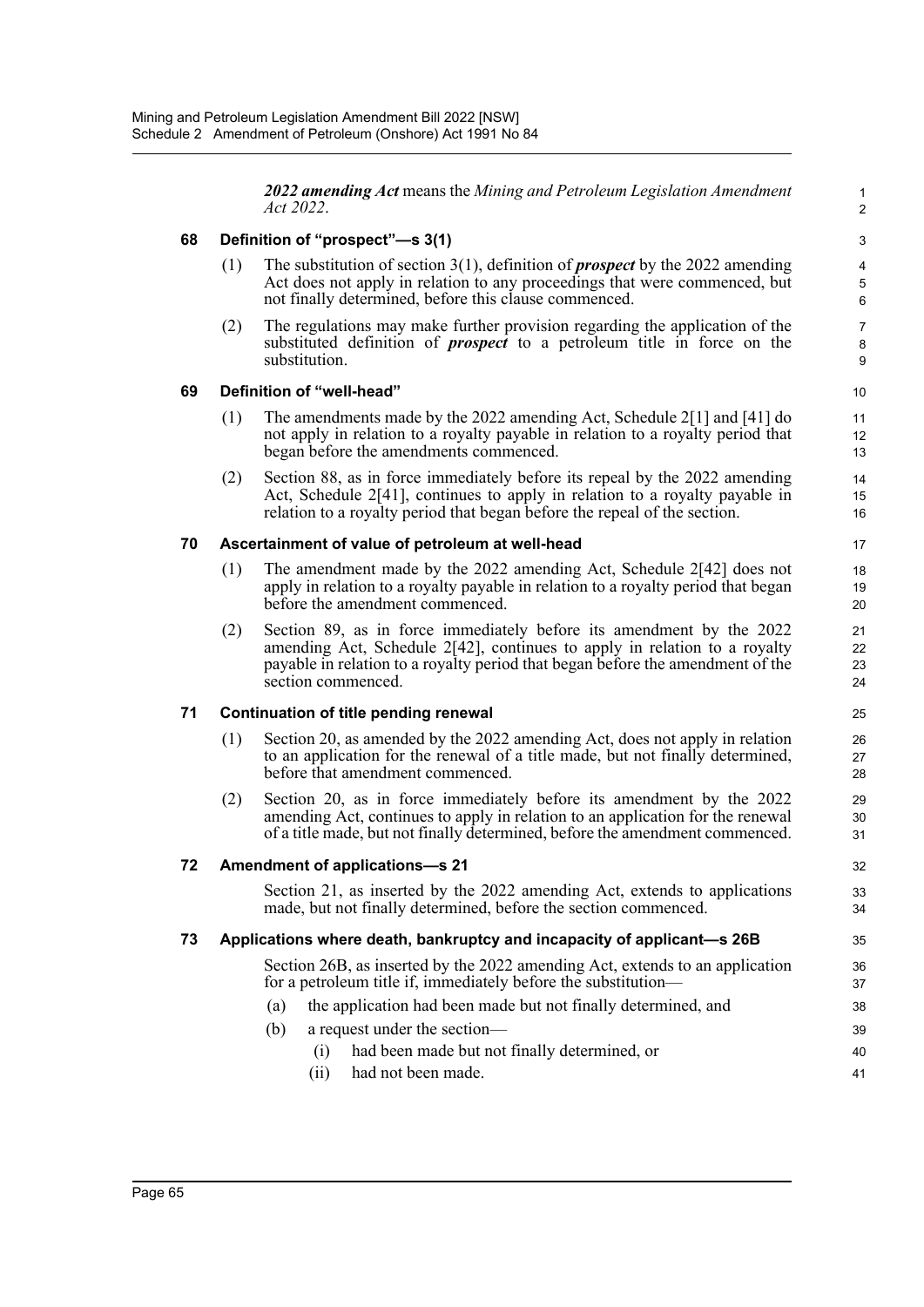***2022 amending Act*** means the *Mining and Petroleum Legislation Amendment Act 2022*.

### 68 Definition of "prospect"—s 3(1)

(1) The substitution of section 3(1), definition of ***prospect*** by the 2022 amending Act does not apply in relation to any proceedings that were commenced, but not finally determined, before this clause commenced.

(2) The regulations may make further provision regarding the application of the substituted definition of ***prospect*** to a petroleum title in force on the substitution.

### 69 Definition of "well-head"

(1) The amendments made by the 2022 amending Act, Schedule 2[1] and [41] do not apply in relation to a royalty payable in relation to a royalty period that began before the amendments commenced.

(2) Section 88, as in force immediately before its repeal by the 2022 amending Act, Schedule 2[41], continues to apply in relation to a royalty payable in relation to a royalty period that began before the repeal of the section.

### 70 Ascertainment of value of petroleum at well-head

(1) The amendment made by the 2022 amending Act, Schedule 2[42] does not apply in relation to a royalty payable in relation to a royalty period that began before the amendment commenced.

(2) Section 89, as in force immediately before its amendment by the 2022 amending Act, Schedule 2[42], continues to apply in relation to a royalty payable in relation to a royalty period that began before the amendment of the section commenced.

### 71 Continuation of title pending renewal

(1) Section 20, as amended by the 2022 amending Act, does not apply in relation to an application for the renewal of a title made, but not finally determined, before that amendment commenced.

(2) Section 20, as in force immediately before its amendment by the 2022 amending Act, continues to apply in relation to an application for the renewal of a title made, but not finally determined, before the amendment commenced.

### 72 Amendment of applications—s 21

Section 21, as inserted by the 2022 amending Act, extends to applications made, but not finally determined, before the section commenced.

### 73 Applications where death, bankruptcy and incapacity of applicant—s 26B

Section 26B, as inserted by the 2022 amending Act, extends to an application for a petroleum title if, immediately before the substitution—

(a) the application had been made but not finally determined, and

(b) a request under the section—

  (i) had been made but not finally determined, or

  (ii) had not been made.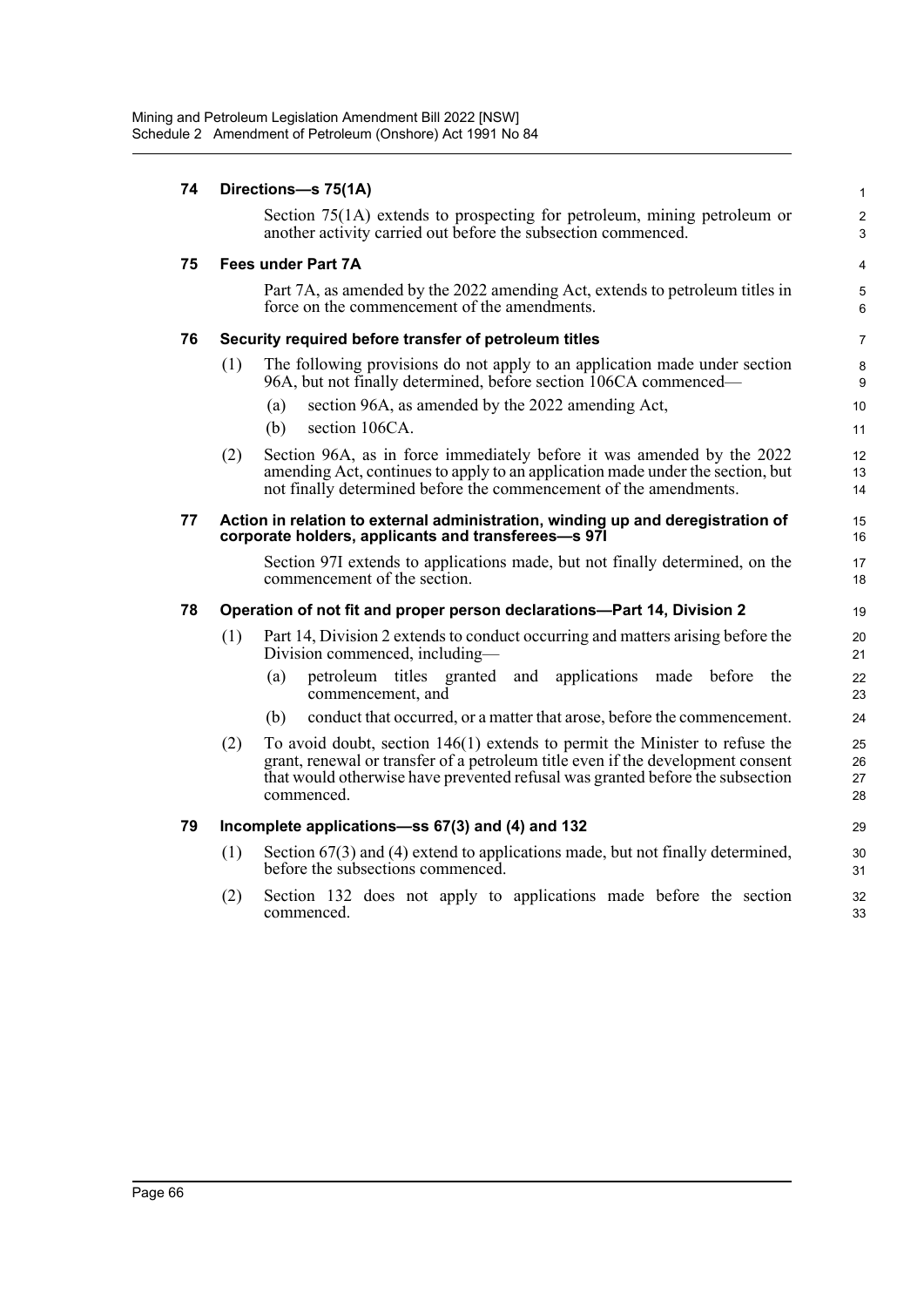**74 Directions—s 75(1A)**

Section 75(1A) extends to prospecting for petroleum, mining petroleum or another activity carried out before the subsection commenced.

**75 Fees under Part 7A**

Part 7A, as amended by the 2022 amending Act, extends to petroleum titles in force on the commencement of the amendments.

**76 Security required before transfer of petroleum titles**

(1) The following provisions do not apply to an application made under section 96A, but not finally determined, before section 106CA commenced—

(a) section 96A, as amended by the 2022 amending Act,

(b) section 106CA.

(2) Section 96A, as in force immediately before it was amended by the 2022 amending Act, continues to apply to an application made under the section, but not finally determined before the commencement of the amendments.

**77 Action in relation to external administration, winding up and deregistration of corporate holders, applicants and transferees—s 97I**

Section 97I extends to applications made, but not finally determined, on the commencement of the section.

**78 Operation of not fit and proper person declarations—Part 14, Division 2**

(1) Part 14, Division 2 extends to conduct occurring and matters arising before the Division commenced, including—

(a) petroleum titles granted and applications made before the commencement, and

(b) conduct that occurred, or a matter that arose, before the commencement.

(2) To avoid doubt, section 146(1) extends to permit the Minister to refuse the grant, renewal or transfer of a petroleum title even if the development consent that would otherwise have prevented refusal was granted before the subsection commenced.

**79 Incomplete applications—ss 67(3) and (4) and 132**

(1) Section 67(3) and (4) extend to applications made, but not finally determined, before the subsections commenced.

(2) Section 132 does not apply to applications made before the section commenced.